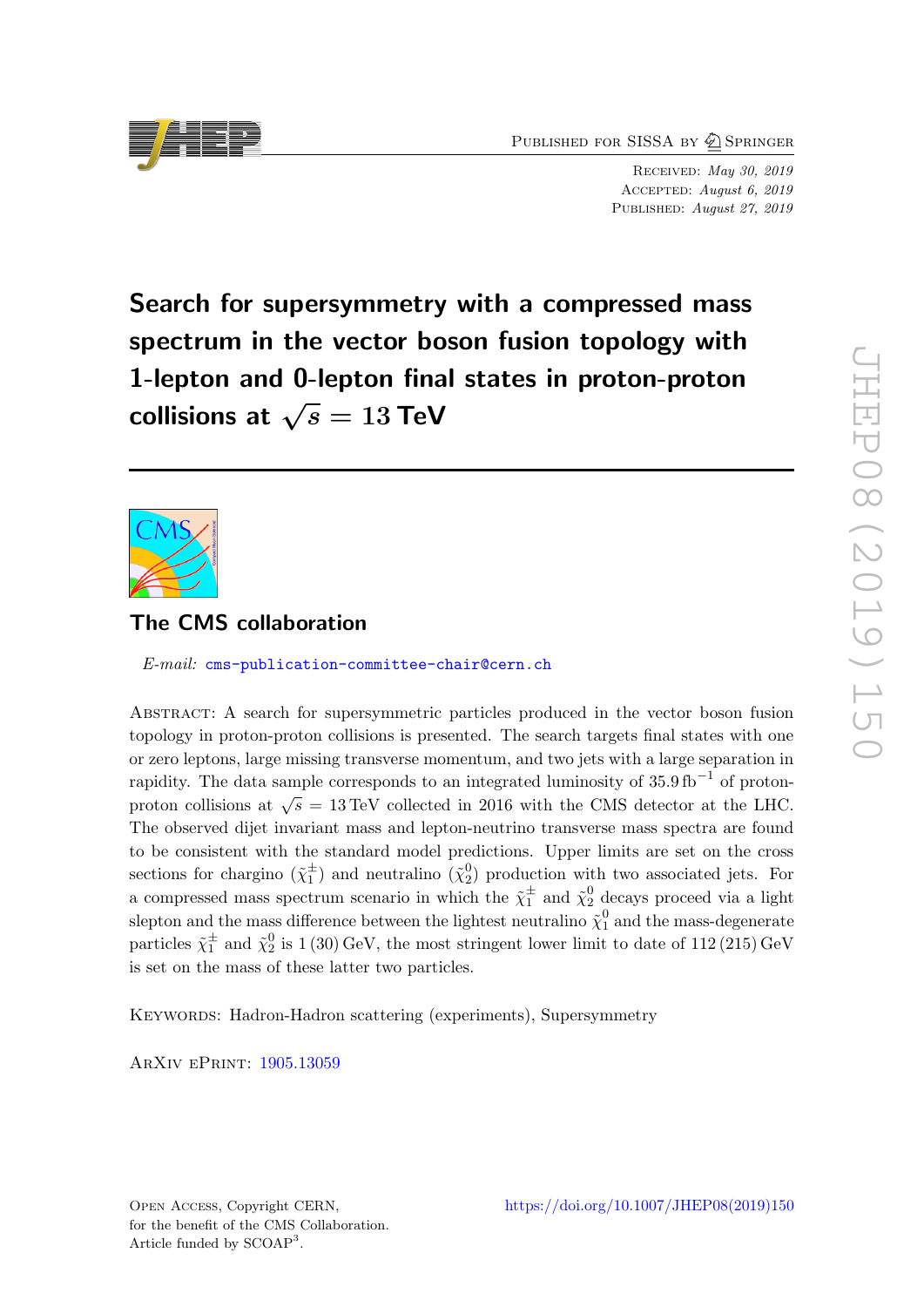Published for SISSA by Springer

Received: *May 30, 2019*
Accepted: *August 6, 2019*
Published: *August 27, 2019*

# Search for supersymmetry with a compressed mass spectrum in the vector boson fusion topology with 1-lepton and 0-lepton final states in proton-proton collisions at $\sqrt{s} = 13$ TeV

## The CMS collaboration

*E-mail:* cms-publication-committee-chair@cern.ch

Abstract: A search for supersymmetric particles produced in the vector boson fusion topology in proton-proton collisions is presented. The search targets final states with one or zero leptons, large missing transverse momentum, and two jets with a large separation in rapidity. The data sample corresponds to an integrated luminosity of $35.9\,\mathrm{fb}^{-1}$ of proton-proton collisions at $\sqrt{s} = 13\,\mathrm{TeV}$ collected in 2016 with the CMS detector at the LHC. The observed dijet invariant mass and lepton-neutrino transverse mass spectra are found to be consistent with the standard model predictions. Upper limits are set on the cross sections for chargino ($\tilde{\chi}_1^{\pm}$) and neutralino ($\tilde{\chi}_2^0$) production with two associated jets. For a compressed mass spectrum scenario in which the $\tilde{\chi}_1^{\pm}$ and $\tilde{\chi}_2^0$ decays proceed via a light slepton and the mass difference between the lightest neutralino $\tilde{\chi}_1^0$ and the mass-degenerate particles $\tilde{\chi}_1^{\pm}$ and $\tilde{\chi}_2^0$ is 1 (30) GeV, the most stringent lower limit to date of 112 (215) GeV is set on the mass of these latter two particles.

Keywords: Hadron-Hadron scattering (experiments), Supersymmetry

ArXiv ePrint: 1905.13059

Open Access, Copyright CERN, for the benefit of the CMS Collaboration. Article funded by SCOAP[3].

https://doi.org/10.1007/JHEP08(2019)150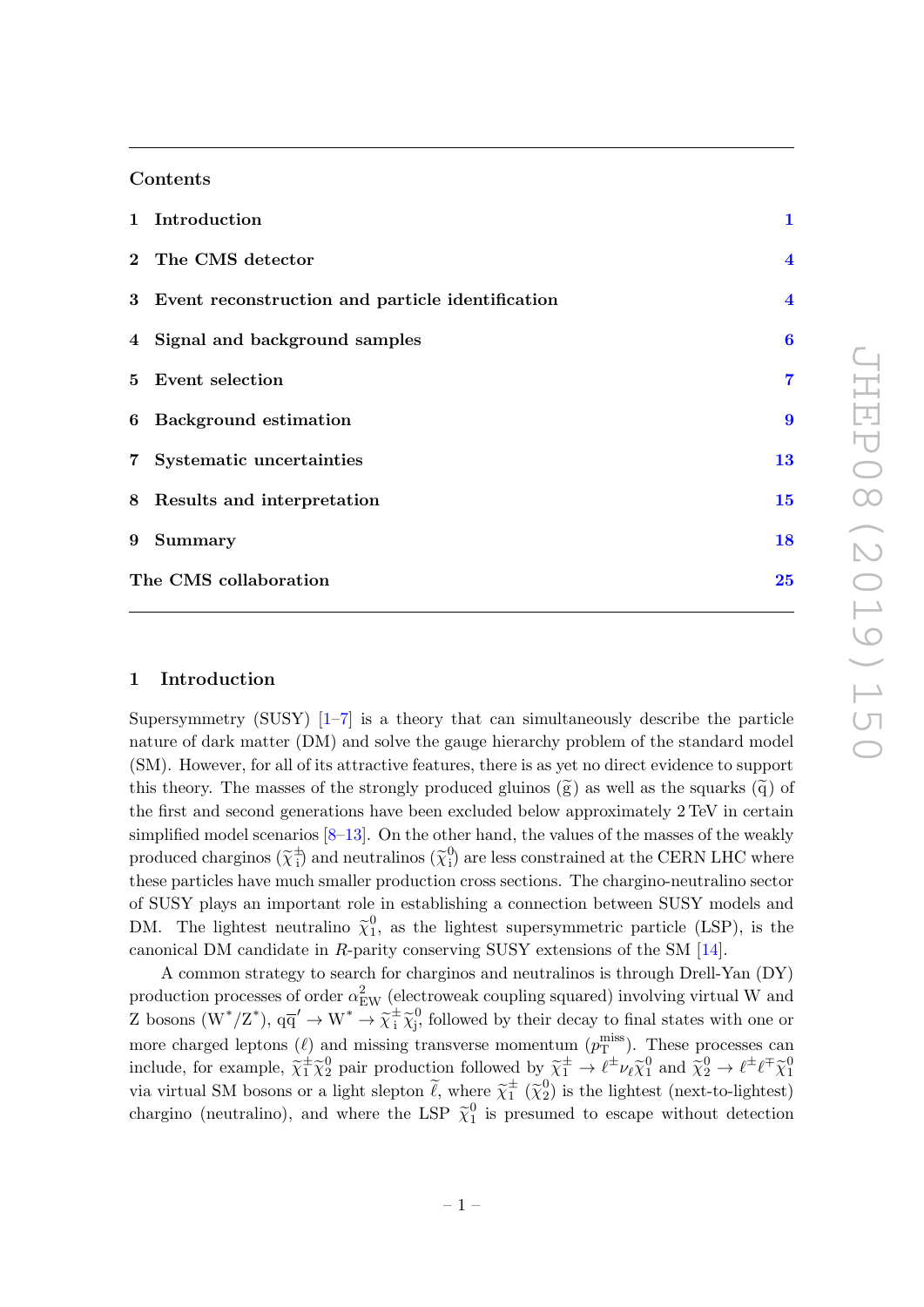## Contents

| | | |
|---|---|---|
| 1 | Introduction | 1 |
| 2 | The CMS detector | 4 |
| 3 | Event reconstruction and particle identification | 4 |
| 4 | Signal and background samples | 6 |
| 5 | Event selection | 7 |
| 6 | Background estimation | 9 |
| 7 | Systematic uncertainties | 13 |
| 8 | Results and interpretation | 15 |
| 9 | Summary | 18 |
| | The CMS collaboration | 25 |

## 1 Introduction

Supersymmetry (SUSY) [1–7] is a theory that can simultaneously describe the particle nature of dark matter (DM) and solve the gauge hierarchy problem of the standard model (SM). However, for all of its attractive features, there is as yet no direct evidence to support this theory. The masses of the strongly produced gluinos ($\widetilde{g}$) as well as the squarks ($\widetilde{q}$) of the first and second generations have been excluded below approximately 2 TeV in certain simplified model scenarios [8–13]. On the other hand, the values of the masses of the weakly produced charginos ($\widetilde{\chi}^{\pm}_{i}$) and neutralinos ($\widetilde{\chi}^{0}_{i}$) are less constrained at the CERN LHC where these particles have much smaller production cross sections. The chargino-neutralino sector of SUSY plays an important role in establishing a connection between SUSY models and DM. The lightest neutralino $\widetilde{\chi}^{0}_{1}$, as the lightest supersymmetric particle (LSP), is the canonical DM candidate in $R$-parity conserving SUSY extensions of the SM [14].

A common strategy to search for charginos and neutralinos is through Drell-Yan (DY) production processes of order $\alpha^{2}_{\mathrm{EW}}$ (electroweak coupling squared) involving virtual W and Z bosons ($\mathrm{W}^{*}/\mathrm{Z}^{*}$), $\mathrm{q}\overline{\mathrm{q}}' \to \mathrm{W}^{*} \to \widetilde{\chi}^{\pm}_{i}\widetilde{\chi}^{0}_{j}$, followed by their decay to final states with one or more charged leptons ($\ell$) and missing transverse momentum ($p_{\mathrm{T}}^{\mathrm{miss}}$). These processes can include, for example, $\widetilde{\chi}^{\pm}_{1}\widetilde{\chi}^{0}_{2}$ pair production followed by $\widetilde{\chi}^{\pm}_{1} \to \ell^{\pm}\nu_{\ell}\widetilde{\chi}^{0}_{1}$ and $\widetilde{\chi}^{0}_{2} \to \ell^{\pm}\ell^{\mp}\widetilde{\chi}^{0}_{1}$ via virtual SM bosons or a light slepton $\widetilde{\ell}$, where $\widetilde{\chi}^{\pm}_{1}$ ($\widetilde{\chi}^{0}_{2}$) is the lightest (next-to-lightest) chargino (neutralino), and where the LSP $\widetilde{\chi}^{0}_{1}$ is presumed to escape without detection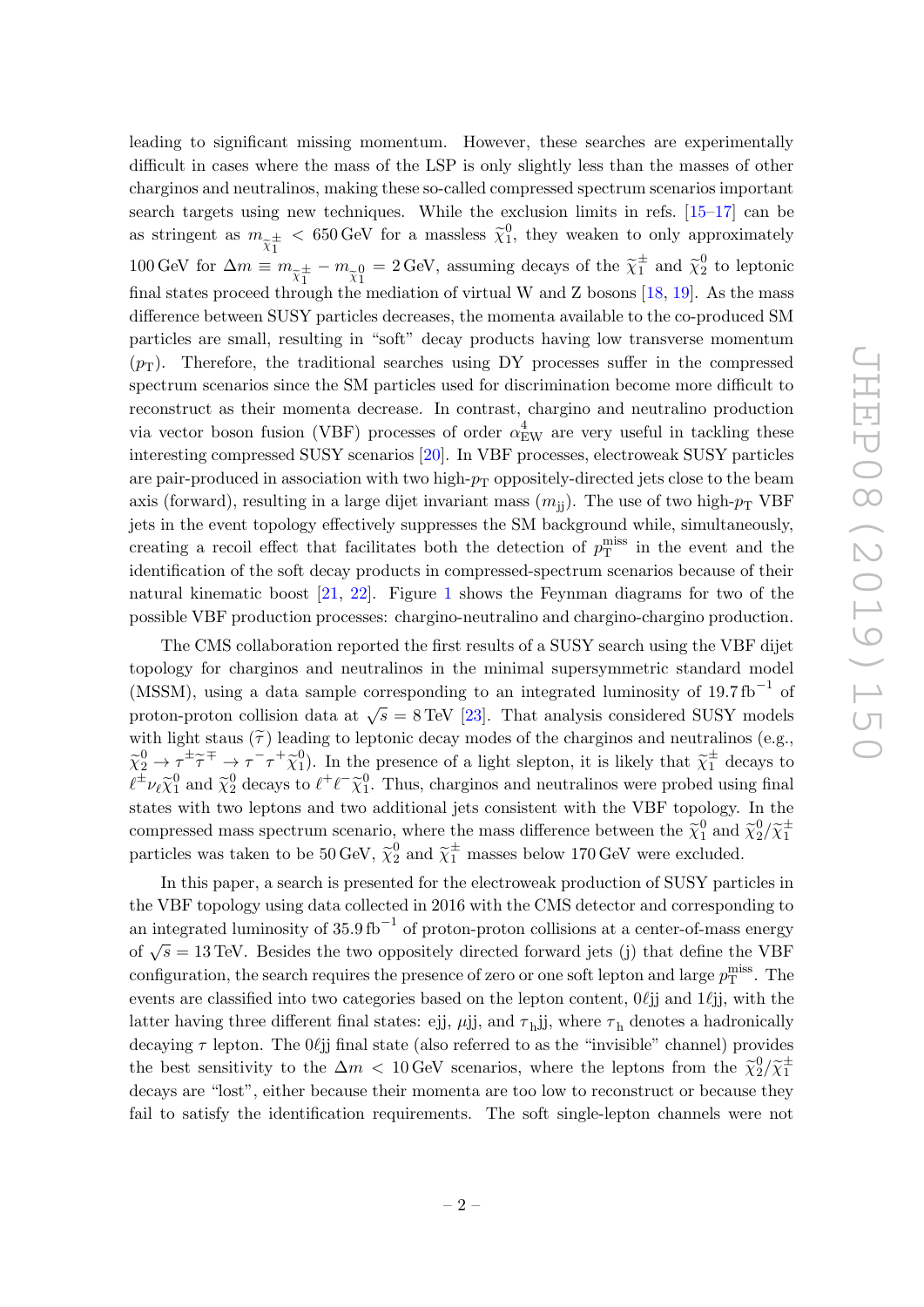leading to significant missing momentum. However, these searches are experimentally difficult in cases where the mass of the LSP is only slightly less than the masses of other charginos and neutralinos, making these so-called compressed spectrum scenarios important search targets using new techniques. While the exclusion limits in refs. [15–17] can be as stringent as $m_{\widetilde{\chi}_1^\pm} < 650\,\text{GeV}$ for a massless $\widetilde{\chi}_1^0$, they weaken to only approximately 100 GeV for $\Delta m \equiv m_{\widetilde{\chi}_1^\pm} - m_{\widetilde{\chi}_1^0} = 2\,\text{GeV}$, assuming decays of the $\widetilde{\chi}_1^\pm$ and $\widetilde{\chi}_2^0$ to leptonic final states proceed through the mediation of virtual W and Z bosons [18, 19]. As the mass difference between SUSY particles decreases, the momenta available to the co-produced SM particles are small, resulting in "soft" decay products having low transverse momentum ($p_\text{T}$). Therefore, the traditional searches using DY processes suffer in the compressed spectrum scenarios since the SM particles used for discrimination become more difficult to reconstruct as their momenta decrease. In contrast, chargino and neutralino production via vector boson fusion (VBF) processes of order $\alpha_\text{EW}^4$ are very useful in tackling these interesting compressed SUSY scenarios [20]. In VBF processes, electroweak SUSY particles are pair-produced in association with two high-$p_\text{T}$ oppositely-directed jets close to the beam axis (forward), resulting in a large dijet invariant mass ($m_\text{jj}$). The use of two high-$p_\text{T}$ VBF jets in the event topology effectively suppresses the SM background while, simultaneously, creating a recoil effect that facilitates both the detection of $p_\text{T}^\text{miss}$ in the event and the identification of the soft decay products in compressed-spectrum scenarios because of their natural kinematic boost [21, 22]. Figure 1 shows the Feynman diagrams for two of the possible VBF production processes: chargino-neutralino and chargino-chargino production.

The CMS collaboration reported the first results of a SUSY search using the VBF dijet topology for charginos and neutralinos in the minimal supersymmetric standard model (MSSM), using a data sample corresponding to an integrated luminosity of $19.7\,\text{fb}^{-1}$ of proton-proton collision data at $\sqrt{s} = 8\,\text{TeV}$ [23]. That analysis considered SUSY models with light staus ($\widetilde{\tau}$) leading to leptonic decay modes of the charginos and neutralinos (e.g., $\widetilde{\chi}_2^0 \to \tau^\pm\widetilde{\tau}^\mp \to \tau^-\tau^+\widetilde{\chi}_1^0$). In the presence of a light slepton, it is likely that $\widetilde{\chi}_1^\pm$ decays to $\ell^\pm\nu_\ell\widetilde{\chi}_1^0$ and $\widetilde{\chi}_2^0$ decays to $\ell^+\ell^-\widetilde{\chi}_1^0$. Thus, charginos and neutralinos were probed using final states with two leptons and two additional jets consistent with the VBF topology. In the compressed mass spectrum scenario, where the mass difference between the $\widetilde{\chi}_1^0$ and $\widetilde{\chi}_2^0/\widetilde{\chi}_1^\pm$ particles was taken to be 50 GeV, $\widetilde{\chi}_2^0$ and $\widetilde{\chi}_1^\pm$ masses below 170 GeV were excluded.

In this paper, a search is presented for the electroweak production of SUSY particles in the VBF topology using data collected in 2016 with the CMS detector and corresponding to an integrated luminosity of $35.9\,\text{fb}^{-1}$ of proton-proton collisions at a center-of-mass energy of $\sqrt{s} = 13\,\text{TeV}$. Besides the two oppositely directed forward jets (j) that define the VBF configuration, the search requires the presence of zero or one soft lepton and large $p_\text{T}^\text{miss}$. The events are classified into two categories based on the lepton content, $0\ell$jj and $1\ell$jj, with the latter having three different final states: ejj, $\mu$jj, and $\tau_\text{h}$jj, where $\tau_\text{h}$ denotes a hadronically decaying $\tau$ lepton. The $0\ell$jj final state (also referred to as the "invisible" channel) provides the best sensitivity to the $\Delta m < 10\,\text{GeV}$ scenarios, where the leptons from the $\widetilde{\chi}_2^0/\widetilde{\chi}_1^\pm$ decays are "lost", either because their momenta are too low to reconstruct or because they fail to satisfy the identification requirements. The soft single-lepton channels were not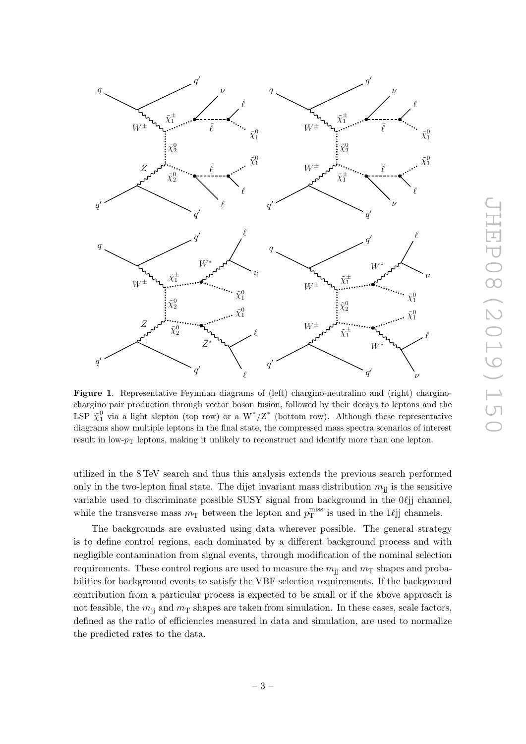**Figure 1**. Representative Feynman diagrams of (left) chargino-neutralino and (right) chargino-chargino pair production through vector boson fusion, followed by their decays to leptons and the LSP $\widetilde{\chi}_1^0$ via a light slepton (top row) or a $W^*/Z^*$ (bottom row). Although these representative diagrams show multiple leptons in the final state, the compressed mass spectra scenarios of interest result in low-$p_T$ leptons, making it unlikely to reconstruct and identify more than one lepton.

utilized in the 8 TeV search and thus this analysis extends the previous search performed only in the two-lepton final state. The dijet invariant mass distribution $m_{jj}$ is the sensitive variable used to discriminate possible SUSY signal from background in the $0\ell$jj channel, while the transverse mass $m_T$ between the lepton and $p_T^{miss}$ is used in the $1\ell$jj channels.

The backgrounds are evaluated using data wherever possible. The general strategy is to define control regions, each dominated by a different background process and with negligible contamination from signal events, through modification of the nominal selection requirements. These control regions are used to measure the $m_{jj}$ and $m_T$ shapes and probabilities for background events to satisfy the VBF selection requirements. If the background contribution from a particular process is expected to be small or if the above approach is not feasible, the $m_{jj}$ and $m_T$ shapes are taken from simulation. In these cases, scale factors, defined as the ratio of efficiencies measured in data and simulation, are used to normalize the predicted rates to the data.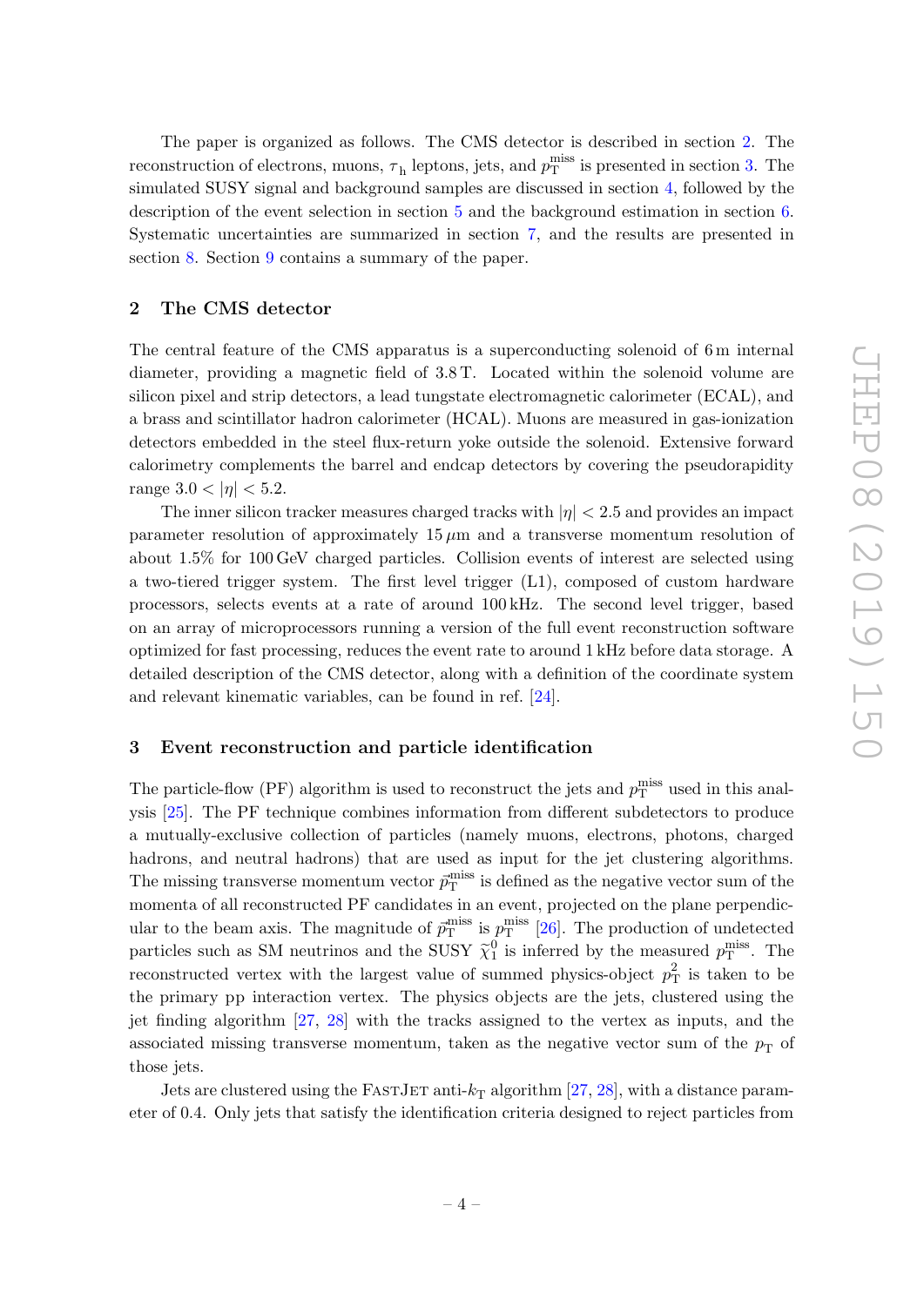The paper is organized as follows. The CMS detector is described in section 2. The reconstruction of electrons, muons, $\tau_{\mathrm{h}}$ leptons, jets, and $p_{\mathrm{T}}^{\mathrm{miss}}$ is presented in section 3. The simulated SUSY signal and background samples are discussed in section 4, followed by the description of the event selection in section 5 and the background estimation in section 6. Systematic uncertainties are summarized in section 7, and the results are presented in section 8. Section 9 contains a summary of the paper.

## 2 The CMS detector

The central feature of the CMS apparatus is a superconducting solenoid of 6 m internal diameter, providing a magnetic field of 3.8 T. Located within the solenoid volume are silicon pixel and strip detectors, a lead tungstate electromagnetic calorimeter (ECAL), and a brass and scintillator hadron calorimeter (HCAL). Muons are measured in gas-ionization detectors embedded in the steel flux-return yoke outside the solenoid. Extensive forward calorimetry complements the barrel and endcap detectors by covering the pseudorapidity range $3.0 < |\eta| < 5.2$.

The inner silicon tracker measures charged tracks with $|\eta| < 2.5$ and provides an impact parameter resolution of approximately 15 $\mu$m and a transverse momentum resolution of about 1.5% for 100 GeV charged particles. Collision events of interest are selected using a two-tiered trigger system. The first level trigger (L1), composed of custom hardware processors, selects events at a rate of around 100 kHz. The second level trigger, based on an array of microprocessors running a version of the full event reconstruction software optimized for fast processing, reduces the event rate to around 1 kHz before data storage. A detailed description of the CMS detector, along with a definition of the coordinate system and relevant kinematic variables, can be found in ref. [24].

## 3 Event reconstruction and particle identification

The particle-flow (PF) algorithm is used to reconstruct the jets and $p_{\mathrm{T}}^{\mathrm{miss}}$ used in this analysis [25]. The PF technique combines information from different subdetectors to produce a mutually-exclusive collection of particles (namely muons, electrons, photons, charged hadrons, and neutral hadrons) that are used as input for the jet clustering algorithms. The missing transverse momentum vector $\vec{p}_{\mathrm{T}}^{\mathrm{miss}}$ is defined as the negative vector sum of the momenta of all reconstructed PF candidates in an event, projected on the plane perpendicular to the beam axis. The magnitude of $\vec{p}_{\mathrm{T}}^{\mathrm{miss}}$ is $p_{\mathrm{T}}^{\mathrm{miss}}$ [26]. The production of undetected particles such as SM neutrinos and the SUSY $\widetilde{\chi}_1^0$ is inferred by the measured $p_{\mathrm{T}}^{\mathrm{miss}}$. The reconstructed vertex with the largest value of summed physics-object $p_{\mathrm{T}}^2$ is taken to be the primary pp interaction vertex. The physics objects are the jets, clustered using the jet finding algorithm [27, 28] with the tracks assigned to the vertex as inputs, and the associated missing transverse momentum, taken as the negative vector sum of the $p_{\mathrm{T}}$ of those jets.

Jets are clustered using the FastJet anti-$k_{\mathrm{T}}$ algorithm [27, 28], with a distance parameter of 0.4. Only jets that satisfy the identification criteria designed to reject particles from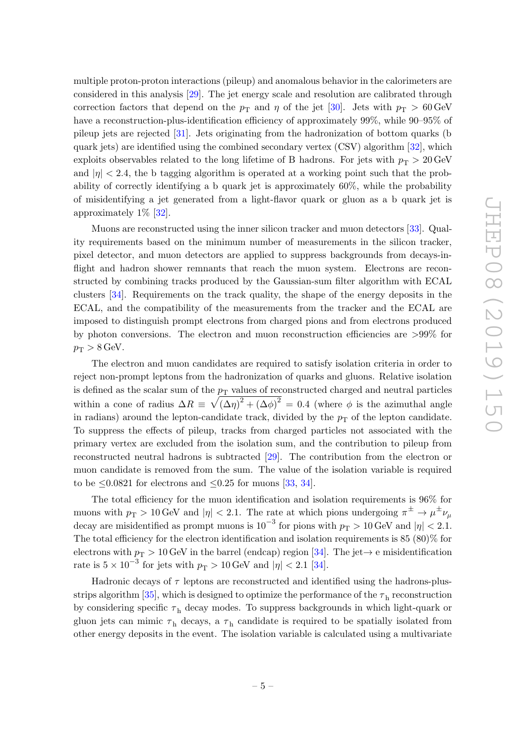multiple proton-proton interactions (pileup) and anomalous behavior in the calorimeters are considered in this analysis [29]. The jet energy scale and resolution are calibrated through correction factors that depend on the $p_{\mathrm{T}}$ and $\eta$ of the jet [30]. Jets with $p_{\mathrm{T}} > 60\,\mathrm{GeV}$ have a reconstruction-plus-identification efficiency of approximately 99%, while 90–95% of pileup jets are rejected [31]. Jets originating from the hadronization of bottom quarks (b quark jets) are identified using the combined secondary vertex (CSV) algorithm [32], which exploits observables related to the long lifetime of B hadrons. For jets with $p_{\mathrm{T}} > 20\,\mathrm{GeV}$ and $|\eta| < 2.4$, the b tagging algorithm is operated at a working point such that the probability of correctly identifying a b quark jet is approximately 60%, while the probability of misidentifying a jet generated from a light-flavor quark or gluon as a b quark jet is approximately 1% [32].

Muons are reconstructed using the inner silicon tracker and muon detectors [33]. Quality requirements based on the minimum number of measurements in the silicon tracker, pixel detector, and muon detectors are applied to suppress backgrounds from decays-in-flight and hadron shower remnants that reach the muon system. Electrons are reconstructed by combining tracks produced by the Gaussian-sum filter algorithm with ECAL clusters [34]. Requirements on the track quality, the shape of the energy deposits in the ECAL, and the compatibility of the measurements from the tracker and the ECAL are imposed to distinguish prompt electrons from charged pions and from electrons produced by photon conversions. The electron and muon reconstruction efficiencies are >99% for $p_{\mathrm{T}} > 8\,\mathrm{GeV}$.

The electron and muon candidates are required to satisfy isolation criteria in order to reject non-prompt leptons from the hadronization of quarks and gluons. Relative isolation is defined as the scalar sum of the $p_{\mathrm{T}}$ values of reconstructed charged and neutral particles within a cone of radius $\Delta R \equiv \sqrt{(\Delta\eta)^2 + (\Delta\phi)^2} = 0.4$ (where $\phi$ is the azimuthal angle in radians) around the lepton-candidate track, divided by the $p_{\mathrm{T}}$ of the lepton candidate. To suppress the effects of pileup, tracks from charged particles not associated with the primary vertex are excluded from the isolation sum, and the contribution to pileup from reconstructed neutral hadrons is subtracted [29]. The contribution from the electron or muon candidate is removed from the sum. The value of the isolation variable is required to be $\leq 0.0821$ for electrons and $\leq 0.25$ for muons [33, 34].

The total efficiency for the muon identification and isolation requirements is 96% for muons with $p_{\mathrm{T}} > 10\,\mathrm{GeV}$ and $|\eta| < 2.1$. The rate at which pions undergoing $\pi^{\pm} \to \mu^{\pm}\nu_{\mu}$ decay are misidentified as prompt muons is $10^{-3}$ for pions with $p_{\mathrm{T}} > 10\,\mathrm{GeV}$ and $|\eta| < 2.1$. The total efficiency for the electron identification and isolation requirements is 85 (80)% for electrons with $p_{\mathrm{T}} > 10\,\mathrm{GeV}$ in the barrel (endcap) region [34]. The jet$\to$ e misidentification rate is $5 \times 10^{-3}$ for jets with $p_{\mathrm{T}} > 10\,\mathrm{GeV}$ and $|\eta| < 2.1$ [34].

Hadronic decays of $\tau$ leptons are reconstructed and identified using the hadrons-plus-strips algorithm [35], which is designed to optimize the performance of the $\tau_{\mathrm{h}}$ reconstruction by considering specific $\tau_{\mathrm{h}}$ decay modes. To suppress backgrounds in which light-quark or gluon jets can mimic $\tau_{\mathrm{h}}$ decays, a $\tau_{\mathrm{h}}$ candidate is required to be spatially isolated from other energy deposits in the event. The isolation variable is calculated using a multivariate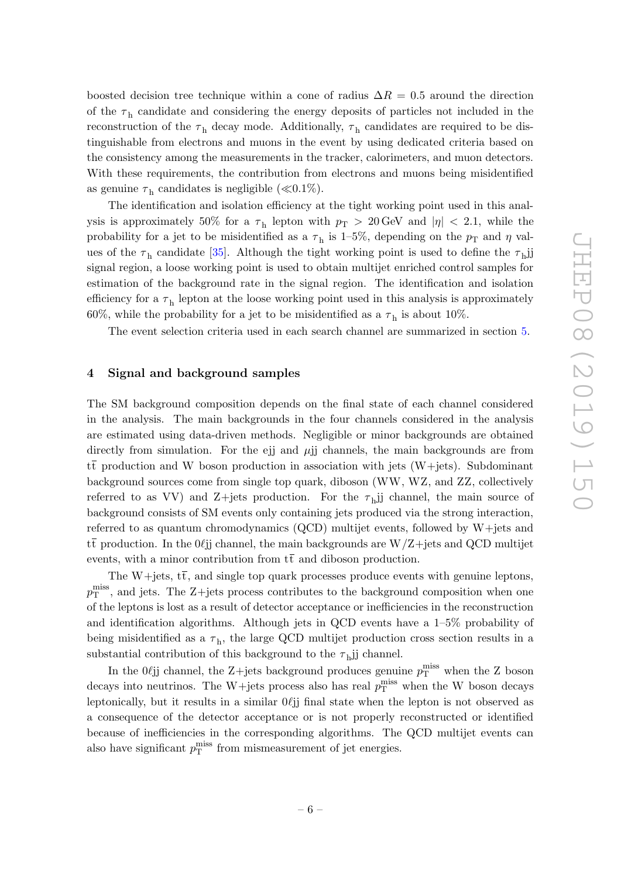boosted decision tree technique within a cone of radius $\Delta R = 0.5$ around the direction of the $\tau_h$ candidate and considering the energy deposits of particles not included in the reconstruction of the $\tau_h$ decay mode. Additionally, $\tau_h$ candidates are required to be distinguishable from electrons and muons in the event by using dedicated criteria based on the consistency among the measurements in the tracker, calorimeters, and muon detectors. With these requirements, the contribution from electrons and muons being misidentified as genuine $\tau_h$ candidates is negligible ($\ll$0.1%).

The identification and isolation efficiency at the tight working point used in this analysis is approximately 50% for a $\tau_h$ lepton with $p_T > 20\,\text{GeV}$ and $|\eta| < 2.1$, while the probability for a jet to be misidentified as a $\tau_h$ is 1–5%, depending on the $p_T$ and $\eta$ values of the $\tau_h$ candidate [35]. Although the tight working point is used to define the $\tau_h$jj signal region, a loose working point is used to obtain multijet enriched control samples for estimation of the background rate in the signal region. The identification and isolation efficiency for a $\tau_h$ lepton at the loose working point used in this analysis is approximately 60%, while the probability for a jet to be misidentified as a $\tau_h$ is about 10%.

The event selection criteria used in each search channel are summarized in section 5.

## 4 Signal and background samples

The SM background composition depends on the final state of each channel considered in the analysis. The main backgrounds in the four channels considered in the analysis are estimated using data-driven methods. Negligible or minor backgrounds are obtained directly from simulation. For the ejj and $\mu$jj channels, the main backgrounds are from $t\bar{t}$ production and W boson production in association with jets (W+jets). Subdominant background sources come from single top quark, diboson (WW, WZ, and ZZ, collectively referred to as VV) and Z+jets production. For the $\tau_h$jj channel, the main source of background consists of SM events only containing jets produced via the strong interaction, referred to as quantum chromodynamics (QCD) multijet events, followed by W+jets and $t\bar{t}$ production. In the $0\ell$jj channel, the main backgrounds are W/Z+jets and QCD multijet events, with a minor contribution from $t\bar{t}$ and diboson production.

The W+jets, $t\bar{t}$, and single top quark processes produce events with genuine leptons, $p_T^{miss}$, and jets. The Z+jets process contributes to the background composition when one of the leptons is lost as a result of detector acceptance or inefficiencies in the reconstruction and identification algorithms. Although jets in QCD events have a 1–5% probability of being misidentified as a $\tau_h$, the large QCD multijet production cross section results in a substantial contribution of this background to the $\tau_h$jj channel.

In the $0\ell$jj channel, the Z+jets background produces genuine $p_T^{miss}$ when the Z boson decays into neutrinos. The W+jets process also has real $p_T^{miss}$ when the W boson decays leptonically, but it results in a similar $0\ell$jj final state when the lepton is not observed as a consequence of the detector acceptance or is not properly reconstructed or identified because of inefficiencies in the corresponding algorithms. The QCD multijet events can also have significant $p_T^{miss}$ from mismeasurement of jet energies.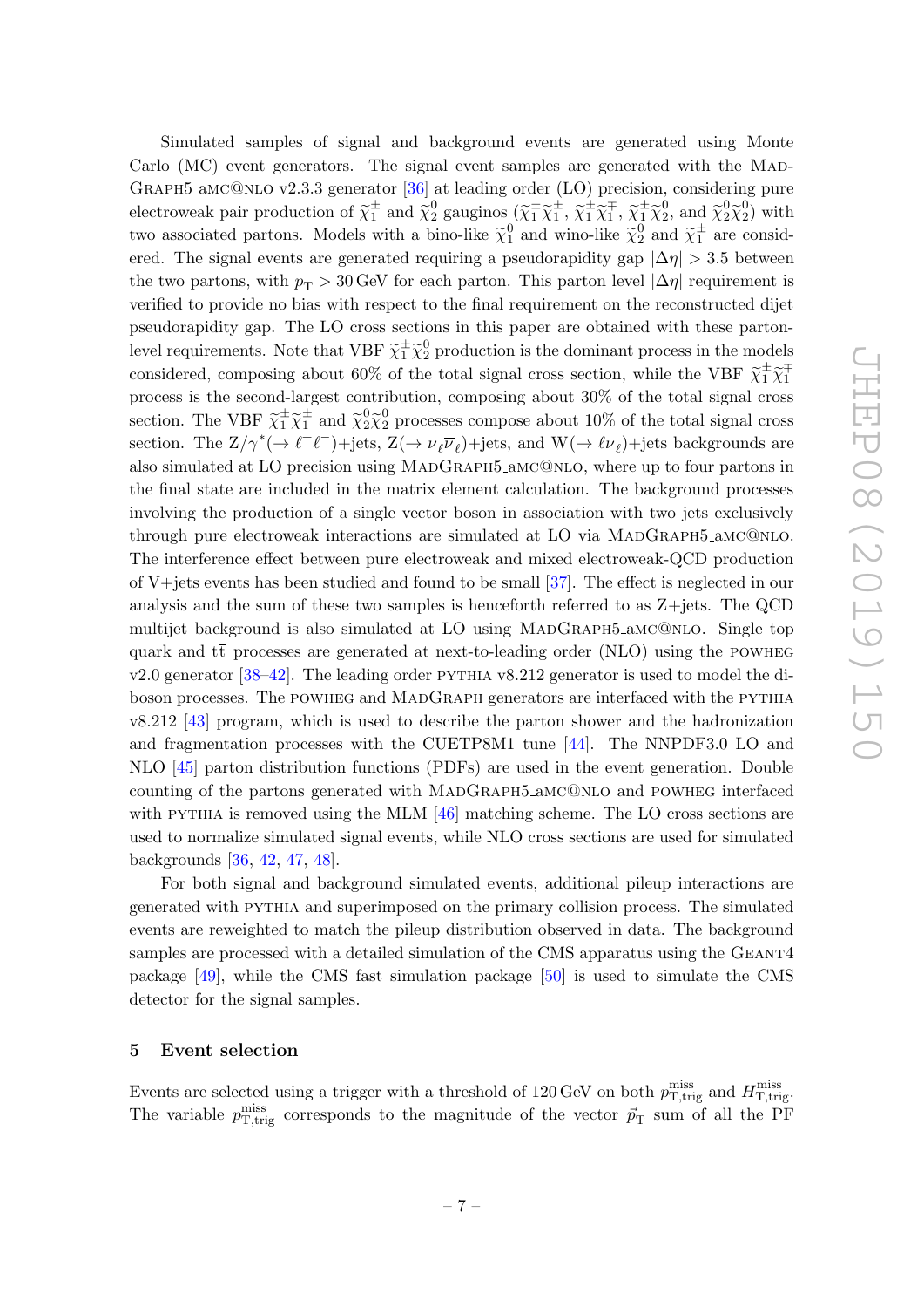Simulated samples of signal and background events are generated using Monte Carlo (MC) event generators. The signal event samples are generated with the MadGraph5_aMC@NLO v2.3.3 generator [36] at leading order (LO) precision, considering pure electroweak pair production of $\widetilde{\chi}_1^{\pm}$ and $\widetilde{\chi}_2^0$ gauginos ($\widetilde{\chi}_1^{\pm}\widetilde{\chi}_1^{\pm}$, $\widetilde{\chi}_1^{\pm}\widetilde{\chi}_1^{\mp}$, $\widetilde{\chi}_1^{\pm}\widetilde{\chi}_2^0$, and $\widetilde{\chi}_2^0\widetilde{\chi}_2^0$) with two associated partons. Models with a bino-like $\widetilde{\chi}_1^0$ and wino-like $\widetilde{\chi}_2^0$ and $\widetilde{\chi}_1^{\pm}$ are considered. The signal events are generated requiring a pseudorapidity gap $|\Delta\eta| > 3.5$ between the two partons, with $p_{\mathrm{T}} > 30\,\mathrm{GeV}$ for each parton. This parton level $|\Delta\eta|$ requirement is verified to provide no bias with respect to the final requirement on the reconstructed dijet pseudorapidity gap. The LO cross sections in this paper are obtained with these parton-level requirements. Note that VBF $\widetilde{\chi}_1^{\pm}\widetilde{\chi}_2^0$ production is the dominant process in the models considered, composing about 60% of the total signal cross section, while the VBF $\widetilde{\chi}_1^{\pm}\widetilde{\chi}_1^{\mp}$ process is the second-largest contribution, composing about 30% of the total signal cross section. The VBF $\widetilde{\chi}_1^{\pm}\widetilde{\chi}_1^{\pm}$ and $\widetilde{\chi}_2^0\widetilde{\chi}_2^0$ processes compose about 10% of the total signal cross section. The $\mathrm{Z}/\gamma^*(\rightarrow \ell^+\ell^-)$+jets, $\mathrm{Z}(\rightarrow \nu_\ell\overline{\nu}_\ell)$+jets, and $\mathrm{W}(\rightarrow \ell\nu_\ell)$+jets backgrounds are also simulated at LO precision using MadGraph5_aMC@NLO, where up to four partons in the final state are included in the matrix element calculation. The background processes involving the production of a single vector boson in association with two jets exclusively through pure electroweak interactions are simulated at LO via MadGraph5_aMC@NLO. The interference effect between pure electroweak and mixed electroweak-QCD production of V+jets events has been studied and found to be small [37]. The effect is neglected in our analysis and the sum of these two samples is henceforth referred to as Z+jets. The QCD multijet background is also simulated at LO using MadGraph5_aMC@NLO. Single top quark and $\mathrm{t\overline{t}}$ processes are generated at next-to-leading order (NLO) using the powheg v2.0 generator [38–42]. The leading order pythia v8.212 generator is used to model the diboson processes. The powheg and MadGraph generators are interfaced with the pythia v8.212 [43] program, which is used to describe the parton shower and the hadronization and fragmentation processes with the CUETP8M1 tune [44]. The NNPDF3.0 LO and NLO [45] parton distribution functions (PDFs) are used in the event generation. Double counting of the partons generated with MadGraph5_aMC@NLO and powheg interfaced with pythia is removed using the MLM [46] matching scheme. The LO cross sections are used to normalize simulated signal events, while NLO cross sections are used for simulated backgrounds [36, 42, 47, 48].

For both signal and background simulated events, additional pileup interactions are generated with pythia and superimposed on the primary collision process. The simulated events are reweighted to match the pileup distribution observed in data. The background samples are processed with a detailed simulation of the CMS apparatus using the Geant4 package [49], while the CMS fast simulation package [50] is used to simulate the CMS detector for the signal samples.

## 5 Event selection

Events are selected using a trigger with a threshold of 120 GeV on both $p_{\mathrm{T,trig}}^{\mathrm{miss}}$ and $H_{\mathrm{T,trig}}^{\mathrm{miss}}$. The variable $p_{\mathrm{T,trig}}^{\mathrm{miss}}$ corresponds to the magnitude of the vector $\vec{p}_{\mathrm{T}}$ sum of all the PF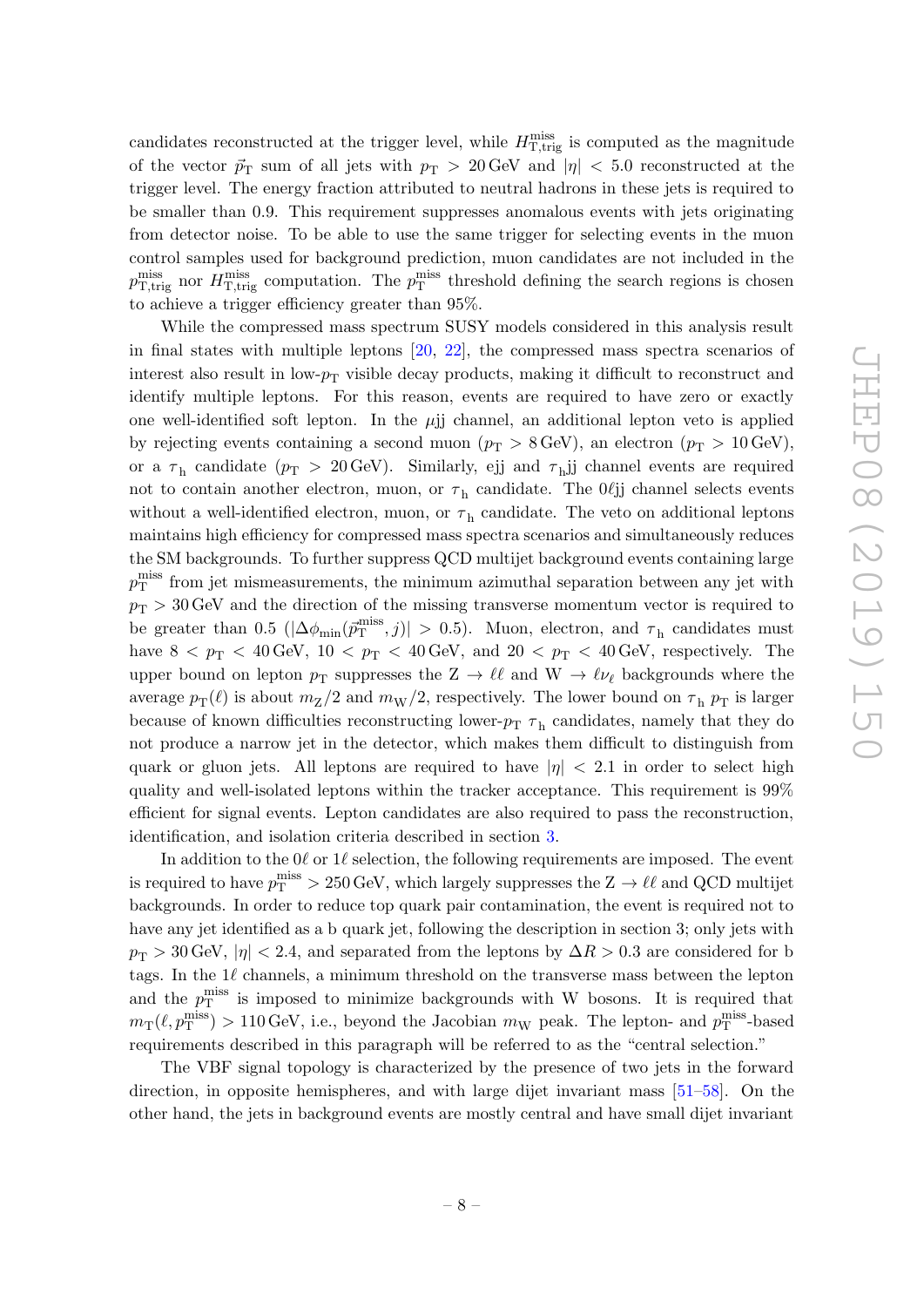candidates reconstructed at the trigger level, while $H_{\mathrm{T,trig}}^{\mathrm{miss}}$ is computed as the magnitude of the vector $\vec{p}_{\mathrm{T}}$ sum of all jets with $p_{\mathrm{T}} > 20\,\mathrm{GeV}$ and $|\eta| < 5.0$ reconstructed at the trigger level. The energy fraction attributed to neutral hadrons in these jets is required to be smaller than 0.9. This requirement suppresses anomalous events with jets originating from detector noise. To be able to use the same trigger for selecting events in the muon control samples used for background prediction, muon candidates are not included in the $p_{\mathrm{T,trig}}^{\mathrm{miss}}$ nor $H_{\mathrm{T,trig}}^{\mathrm{miss}}$ computation. The $p_{\mathrm{T}}^{\mathrm{miss}}$ threshold defining the search regions is chosen to achieve a trigger efficiency greater than 95%.

While the compressed mass spectrum SUSY models considered in this analysis result in final states with multiple leptons [20, 22], the compressed mass spectra scenarios of interest also result in low-$p_{\mathrm{T}}$ visible decay products, making it difficult to reconstruct and identify multiple leptons. For this reason, events are required to have zero or exactly one well-identified soft lepton. In the $\mu$jj channel, an additional lepton veto is applied by rejecting events containing a second muon ($p_{\mathrm{T}} > 8\,\mathrm{GeV}$), an electron ($p_{\mathrm{T}} > 10\,\mathrm{GeV}$), or a $\tau_{\mathrm{h}}$ candidate ($p_{\mathrm{T}} > 20\,\mathrm{GeV}$). Similarly, ejj and $\tau_{\mathrm{h}}$jj channel events are required not to contain another electron, muon, or $\tau_{\mathrm{h}}$ candidate. The $0\ell$jj channel selects events without a well-identified electron, muon, or $\tau_{\mathrm{h}}$ candidate. The veto on additional leptons maintains high efficiency for compressed mass spectra scenarios and simultaneously reduces the SM backgrounds. To further suppress QCD multijet background events containing large $p_{\mathrm{T}}^{\mathrm{miss}}$ from jet mismeasurements, the minimum azimuthal separation between any jet with $p_{\mathrm{T}} > 30\,\mathrm{GeV}$ and the direction of the missing transverse momentum vector is required to be greater than 0.5 ($|\Delta\phi_{\min}(\vec{p}_{\mathrm{T}}^{\mathrm{miss}}, j)| > 0.5$). Muon, electron, and $\tau_{\mathrm{h}}$ candidates must have $8 < p_{\mathrm{T}} < 40\,\mathrm{GeV}$, $10 < p_{\mathrm{T}} < 40\,\mathrm{GeV}$, and $20 < p_{\mathrm{T}} < 40\,\mathrm{GeV}$, respectively. The upper bound on lepton $p_{\mathrm{T}}$ suppresses the $\mathrm{Z} \to \ell\ell$ and $\mathrm{W} \to \ell\nu_{\ell}$ backgrounds where the average $p_{\mathrm{T}}(\ell)$ is about $m_{\mathrm{Z}}/2$ and $m_{\mathrm{W}}/2$, respectively. The lower bound on $\tau_{\mathrm{h}}$ $p_{\mathrm{T}}$ is larger because of known difficulties reconstructing lower-$p_{\mathrm{T}}$ $\tau_{\mathrm{h}}$ candidates, namely that they do not produce a narrow jet in the detector, which makes them difficult to distinguish from quark or gluon jets. All leptons are required to have $|\eta| < 2.1$ in order to select high quality and well-isolated leptons within the tracker acceptance. This requirement is 99% efficient for signal events. Lepton candidates are also required to pass the reconstruction, identification, and isolation criteria described in section 3.

In addition to the $0\ell$ or $1\ell$ selection, the following requirements are imposed. The event is required to have $p_{\mathrm{T}}^{\mathrm{miss}} > 250\,\mathrm{GeV}$, which largely suppresses the $\mathrm{Z} \to \ell\ell$ and QCD multijet backgrounds. In order to reduce top quark pair contamination, the event is required not to have any jet identified as a b quark jet, following the description in section 3; only jets with $p_{\mathrm{T}} > 30\,\mathrm{GeV}$, $|\eta| < 2.4$, and separated from the leptons by $\Delta R > 0.3$ are considered for b tags. In the $1\ell$ channels, a minimum threshold on the transverse mass between the lepton and the $p_{\mathrm{T}}^{\mathrm{miss}}$ is imposed to minimize backgrounds with W bosons. It is required that $m_{\mathrm{T}}(\ell, p_{\mathrm{T}}^{\mathrm{miss}}) > 110\,\mathrm{GeV}$, i.e., beyond the Jacobian $m_{\mathrm{W}}$ peak. The lepton- and $p_{\mathrm{T}}^{\mathrm{miss}}$-based requirements described in this paragraph will be referred to as the "central selection."

The VBF signal topology is characterized by the presence of two jets in the forward direction, in opposite hemispheres, and with large dijet invariant mass [51–58]. On the other hand, the jets in background events are mostly central and have small dijet invariant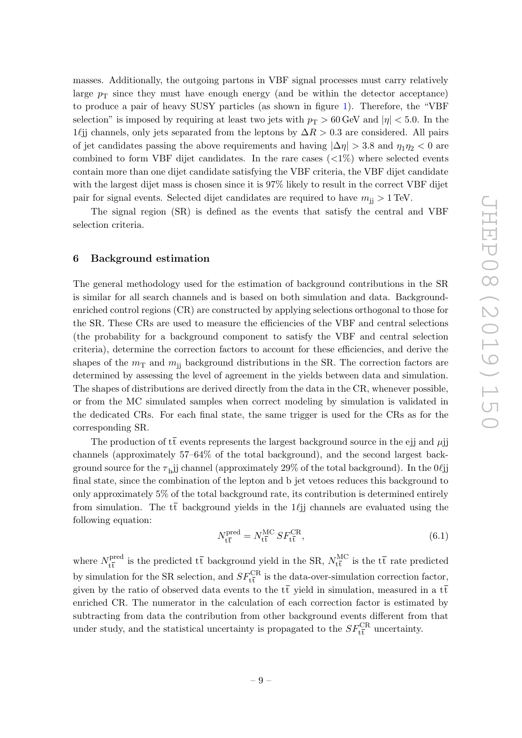masses. Additionally, the outgoing partons in VBF signal processes must carry relatively large $p_T$ since they must have enough energy (and be within the detector acceptance) to produce a pair of heavy SUSY particles (as shown in figure 1). Therefore, the "VBF selection" is imposed by requiring at least two jets with $p_T > 60\,\text{GeV}$ and $|\eta| < 5.0$. In the $1\ell$jj channels, only jets separated from the leptons by $\Delta R > 0.3$ are considered. All pairs of jet candidates passing the above requirements and having $|\Delta\eta| > 3.8$ and $\eta_1\eta_2 < 0$ are combined to form VBF dijet candidates. In the rare cases (<1%) where selected events contain more than one dijet candidate satisfying the VBF criteria, the VBF dijet candidate with the largest dijet mass is chosen since it is 97% likely to result in the correct VBF dijet pair for signal events. Selected dijet candidates are required to have $m_{jj} > 1\,\text{TeV}$.

The signal region (SR) is defined as the events that satisfy the central and VBF selection criteria.

## 6 Background estimation

The general methodology used for the estimation of background contributions in the SR is similar for all search channels and is based on both simulation and data. Background-enriched control regions (CR) are constructed by applying selections orthogonal to those for the SR. These CRs are used to measure the efficiencies of the VBF and central selections (the probability for a background component to satisfy the VBF and central selection criteria), determine the correction factors to account for these efficiencies, and derive the shapes of the $m_T$ and $m_{jj}$ background distributions in the SR. The correction factors are determined by assessing the level of agreement in the yields between data and simulation. The shapes of distributions are derived directly from the data in the CR, whenever possible, or from the MC simulated samples when correct modeling by simulation is validated in the dedicated CRs. For each final state, the same trigger is used for the CRs as for the corresponding SR.

The production of $t\bar{t}$ events represents the largest background source in the ejj and $\mu$jj channels (approximately 57–64% of the total background), and the second largest background source for the $\tau_h$jj channel (approximately 29% of the total background). In the $0\ell$jj final state, since the combination of the lepton and b jet vetoes reduces this background to only approximately 5% of the total background rate, its contribution is determined entirely from simulation. The $t\bar{t}$ background yields in the $1\ell$jj channels are evaluated using the following equation:

$$N_{t\bar{t}}^{\text{pred}} = N_{t\bar{t}}^{\text{MC}}\, SF_{t\bar{t}}^{\text{CR}}, \tag{6.1}$$

where $N_{t\bar{t}}^{\text{pred}}$ is the predicted $t\bar{t}$ background yield in the SR, $N_{t\bar{t}}^{\text{MC}}$ is the $t\bar{t}$ rate predicted by simulation for the SR selection, and $SF_{t\bar{t}}^{\text{CR}}$ is the data-over-simulation correction factor, given by the ratio of observed data events to the $t\bar{t}$ yield in simulation, measured in a $t\bar{t}$ enriched CR. The numerator in the calculation of each correction factor is estimated by subtracting from data the contribution from other background events different from that under study, and the statistical uncertainty is propagated to the $SF_{t\bar{t}}^{\text{CR}}$ uncertainty.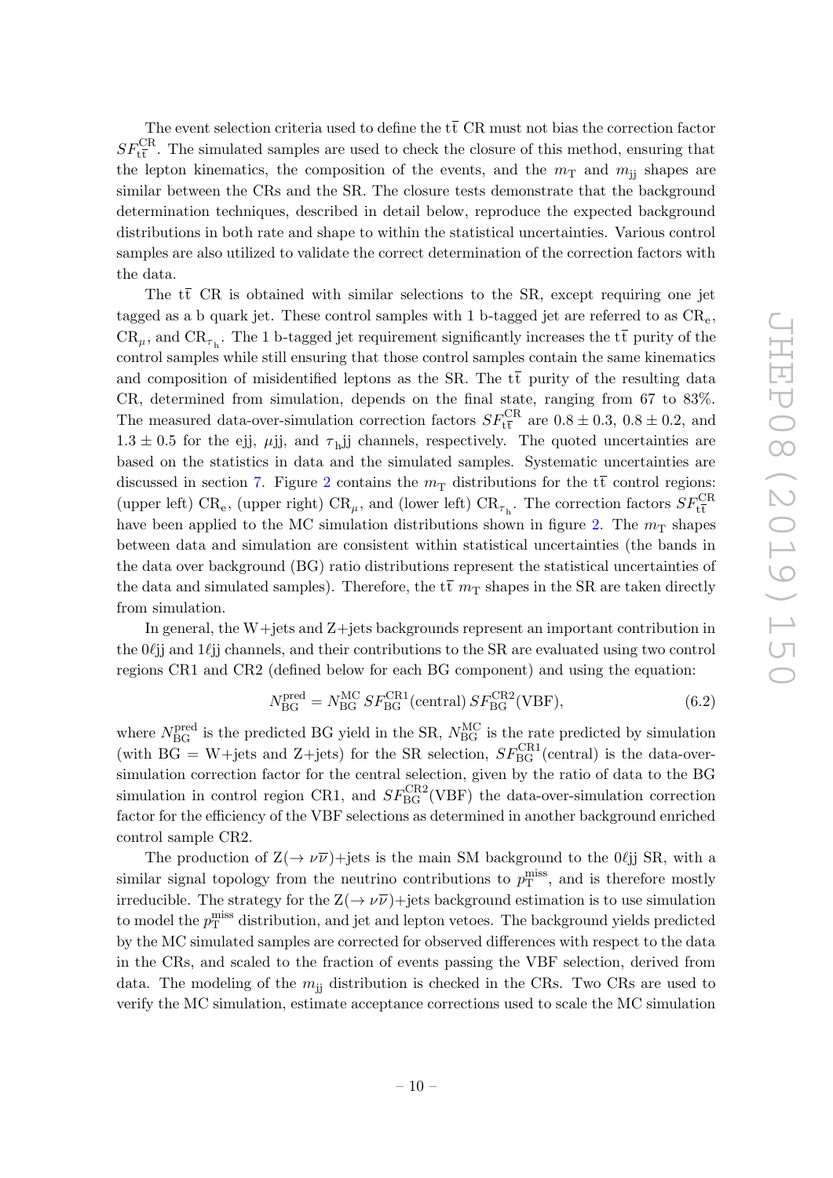The event selection criteria used to define the $\mathrm{t\bar{t}}$ CR must not bias the correction factor $SF^{\mathrm{CR}}_{\mathrm{t\bar{t}}}$. The simulated samples are used to check the closure of this method, ensuring that the lepton kinematics, the composition of the events, and the $m_{\mathrm{T}}$ and $m_{\mathrm{jj}}$ shapes are similar between the CRs and the SR. The closure tests demonstrate that the background determination techniques, described in detail below, reproduce the expected background distributions in both rate and shape to within the statistical uncertainties. Various control samples are also utilized to validate the correct determination of the correction factors with the data.

The $\mathrm{t\bar{t}}$ CR is obtained with similar selections to the SR, except requiring one jet tagged as a b quark jet. These control samples with 1 b-tagged jet are referred to as $\mathrm{CR_e}$, $\mathrm{CR}_\mu$, and $\mathrm{CR}_{\tau_\mathrm{h}}$. The 1 b-tagged jet requirement significantly increases the $\mathrm{t\bar{t}}$ purity of the control samples while still ensuring that those control samples contain the same kinematics and composition of misidentified leptons as the SR. The $\mathrm{t\bar{t}}$ purity of the resulting data CR, determined from simulation, depends on the final state, ranging from 67 to 83%. The measured data-over-simulation correction factors $SF^{\mathrm{CR}}_{\mathrm{t\bar{t}}}$ are $0.8 \pm 0.3$, $0.8 \pm 0.2$, and $1.3 \pm 0.5$ for the ejj, $\mu$jj, and $\tau_\mathrm{h}$jj channels, respectively. The quoted uncertainties are based on the statistics in data and the simulated samples. Systematic uncertainties are discussed in section 7. Figure 2 contains the $m_{\mathrm{T}}$ distributions for the $\mathrm{t\bar{t}}$ control regions: (upper left) $\mathrm{CR_e}$, (upper right) $\mathrm{CR}_\mu$, and (lower left) $\mathrm{CR}_{\tau_\mathrm{h}}$. The correction factors $SF^{\mathrm{CR}}_{\mathrm{t\bar{t}}}$ have been applied to the MC simulation distributions shown in figure 2. The $m_{\mathrm{T}}$ shapes between data and simulation are consistent within statistical uncertainties (the bands in the data over background (BG) ratio distributions represent the statistical uncertainties of the data and simulated samples). Therefore, the $\mathrm{t\bar{t}}$ $m_{\mathrm{T}}$ shapes in the SR are taken directly from simulation.

In general, the W+jets and Z+jets backgrounds represent an important contribution in the $0\ell$jj and $1\ell$jj channels, and their contributions to the SR are evaluated using two control regions CR1 and CR2 (defined below for each BG component) and using the equation:

$$N^{\mathrm{pred}}_{\mathrm{BG}} = N^{\mathrm{MC}}_{\mathrm{BG}}\, SF^{\mathrm{CR1}}_{\mathrm{BG}}(\mathrm{central})\, SF^{\mathrm{CR2}}_{\mathrm{BG}}(\mathrm{VBF}), \tag{6.2}$$

where $N^{\mathrm{pred}}_{\mathrm{BG}}$ is the predicted BG yield in the SR, $N^{\mathrm{MC}}_{\mathrm{BG}}$ is the rate predicted by simulation (with BG = W+jets and Z+jets) for the SR selection, $SF^{\mathrm{CR1}}_{\mathrm{BG}}(\mathrm{central})$ is the data-over-simulation correction factor for the central selection, given by the ratio of data to the BG simulation in control region CR1, and $SF^{\mathrm{CR2}}_{\mathrm{BG}}(\mathrm{VBF})$ the data-over-simulation correction factor for the efficiency of the VBF selections as determined in another background enriched control sample CR2.

The production of $\mathrm{Z}(\to \nu\overline{\nu})$+jets is the main SM background to the $0\ell$jj SR, with a similar signal topology from the neutrino contributions to $p_{\mathrm{T}}^{\mathrm{miss}}$, and is therefore mostly irreducible. The strategy for the $\mathrm{Z}(\to \nu\overline{\nu})$+jets background estimation is to use simulation to model the $p_{\mathrm{T}}^{\mathrm{miss}}$ distribution, and jet and lepton vetoes. The background yields predicted by the MC simulated samples are corrected for observed differences with respect to the data in the CRs, and scaled to the fraction of events passing the VBF selection, derived from data. The modeling of the $m_{\mathrm{jj}}$ distribution is checked in the CRs. Two CRs are used to verify the MC simulation, estimate acceptance corrections used to scale the MC simulation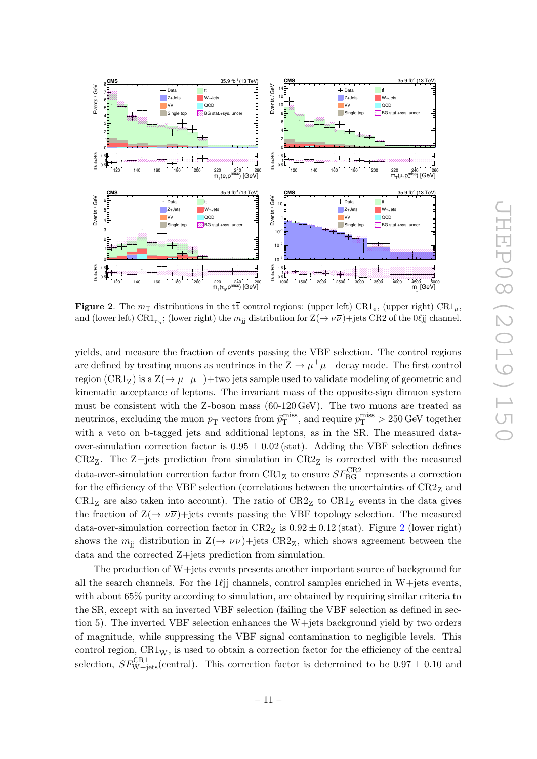**Figure 2**. The $m_T$ distributions in the $t\bar{t}$ control regions: (upper left) $CR1_e$, (upper right) $CR1_\mu$, and (lower left) $CR1_{\tau_h}$; (lower right) the $m_{jj}$ distribution for $Z(\to \nu\bar{\nu})$+jets CR2 of the $0\ell jj$ channel.

yields, and measure the fraction of events passing the VBF selection. The control regions are defined by treating muons as neutrinos in the $Z \to \mu^+\mu^-$ decay mode. The first control region ($CR1_Z$) is a $Z(\to \mu^+\mu^-)$+two jets sample used to validate modeling of geometric and kinematic acceptance of leptons. The invariant mass of the opposite-sign dimuon system must be consistent with the Z-boson mass (60-120 GeV). The two muons are treated as neutrinos, excluding the muon $p_T$ vectors from $\vec{p}_T^{\text{miss}}$, and require $p_T^{\text{miss}} > 250\,\text{GeV}$ together with a veto on b-tagged jets and additional leptons, as in the SR. The measured data-over-simulation correction factor is $0.95 \pm 0.02\,(\text{stat})$. Adding the VBF selection defines $CR2_Z$. The Z+jets prediction from simulation in $CR2_Z$ is corrected with the measured data-over-simulation correction factor from $CR1_Z$ to ensure $SF_{\text{BG}}^{\text{CR2}}$ represents a correction for the efficiency of the VBF selection (correlations between the uncertainties of $CR2_Z$ and $CR1_Z$ are also taken into account). The ratio of $CR2_Z$ to $CR1_Z$ events in the data gives the fraction of $Z(\to \nu\bar{\nu})$+jets events passing the VBF topology selection. The measured data-over-simulation correction factor in $CR2_Z$ is $0.92 \pm 0.12\,(\text{stat})$. Figure 2 (lower right) shows the $m_{jj}$ distribution in $Z(\to \nu\bar{\nu})$+jets $CR2_Z$, which shows agreement between the data and the corrected Z+jets prediction from simulation.

The production of W+jets events presents another important source of background for all the search channels. For the $1\ell jj$ channels, control samples enriched in W+jets events, with about 65% purity according to simulation, are obtained by requiring similar criteria to the SR, except with an inverted VBF selection (failing the VBF selection as defined in section 5). The inverted VBF selection enhances the W+jets background yield by two orders of magnitude, while suppressing the VBF signal contamination to negligible levels. This control region, $CR1_W$, is used to obtain a correction factor for the efficiency of the central selection, $SF_{\text{W+jets}}^{\text{CR1}}(\text{central})$. This correction factor is determined to be $0.97 \pm 0.10$ and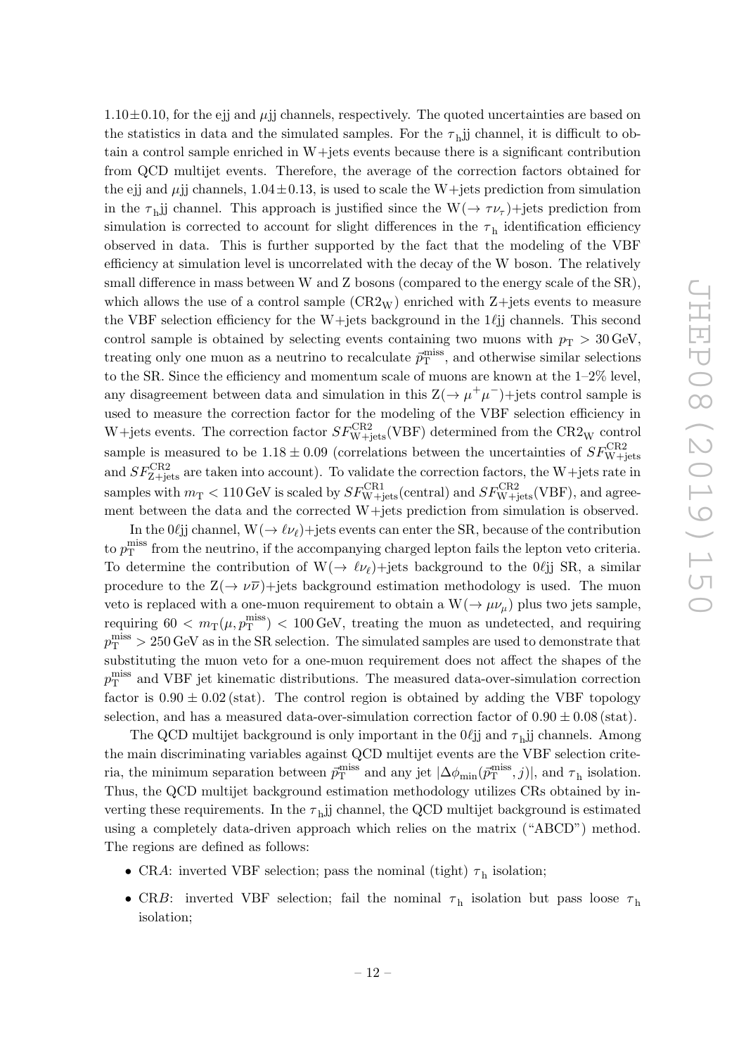1.10±0.10, for the ejj and $\mu$jj channels, respectively. The quoted uncertainties are based on the statistics in data and the simulated samples. For the $\tau_{\rm h}$jj channel, it is difficult to obtain a control sample enriched in W+jets events because there is a significant contribution from QCD multijet events. Therefore, the average of the correction factors obtained for the ejj and $\mu$jj channels, $1.04\pm0.13$, is used to scale the W+jets prediction from simulation in the $\tau_{\rm h}$jj channel. This approach is justified since the W($\to \tau\nu_\tau$)+jets prediction from simulation is corrected to account for slight differences in the $\tau_{\rm h}$ identification efficiency observed in data. This is further supported by the fact that the modeling of the VBF efficiency at simulation level is uncorrelated with the decay of the W boson. The relatively small difference in mass between W and Z bosons (compared to the energy scale of the SR), which allows the use of a control sample (CR2$_{\rm W}$) enriched with Z+jets events to measure the VBF selection efficiency for the W+jets background in the $1\ell$jj channels. This second control sample is obtained by selecting events containing two muons with $p_{\rm T} > 30\,\text{GeV}$, treating only one muon as a neutrino to recalculate $\vec{p}_{\rm T}^{\rm miss}$, and otherwise similar selections to the SR. Since the efficiency and momentum scale of muons are known at the 1–2% level, any disagreement between data and simulation in this Z($\to \mu^+\mu^-$)+jets control sample is used to measure the correction factor for the modeling of the VBF selection efficiency in W+jets events. The correction factor $SF^{\rm CR2}_{\rm W+jets}({\rm VBF})$ determined from the CR2$_{\rm W}$ control sample is measured to be $1.18 \pm 0.09$ (correlations between the uncertainties of $SF^{\rm CR2}_{\rm W+jets}$ and $SF^{\rm CR2}_{\rm Z+jets}$ are taken into account). To validate the correction factors, the W+jets rate in samples with $m_{\rm T} < 110\,\text{GeV}$ is scaled by $SF^{\rm CR1}_{\rm W+jets}({\rm central})$ and $SF^{\rm CR2}_{\rm W+jets}({\rm VBF})$, and agreement between the data and the corrected W+jets prediction from simulation is observed.

In the $0\ell$jj channel, W($\to \ell\nu_\ell$)+jets events can enter the SR, because of the contribution to $p_{\rm T}^{\rm miss}$ from the neutrino, if the accompanying charged lepton fails the lepton veto criteria. To determine the contribution of W($\to \ell\nu_\ell$)+jets background to the $0\ell$jj SR, a similar procedure to the Z($\to \nu\overline{\nu}$)+jets background estimation methodology is used. The muon veto is replaced with a one-muon requirement to obtain a W($\to \mu\nu_\mu$) plus two jets sample, requiring $60 < m_{\rm T}(\mu, p_{\rm T}^{\rm miss}) < 100\,\text{GeV}$, treating the muon as undetected, and requiring $p_{\rm T}^{\rm miss} > 250\,\text{GeV}$ as in the SR selection. The simulated samples are used to demonstrate that substituting the muon veto for a one-muon requirement does not affect the shapes of the $p_{\rm T}^{\rm miss}$ and VBF jet kinematic distributions. The measured data-over-simulation correction factor is $0.90 \pm 0.02\,({\rm stat})$. The control region is obtained by adding the VBF topology selection, and has a measured data-over-simulation correction factor of $0.90 \pm 0.08\,({\rm stat})$.

The QCD multijet background is only important in the $0\ell$jj and $\tau_{\rm h}$jj channels. Among the main discriminating variables against QCD multijet events are the VBF selection criteria, the minimum separation between $\vec{p}_{\rm T}^{\rm miss}$ and any jet $|\Delta\phi_{\rm min}(\vec{p}_{\rm T}^{\rm miss}, j)|$, and $\tau_{\rm h}$ isolation. Thus, the QCD multijet background estimation methodology utilizes CRs obtained by inverting these requirements. In the $\tau_{\rm h}$jj channel, the QCD multijet background is estimated using a completely data-driven approach which relies on the matrix ("ABCD") method. The regions are defined as follows:

- CR$A$: inverted VBF selection; pass the nominal (tight) $\tau_{\rm h}$ isolation;
- CR$B$: inverted VBF selection; fail the nominal $\tau_{\rm h}$ isolation but pass loose $\tau_{\rm h}$ isolation;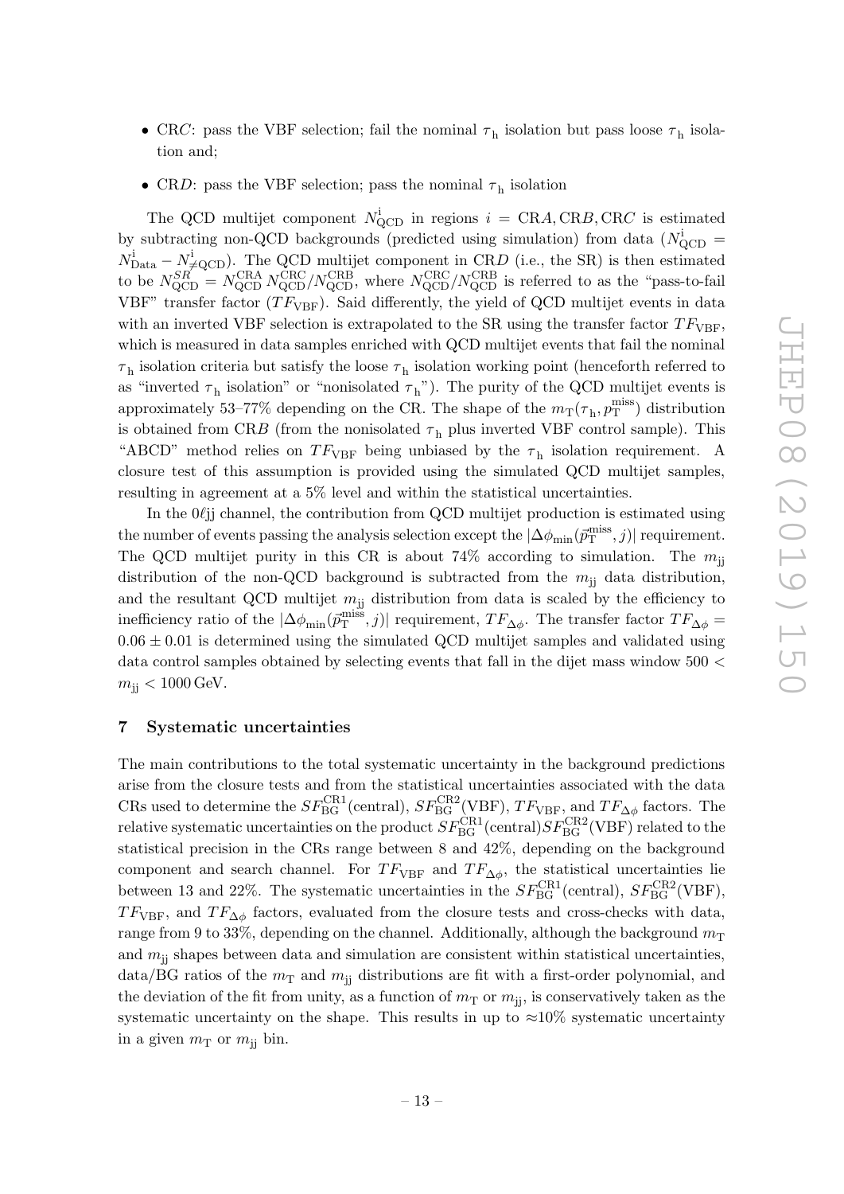- CR$C$: pass the VBF selection; fail the nominal $\tau_{\mathrm{h}}$ isolation but pass loose $\tau_{\mathrm{h}}$ isolation and;
- CR$D$: pass the VBF selection; pass the nominal $\tau_{\mathrm{h}}$ isolation

The QCD multijet component $N^{\mathrm{i}}_{\mathrm{QCD}}$ in regions $i = \mathrm{CR}A, \mathrm{CR}B, \mathrm{CR}C$ is estimated by subtracting non-QCD backgrounds (predicted using simulation) from data ($N^{\mathrm{i}}_{\mathrm{QCD}} = N^{\mathrm{i}}_{\mathrm{Data}} - N^{\mathrm{i}}_{\neq\mathrm{QCD}}$). The QCD multijet component in CR$D$ (i.e., the SR) is then estimated to be $N^{SR}_{\mathrm{QCD}} = N^{\mathrm{CRA}}_{\mathrm{QCD}}\, N^{\mathrm{CRC}}_{\mathrm{QCD}}/N^{\mathrm{CRB}}_{\mathrm{QCD}}$, where $N^{\mathrm{CRC}}_{\mathrm{QCD}}/N^{\mathrm{CRB}}_{\mathrm{QCD}}$ is referred to as the "pass-to-fail VBF" transfer factor ($TF_{\mathrm{VBF}}$). Said differently, the yield of QCD multijet events in data with an inverted VBF selection is extrapolated to the SR using the transfer factor $TF_{\mathrm{VBF}}$, which is measured in data samples enriched with QCD multijet events that fail the nominal $\tau_{\mathrm{h}}$ isolation criteria but satisfy the loose $\tau_{\mathrm{h}}$ isolation working point (henceforth referred to as "inverted $\tau_{\mathrm{h}}$ isolation" or "nonisolated $\tau_{\mathrm{h}}$"). The purity of the QCD multijet events is approximately 53–77% depending on the CR. The shape of the $m_{\mathrm{T}}(\tau_{\mathrm{h}}, p_{\mathrm{T}}^{\mathrm{miss}})$ distribution is obtained from CR$B$ (from the nonisolated $\tau_{\mathrm{h}}$ plus inverted VBF control sample). This "ABCD" method relies on $TF_{\mathrm{VBF}}$ being unbiased by the $\tau_{\mathrm{h}}$ isolation requirement. A closure test of this assumption is provided using the simulated QCD multijet samples, resulting in agreement at a 5% level and within the statistical uncertainties.

In the $0\ell$jj channel, the contribution from QCD multijet production is estimated using the number of events passing the analysis selection except the $|\Delta\phi_{\min}(\vec{p}_{\mathrm{T}}^{\mathrm{miss}}, j)|$ requirement. The QCD multijet purity in this CR is about 74% according to simulation. The $m_{\mathrm{jj}}$ distribution of the non-QCD background is subtracted from the $m_{\mathrm{jj}}$ data distribution, and the resultant QCD multijet $m_{\mathrm{jj}}$ distribution from data is scaled by the efficiency to inefficiency ratio of the $|\Delta\phi_{\min}(\vec{p}_{\mathrm{T}}^{\mathrm{miss}}, j)|$ requirement, $TF_{\Delta\phi}$. The transfer factor $TF_{\Delta\phi} = 0.06 \pm 0.01$ is determined using the simulated QCD multijet samples and validated using data control samples obtained by selecting events that fall in the dijet mass window $500 < m_{\mathrm{jj}} < 1000\,\mathrm{GeV}$.

## 7 Systematic uncertainties

The main contributions to the total systematic uncertainty in the background predictions arise from the closure tests and from the statistical uncertainties associated with the data CRs used to determine the $SF^{\mathrm{CR1}}_{\mathrm{BG}}(\mathrm{central})$, $SF^{\mathrm{CR2}}_{\mathrm{BG}}(\mathrm{VBF})$, $TF_{\mathrm{VBF}}$, and $TF_{\Delta\phi}$ factors. The relative systematic uncertainties on the product $SF^{\mathrm{CR1}}_{\mathrm{BG}}(\mathrm{central})SF^{\mathrm{CR2}}_{\mathrm{BG}}(\mathrm{VBF})$ related to the statistical precision in the CRs range between 8 and 42%, depending on the background component and search channel. For $TF_{\mathrm{VBF}}$ and $TF_{\Delta\phi}$, the statistical uncertainties lie between 13 and 22%. The systematic uncertainties in the $SF^{\mathrm{CR1}}_{\mathrm{BG}}(\mathrm{central})$, $SF^{\mathrm{CR2}}_{\mathrm{BG}}(\mathrm{VBF})$, $TF_{\mathrm{VBF}}$, and $TF_{\Delta\phi}$ factors, evaluated from the closure tests and cross-checks with data, range from 9 to 33%, depending on the channel. Additionally, although the background $m_{\mathrm{T}}$ and $m_{\mathrm{jj}}$ shapes between data and simulation are consistent within statistical uncertainties, data/BG ratios of the $m_{\mathrm{T}}$ and $m_{\mathrm{jj}}$ distributions are fit with a first-order polynomial, and the deviation of the fit from unity, as a function of $m_{\mathrm{T}}$ or $m_{\mathrm{jj}}$, is conservatively taken as the systematic uncertainty on the shape. This results in up to $\approx$10% systematic uncertainty in a given $m_{\mathrm{T}}$ or $m_{\mathrm{jj}}$ bin.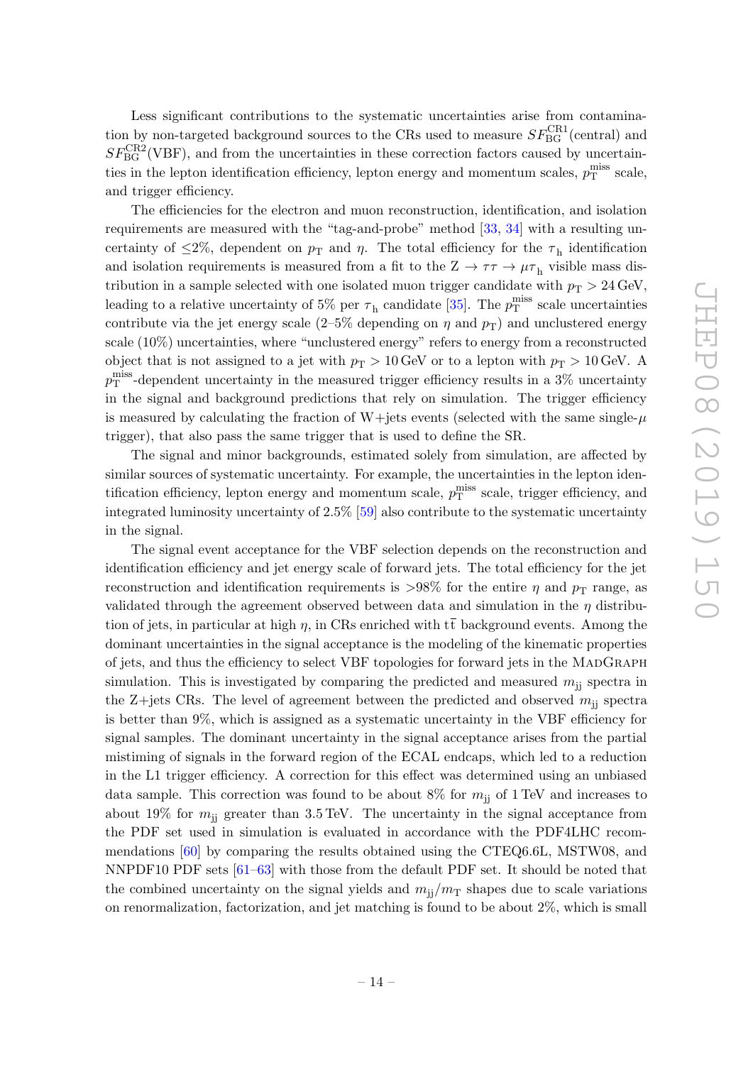Less significant contributions to the systematic uncertainties arise from contamination by non-targeted background sources to the CRs used to measure $SF_{\mathrm{BG}}^{\mathrm{CR1}}$(central) and $SF_{\mathrm{BG}}^{\mathrm{CR2}}$(VBF), and from the uncertainties in these correction factors caused by uncertainties in the lepton identification efficiency, lepton energy and momentum scales, $p_{\mathrm{T}}^{\mathrm{miss}}$ scale, and trigger efficiency.

The efficiencies for the electron and muon reconstruction, identification, and isolation requirements are measured with the "tag-and-probe" method [33, 34] with a resulting uncertainty of $\leq 2\%$, dependent on $p_{\mathrm{T}}$ and $\eta$. The total efficiency for the $\tau_{\mathrm{h}}$ identification and isolation requirements is measured from a fit to the $\mathrm{Z} \to \tau\tau \to \mu\tau_{\mathrm{h}}$ visible mass distribution in a sample selected with one isolated muon trigger candidate with $p_{\mathrm{T}} > 24\,\mathrm{GeV}$, leading to a relative uncertainty of 5% per $\tau_{\mathrm{h}}$ candidate [35]. The $p_{\mathrm{T}}^{\mathrm{miss}}$ scale uncertainties contribute via the jet energy scale (2–5% depending on $\eta$ and $p_{\mathrm{T}}$) and unclustered energy scale (10%) uncertainties, where "unclustered energy" refers to energy from a reconstructed object that is not assigned to a jet with $p_{\mathrm{T}} > 10\,\mathrm{GeV}$ or to a lepton with $p_{\mathrm{T}} > 10\,\mathrm{GeV}$. A $p_{\mathrm{T}}^{\mathrm{miss}}$-dependent uncertainty in the measured trigger efficiency results in a 3% uncertainty in the signal and background predictions that rely on simulation. The trigger efficiency is measured by calculating the fraction of W+jets events (selected with the same single-$\mu$ trigger), that also pass the same trigger that is used to define the SR.

The signal and minor backgrounds, estimated solely from simulation, are affected by similar sources of systematic uncertainty. For example, the uncertainties in the lepton identification efficiency, lepton energy and momentum scale, $p_{\mathrm{T}}^{\mathrm{miss}}$ scale, trigger efficiency, and integrated luminosity uncertainty of 2.5% [59] also contribute to the systematic uncertainty in the signal.

The signal event acceptance for the VBF selection depends on the reconstruction and identification efficiency and jet energy scale of forward jets. The total efficiency for the jet reconstruction and identification requirements is >98% for the entire $\eta$ and $p_{\mathrm{T}}$ range, as validated through the agreement observed between data and simulation in the $\eta$ distribution of jets, in particular at high $\eta$, in CRs enriched with $\mathrm{t\bar{t}}$ background events. Among the dominant uncertainties in the signal acceptance is the modeling of the kinematic properties of jets, and thus the efficiency to select VBF topologies for forward jets in the MadGraph simulation. This is investigated by comparing the predicted and measured $m_{\mathrm{jj}}$ spectra in the Z+jets CRs. The level of agreement between the predicted and observed $m_{\mathrm{jj}}$ spectra is better than 9%, which is assigned as a systematic uncertainty in the VBF efficiency for signal samples. The dominant uncertainty in the signal acceptance arises from the partial mistiming of signals in the forward region of the ECAL endcaps, which led to a reduction in the L1 trigger efficiency. A correction for this effect was determined using an unbiased data sample. This correction was found to be about 8% for $m_{\mathrm{jj}}$ of 1 TeV and increases to about 19% for $m_{\mathrm{jj}}$ greater than 3.5 TeV. The uncertainty in the signal acceptance from the PDF set used in simulation is evaluated in accordance with the PDF4LHC recommendations [60] by comparing the results obtained using the CTEQ6.6L, MSTW08, and NNPDF10 PDF sets [61–63] with those from the default PDF set. It should be noted that the combined uncertainty on the signal yields and $m_{\mathrm{jj}}/m_{\mathrm{T}}$ shapes due to scale variations on renormalization, factorization, and jet matching is found to be about 2%, which is small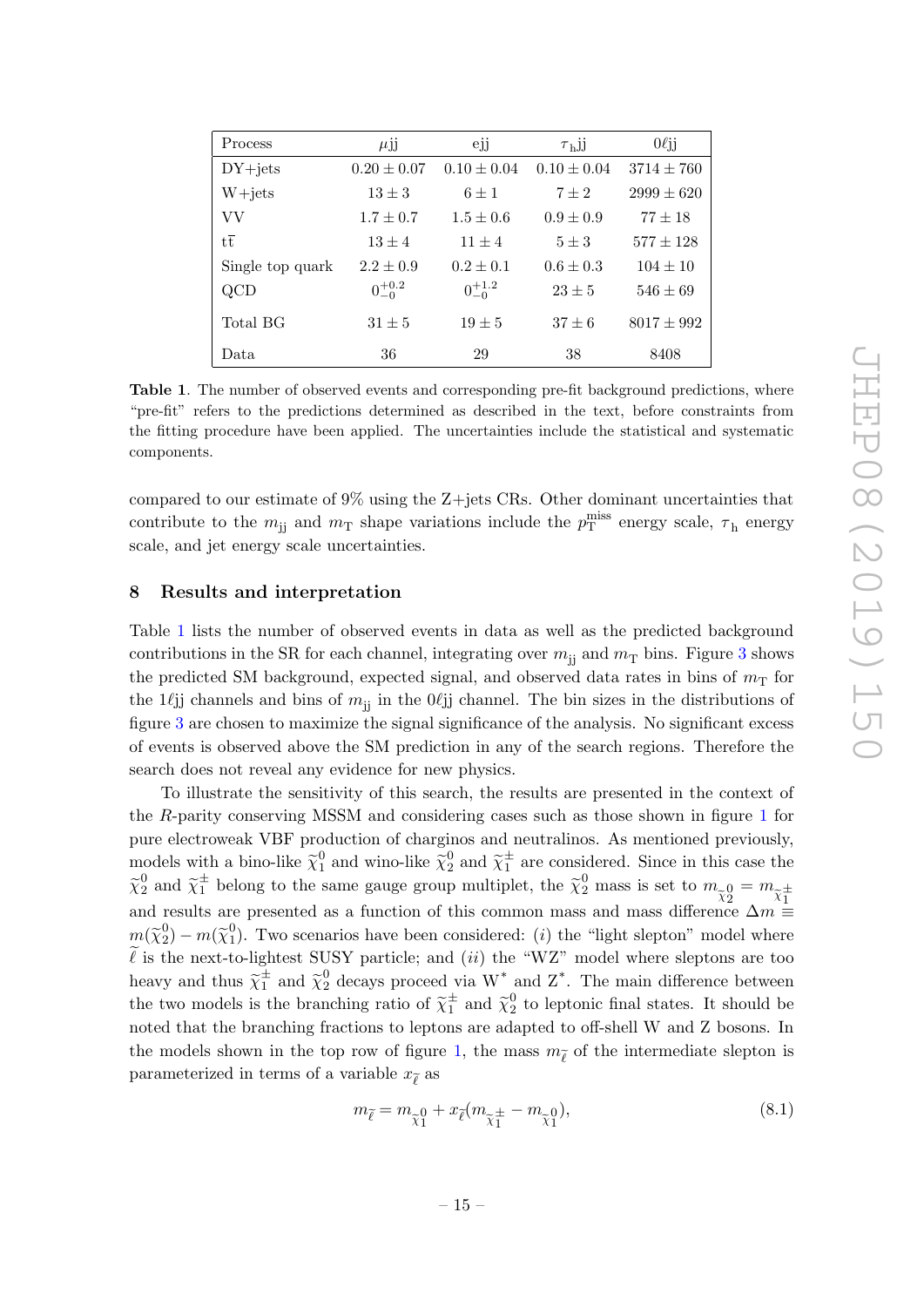| Process | $\mu$jj | ejj | $\tau_h$jj | $0\ell$jj |
|---|---|---|---|---|
| DY+jets | $0.20 \pm 0.07$ | $0.10 \pm 0.04$ | $0.10 \pm 0.04$ | $3714 \pm 760$ |
| W+jets | $13 \pm 3$ | $6 \pm 1$ | $7 \pm 2$ | $2999 \pm 620$ |
| VV | $1.7 \pm 0.7$ | $1.5 \pm 0.6$ | $0.9 \pm 0.9$ | $77 \pm 18$ |
| $t\bar{t}$ | $13 \pm 4$ | $11 \pm 4$ | $5 \pm 3$ | $577 \pm 128$ |
| Single top quark | $2.2 \pm 0.9$ | $0.2 \pm 0.1$ | $0.6 \pm 0.3$ | $104 \pm 10$ |
| QCD | $0^{+0.2}_{-0}$ | $0^{+1.2}_{-0}$ | $23 \pm 5$ | $546 \pm 69$ |
| Total BG | $31 \pm 5$ | $19 \pm 5$ | $37 \pm 6$ | $8017 \pm 992$ |
| Data | 36 | 29 | 38 | 8408 |

**Table 1**. The number of observed events and corresponding pre-fit background predictions, where "pre-fit" refers to the predictions determined as described in the text, before constraints from the fitting procedure have been applied. The uncertainties include the statistical and systematic components.

compared to our estimate of 9% using the Z+jets CRs. Other dominant uncertainties that contribute to the $m_{jj}$ and $m_T$ shape variations include the $p_T^{miss}$ energy scale, $\tau_h$ energy scale, and jet energy scale uncertainties.

## 8 Results and interpretation

Table 1 lists the number of observed events in data as well as the predicted background contributions in the SR for each channel, integrating over $m_{jj}$ and $m_T$ bins. Figure 3 shows the predicted SM background, expected signal, and observed data rates in bins of $m_T$ for the $1\ell$jj channels and bins of $m_{jj}$ in the $0\ell$jj channel. The bin sizes in the distributions of figure 3 are chosen to maximize the signal significance of the analysis. No significant excess of events is observed above the SM prediction in any of the search regions. Therefore the search does not reveal any evidence for new physics.

To illustrate the sensitivity of this search, the results are presented in the context of the *R*-parity conserving MSSM and considering cases such as those shown in figure 1 for pure electroweak VBF production of charginos and neutralinos. As mentioned previously, models with a bino-like $\widetilde{\chi}_1^0$ and wino-like $\widetilde{\chi}_2^0$ and $\widetilde{\chi}_1^\pm$ are considered. Since in this case the $\widetilde{\chi}_2^0$ and $\widetilde{\chi}_1^\pm$ belong to the same gauge group multiplet, the $\widetilde{\chi}_2^0$ mass is set to $m_{\widetilde{\chi}_2^0} = m_{\widetilde{\chi}_1^\pm}$ and results are presented as a function of this common mass and mass difference $\Delta m \equiv m(\widetilde{\chi}_2^0) - m(\widetilde{\chi}_1^0)$. Two scenarios have been considered: (*i*) the "light slepton" model where $\widetilde{\ell}$ is the next-to-lightest SUSY particle; and (*ii*) the "WZ" model where sleptons are too heavy and thus $\widetilde{\chi}_1^\pm$ and $\widetilde{\chi}_2^0$ decays proceed via $W^*$ and $Z^*$. The main difference between the two models is the branching ratio of $\widetilde{\chi}_1^\pm$ and $\widetilde{\chi}_2^0$ to leptonic final states. It should be noted that the branching fractions to leptons are adapted to off-shell W and Z bosons. In the models shown in the top row of figure 1, the mass $m_{\widetilde{\ell}}$ of the intermediate slepton is parameterized in terms of a variable $x_{\widetilde{\ell}}$ as

$$m_{\widetilde{\ell}} = m_{\widetilde{\chi}_1^0} + x_{\widetilde{\ell}}(m_{\widetilde{\chi}_1^\pm} - m_{\widetilde{\chi}_1^0}), \tag{8.1}$$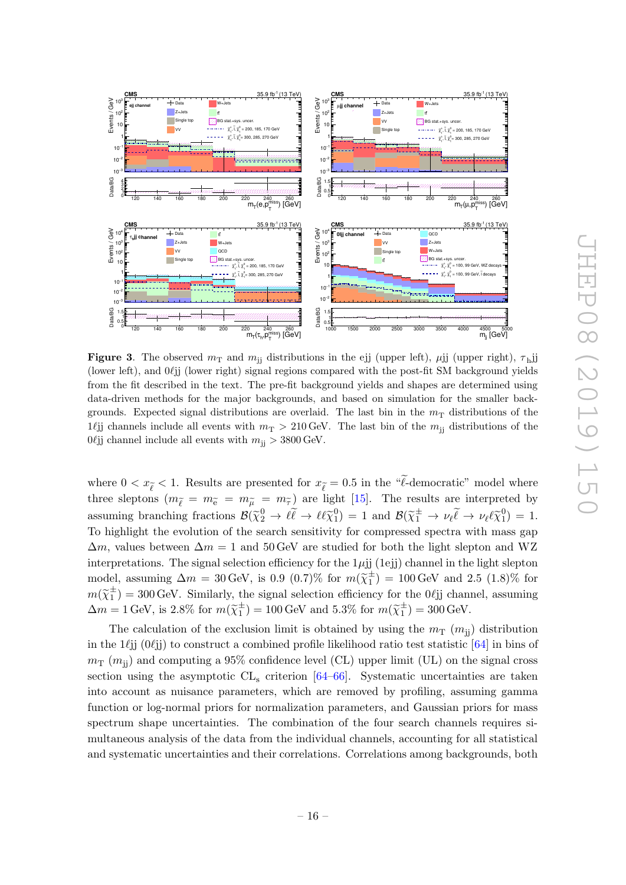**Figure 3**. The observed $m_T$ and $m_{jj}$ distributions in the ejj (upper left), $\mu$jj (upper right), $\tau_h$jj (lower left), and $0\ell$jj (lower right) signal regions compared with the post-fit SM background yields from the fit described in the text. The pre-fit background yields and shapes are determined using data-driven methods for the major backgrounds, and based on simulation for the smaller backgrounds. Expected signal distributions are overlaid. The last bin in the $m_T$ distributions of the $1\ell$jj channels include all events with $m_T > 210$ GeV. The last bin of the $m_{jj}$ distributions of the $0\ell$jj channel include all events with $m_{jj} > 3800$ GeV.

where $0 < x_{\tilde{\ell}} < 1$. Results are presented for $x_{\tilde{\ell}} = 0.5$ in the "$\tilde{\ell}$-democratic" model where three sleptons ($m_{\tilde{\ell}} = m_{\tilde{e}} = m_{\tilde{\mu}} = m_{\tilde{\tau}}$) are light [15]. The results are interpreted by assuming branching fractions $\mathcal{B}(\tilde{\chi}^0_2 \to \ell\tilde{\ell} \to \ell\ell\tilde{\chi}^0_1) = 1$ and $\mathcal{B}(\tilde{\chi}^\pm_1 \to \nu_\ell\tilde{\ell} \to \nu_\ell\ell\tilde{\chi}^0_1) = 1$. To highlight the evolution of the search sensitivity for compressed spectra with mass gap $\Delta m$, values between $\Delta m = 1$ and 50 GeV are studied for both the light slepton and WZ interpretations. The signal selection efficiency for the $1\mu$jj (1ejj) channel in the light slepton model, assuming $\Delta m = 30$ GeV, is 0.9 (0.7)% for $m(\tilde{\chi}^\pm_1) = 100$ GeV and 2.5 (1.8)% for $m(\tilde{\chi}^\pm_1) = 300$ GeV. Similarly, the signal selection efficiency for the $0\ell$jj channel, assuming $\Delta m = 1$ GeV, is 2.8% for $m(\tilde{\chi}^\pm_1) = 100$ GeV and 5.3% for $m(\tilde{\chi}^\pm_1) = 300$ GeV.

The calculation of the exclusion limit is obtained by using the $m_T$ ($m_{jj}$) distribution in the $1\ell$jj ($0\ell$jj) to construct a combined profile likelihood ratio test statistic [64] in bins of $m_T$ ($m_{jj}$) and computing a 95% confidence level (CL) upper limit (UL) on the signal cross section using the asymptotic CL$_s$ criterion [64–66]. Systematic uncertainties are taken into account as nuisance parameters, which are removed by profiling, assuming gamma function or log-normal priors for normalization parameters, and Gaussian priors for mass spectrum shape uncertainties. The combination of the four search channels requires simultaneous analysis of the data from the individual channels, accounting for all statistical and systematic uncertainties and their correlations. Correlations among backgrounds, both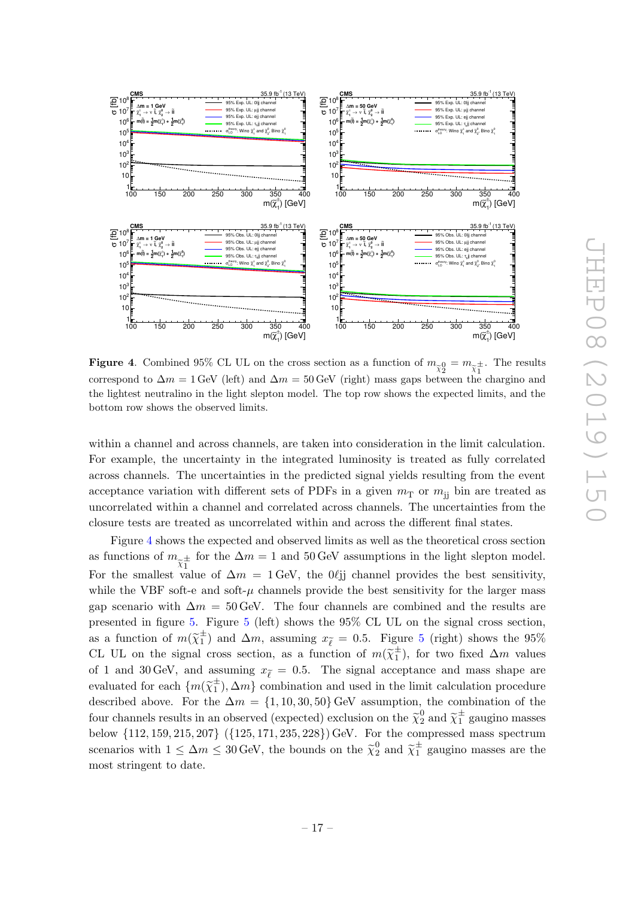**Figure 4**. Combined 95% CL UL on the cross section as a function of $m_{\widetilde{\chi}_2^0} = m_{\widetilde{\chi}_1^\pm}$. The results correspond to $\Delta m = 1\,\text{GeV}$ (left) and $\Delta m = 50\,\text{GeV}$ (right) mass gaps between the chargino and the lightest neutralino in the light slepton model. The top row shows the expected limits, and the bottom row shows the observed limits.

within a channel and across channels, are taken into consideration in the limit calculation. For example, the uncertainty in the integrated luminosity is treated as fully correlated across channels. The uncertainties in the predicted signal yields resulting from the event acceptance variation with different sets of PDFs in a given $m_\mathrm{T}$ or $m_\mathrm{jj}$ bin are treated as uncorrelated within a channel and correlated across channels. The uncertainties from the closure tests are treated as uncorrelated within and across the different final states.

Figure 4 shows the expected and observed limits as well as the theoretical cross section as functions of $m_{\widetilde{\chi}_1^\pm}$ for the $\Delta m = 1$ and $50\,\text{GeV}$ assumptions in the light slepton model. For the smallest value of $\Delta m = 1\,\text{GeV}$, the $0\ell$jj channel provides the best sensitivity, while the VBF soft-e and soft-$\mu$ channels provide the best sensitivity for the larger mass gap scenario with $\Delta m = 50\,\text{GeV}$. The four channels are combined and the results are presented in figure 5. Figure 5 (left) shows the 95% CL UL on the signal cross section, as a function of $m(\widetilde{\chi}_1^\pm)$ and $\Delta m$, assuming $x_{\widetilde{\ell}} = 0.5$. Figure 5 (right) shows the 95% CL UL on the signal cross section, as a function of $m(\widetilde{\chi}_1^\pm)$, for two fixed $\Delta m$ values of 1 and 30 GeV, and assuming $x_{\widetilde{\ell}} = 0.5$. The signal acceptance and mass shape are evaluated for each $\{m(\widetilde{\chi}_1^\pm), \Delta m\}$ combination and used in the limit calculation procedure described above. For the $\Delta m = \{1, 10, 30, 50\}\,\text{GeV}$ assumption, the combination of the four channels results in an observed (expected) exclusion on the $\widetilde{\chi}_2^0$ and $\widetilde{\chi}_1^\pm$ gaugino masses below $\{112, 159, 215, 207\}$ $(\{125, 171, 235, 228\})\,\text{GeV}$. For the compressed mass spectrum scenarios with $1 \leq \Delta m \leq 30\,\text{GeV}$, the bounds on the $\widetilde{\chi}_2^0$ and $\widetilde{\chi}_1^\pm$ gaugino masses are the most stringent to date.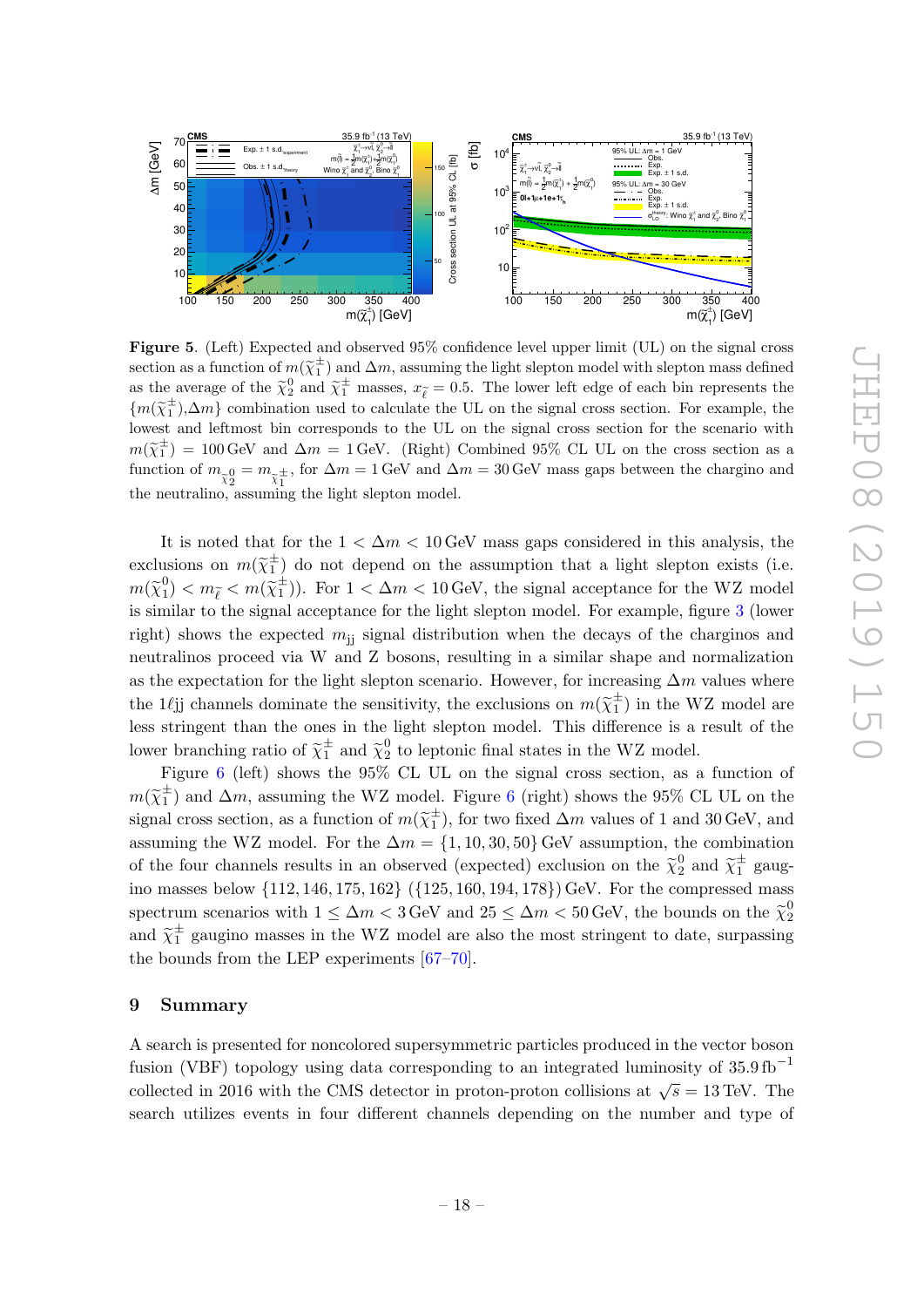**Figure 5**. (Left) Expected and observed 95% confidence level upper limit (UL) on the signal cross section as a function of $m(\widetilde{\chi}_1^{\pm})$ and $\Delta m$, assuming the light slepton model with slepton mass defined as the average of the $\widetilde{\chi}_2^0$ and $\widetilde{\chi}_1^{\pm}$ masses, $x_{\widetilde{\ell}} = 0.5$. The lower left edge of each bin represents the $\{m(\widetilde{\chi}_1^{\pm}),\Delta m\}$ combination used to calculate the UL on the signal cross section. For example, the lowest and leftmost bin corresponds to the UL on the signal cross section for the scenario with $m(\widetilde{\chi}_1^{\pm}) = 100\,\text{GeV}$ and $\Delta m = 1\,\text{GeV}$. (Right) Combined 95% CL UL on the cross section as a function of $m_{\widetilde{\chi}_2^0} = m_{\widetilde{\chi}_1^{\pm}}$, for $\Delta m = 1\,\text{GeV}$ and $\Delta m = 30\,\text{GeV}$ mass gaps between the chargino and the neutralino, assuming the light slepton model.

It is noted that for the $1 < \Delta m < 10\,\text{GeV}$ mass gaps considered in this analysis, the exclusions on $m(\widetilde{\chi}_1^{\pm})$ do not depend on the assumption that a light slepton exists (i.e. $m(\widetilde{\chi}_1^0) < m_{\widetilde{\ell}} < m(\widetilde{\chi}_1^{\pm})$). For $1 < \Delta m < 10\,\text{GeV}$, the signal acceptance for the WZ model is similar to the signal acceptance for the light slepton model. For example, figure 3 (lower right) shows the expected $m_{\text{jj}}$ signal distribution when the decays of the charginos and neutralinos proceed via W and Z bosons, resulting in a similar shape and normalization as the expectation for the light slepton scenario. However, for increasing $\Delta m$ values where the $1\ell$jj channels dominate the sensitivity, the exclusions on $m(\widetilde{\chi}_1^{\pm})$ in the WZ model are less stringent than the ones in the light slepton model. This difference is a result of the lower branching ratio of $\widetilde{\chi}_1^{\pm}$ and $\widetilde{\chi}_2^0$ to leptonic final states in the WZ model.

Figure 6 (left) shows the 95% CL UL on the signal cross section, as a function of $m(\widetilde{\chi}_1^{\pm})$ and $\Delta m$, assuming the WZ model. Figure 6 (right) shows the 95% CL UL on the signal cross section, as a function of $m(\widetilde{\chi}_1^{\pm})$, for two fixed $\Delta m$ values of 1 and 30 GeV, and assuming the WZ model. For the $\Delta m = \{1, 10, 30, 50\}$ GeV assumption, the combination of the four channels results in an observed (expected) exclusion on the $\widetilde{\chi}_2^0$ and $\widetilde{\chi}_1^{\pm}$ gaugino masses below $\{112, 146, 175, 162\}$ ($\{125, 160, 194, 178\}$) GeV. For the compressed mass spectrum scenarios with $1 \leq \Delta m < 3\,\text{GeV}$ and $25 \leq \Delta m < 50\,\text{GeV}$, the bounds on the $\widetilde{\chi}_2^0$ and $\widetilde{\chi}_1^{\pm}$ gaugino masses in the WZ model are also the most stringent to date, surpassing the bounds from the LEP experiments [67–70].

## 9 Summary

A search is presented for noncolored supersymmetric particles produced in the vector boson fusion (VBF) topology using data corresponding to an integrated luminosity of $35.9\,\text{fb}^{-1}$ collected in 2016 with the CMS detector in proton-proton collisions at $\sqrt{s} = 13\,\text{TeV}$. The search utilizes events in four different channels depending on the number and type of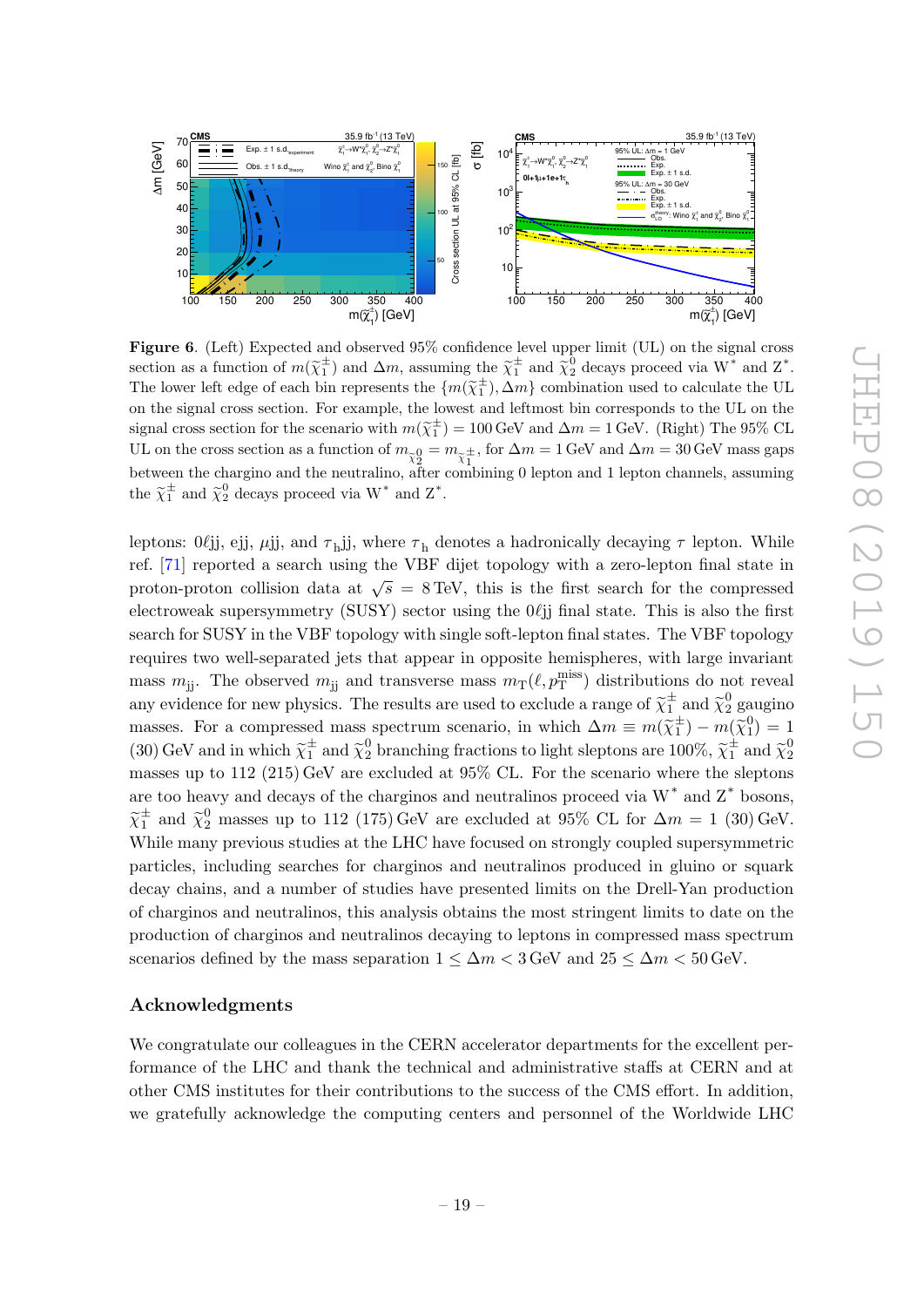**Figure 6**. (Left) Expected and observed 95% confidence level upper limit (UL) on the signal cross section as a function of $m(\widetilde{\chi}_1^{\pm})$ and $\Delta m$, assuming the $\widetilde{\chi}_1^{\pm}$ and $\widetilde{\chi}_2^0$ decays proceed via $\mathrm{W}^*$ and $\mathrm{Z}^*$. The lower left edge of each bin represents the $\{m(\widetilde{\chi}_1^{\pm}), \Delta m\}$ combination used to calculate the UL on the signal cross section. For example, the lowest and leftmost bin corresponds to the UL on the signal cross section for the scenario with $m(\widetilde{\chi}_1^{\pm}) = 100\,\mathrm{GeV}$ and $\Delta m = 1\,\mathrm{GeV}$. (Right) The 95% CL UL on the cross section as a function of $m_{\widetilde{\chi}_2^0} = m_{\widetilde{\chi}_1^{\pm}}$, for $\Delta m = 1\,\mathrm{GeV}$ and $\Delta m = 30\,\mathrm{GeV}$ mass gaps between the chargino and the neutralino, after combining 0 lepton and 1 lepton channels, assuming the $\widetilde{\chi}_1^{\pm}$ and $\widetilde{\chi}_2^0$ decays proceed via $\mathrm{W}^*$ and $\mathrm{Z}^*$.

leptons: $0\ell$jj, ejj, $\mu$jj, and $\tau_{\mathrm{h}}$jj, where $\tau_{\mathrm{h}}$ denotes a hadronically decaying $\tau$ lepton. While ref. [71] reported a search using the VBF dijet topology with a zero-lepton final state in proton-proton collision data at $\sqrt{s} = 8\,\mathrm{TeV}$, this is the first search for the compressed electroweak supersymmetry (SUSY) sector using the $0\ell$jj final state. This is also the first search for SUSY in the VBF topology with single soft-lepton final states. The VBF topology requires two well-separated jets that appear in opposite hemispheres, with large invariant mass $m_{\mathrm{jj}}$. The observed $m_{\mathrm{jj}}$ and transverse mass $m_{\mathrm{T}}(\ell, p_{\mathrm{T}}^{\mathrm{miss}})$ distributions do not reveal any evidence for new physics. The results are used to exclude a range of $\widetilde{\chi}_1^{\pm}$ and $\widetilde{\chi}_2^0$ gaugino masses. For a compressed mass spectrum scenario, in which $\Delta m \equiv m(\widetilde{\chi}_1^{\pm}) - m(\widetilde{\chi}_1^0) = 1$ (30) GeV and in which $\widetilde{\chi}_1^{\pm}$ and $\widetilde{\chi}_2^0$ branching fractions to light sleptons are 100%, $\widetilde{\chi}_1^{\pm}$ and $\widetilde{\chi}_2^0$ masses up to 112 (215) GeV are excluded at 95% CL. For the scenario where the sleptons are too heavy and decays of the charginos and neutralinos proceed via $\mathrm{W}^*$ and $\mathrm{Z}^*$ bosons, $\widetilde{\chi}_1^{\pm}$ and $\widetilde{\chi}_2^0$ masses up to 112 (175) GeV are excluded at 95% CL for $\Delta m = 1$ (30) GeV. While many previous studies at the LHC have focused on strongly coupled supersymmetric particles, including searches for charginos and neutralinos produced in gluino or squark decay chains, and a number of studies have presented limits on the Drell-Yan production of charginos and neutralinos, this analysis obtains the most stringent limits to date on the production of charginos and neutralinos decaying to leptons in compressed mass spectrum scenarios defined by the mass separation $1 \leq \Delta m < 3\,\mathrm{GeV}$ and $25 \leq \Delta m < 50\,\mathrm{GeV}$.

## Acknowledgments

We congratulate our colleagues in the CERN accelerator departments for the excellent performance of the LHC and thank the technical and administrative staffs at CERN and at other CMS institutes for their contributions to the success of the CMS effort. In addition, we gratefully acknowledge the computing centers and personnel of the Worldwide LHC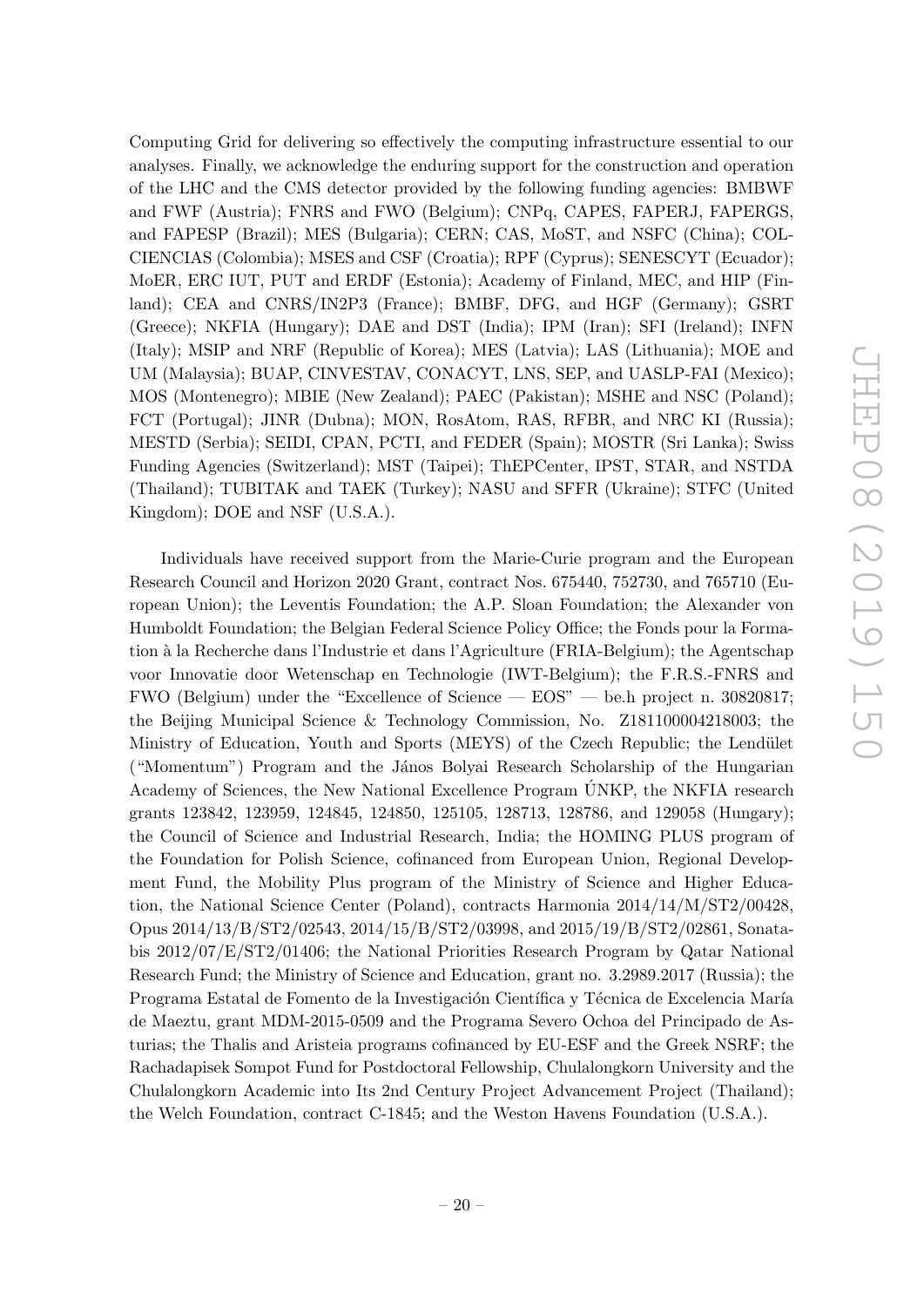Computing Grid for delivering so effectively the computing infrastructure essential to our analyses. Finally, we acknowledge the enduring support for the construction and operation of the LHC and the CMS detector provided by the following funding agencies: BMBWF and FWF (Austria); FNRS and FWO (Belgium); CNPq, CAPES, FAPERJ, FAPERGS, and FAPESP (Brazil); MES (Bulgaria); CERN; CAS, MoST, and NSFC (China); COLCIENCIAS (Colombia); MSES and CSF (Croatia); RPF (Cyprus); SENESCYT (Ecuador); MoER, ERC IUT, PUT and ERDF (Estonia); Academy of Finland, MEC, and HIP (Finland); CEA and CNRS/IN2P3 (France); BMBF, DFG, and HGF (Germany); GSRT (Greece); NKFIA (Hungary); DAE and DST (India); IPM (Iran); SFI (Ireland); INFN (Italy); MSIP and NRF (Republic of Korea); MES (Latvia); LAS (Lithuania); MOE and UM (Malaysia); BUAP, CINVESTAV, CONACYT, LNS, SEP, and UASLP-FAI (Mexico); MOS (Montenegro); MBIE (New Zealand); PAEC (Pakistan); MSHE and NSC (Poland); FCT (Portugal); JINR (Dubna); MON, RosAtom, RAS, RFBR, and NRC KI (Russia); MESTD (Serbia); SEIDI, CPAN, PCTI, and FEDER (Spain); MOSTR (Sri Lanka); Swiss Funding Agencies (Switzerland); MST (Taipei); ThEPCenter, IPST, STAR, and NSTDA (Thailand); TUBITAK and TAEK (Turkey); NASU and SFFR (Ukraine); STFC (United Kingdom); DOE and NSF (U.S.A.).

Individuals have received support from the Marie-Curie program and the European Research Council and Horizon 2020 Grant, contract Nos. 675440, 752730, and 765710 (European Union); the Leventis Foundation; the A.P. Sloan Foundation; the Alexander von Humboldt Foundation; the Belgian Federal Science Policy Office; the Fonds pour la Formation à la Recherche dans l'Industrie et dans l'Agriculture (FRIA-Belgium); the Agentschap voor Innovatie door Wetenschap en Technologie (IWT-Belgium); the F.R.S.-FNRS and FWO (Belgium) under the "Excellence of Science — EOS" — be.h project n. 30820817; the Beijing Municipal Science & Technology Commission, No. Z181100004218003; the Ministry of Education, Youth and Sports (MEYS) of the Czech Republic; the Lendület ("Momentum") Program and the János Bolyai Research Scholarship of the Hungarian Academy of Sciences, the New National Excellence Program ÚNKP, the NKFIA research grants 123842, 123959, 124845, 124850, 125105, 128713, 128786, and 129058 (Hungary); the Council of Science and Industrial Research, India; the HOMING PLUS program of the Foundation for Polish Science, cofinanced from European Union, Regional Development Fund, the Mobility Plus program of the Ministry of Science and Higher Education, the National Science Center (Poland), contracts Harmonia 2014/14/M/ST2/00428, Opus 2014/13/B/ST2/02543, 2014/15/B/ST2/03998, and 2015/19/B/ST2/02861, Sonatabis 2012/07/E/ST2/01406; the National Priorities Research Program by Qatar National Research Fund; the Ministry of Science and Education, grant no. 3.2989.2017 (Russia); the Programa Estatal de Fomento de la Investigación Científica y Técnica de Excelencia María de Maeztu, grant MDM-2015-0509 and the Programa Severo Ochoa del Principado de Asturias; the Thalis and Aristeia programs cofinanced by EU-ESF and the Greek NSRF; the Rachadapisek Sompot Fund for Postdoctoral Fellowship, Chulalongkorn University and the Chulalongkorn Academic into Its 2nd Century Project Advancement Project (Thailand); the Welch Foundation, contract C-1845; and the Weston Havens Foundation (U.S.A.).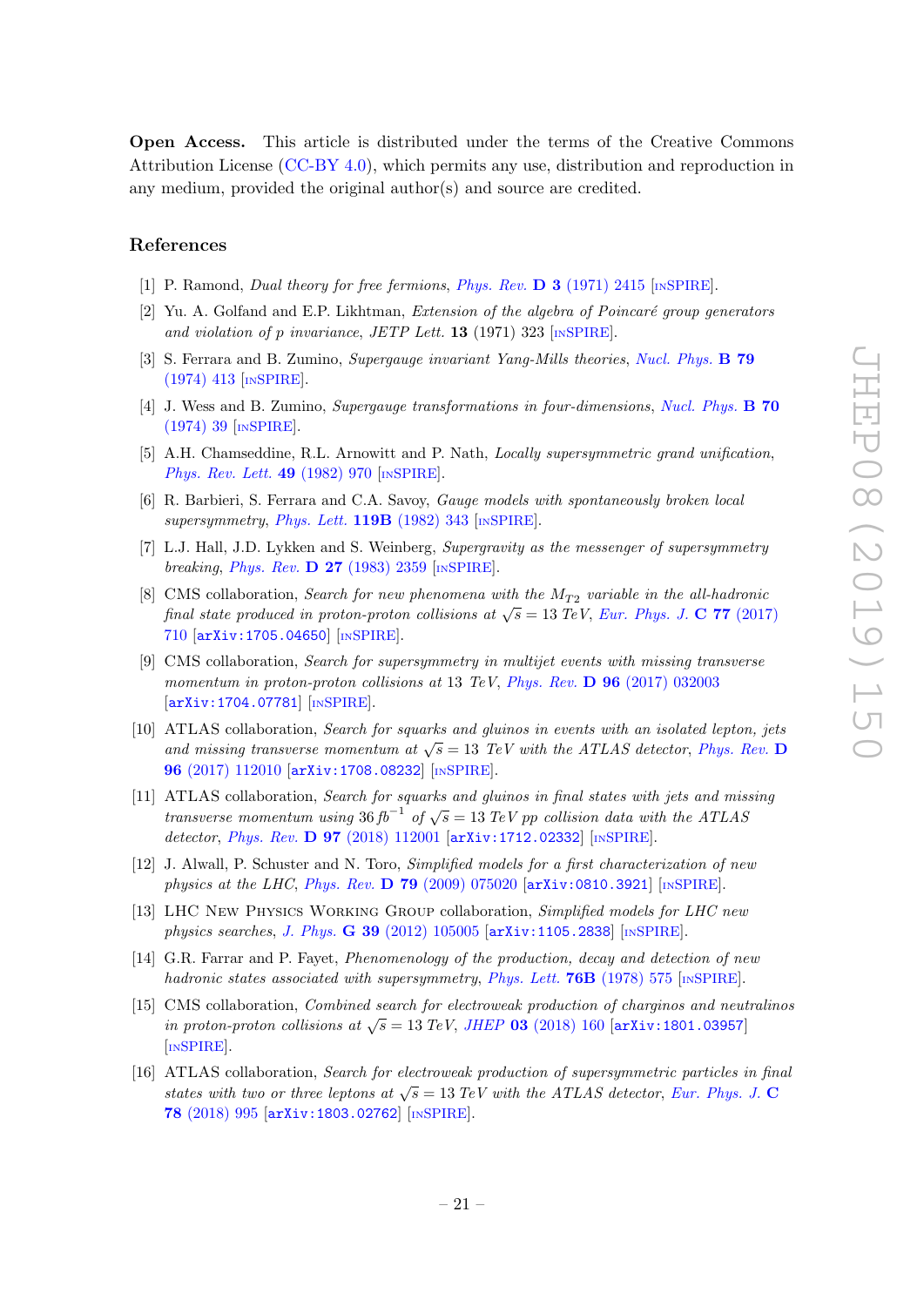**Open Access.** This article is distributed under the terms of the Creative Commons Attribution License (CC-BY 4.0), which permits any use, distribution and reproduction in any medium, provided the original author(s) and source are credited.

## References

[1] P. Ramond, *Dual theory for free fermions*, Phys. Rev. **D 3** (1971) 2415 [INSPIRE].

[2] Yu. A. Golfand and E.P. Likhtman, *Extension of the algebra of Poincaré group generators and violation of p invariance*, JETP Lett. **13** (1971) 323 [INSPIRE].

[3] S. Ferrara and B. Zumino, *Supergauge invariant Yang-Mills theories*, Nucl. Phys. **B 79** (1974) 413 [INSPIRE].

[4] J. Wess and B. Zumino, *Supergauge transformations in four-dimensions*, Nucl. Phys. **B 70** (1974) 39 [INSPIRE].

[5] A.H. Chamseddine, R.L. Arnowitt and P. Nath, *Locally supersymmetric grand unification*, Phys. Rev. Lett. **49** (1982) 970 [INSPIRE].

[6] R. Barbieri, S. Ferrara and C.A. Savoy, *Gauge models with spontaneously broken local supersymmetry*, Phys. Lett. **119B** (1982) 343 [INSPIRE].

[7] L.J. Hall, J.D. Lykken and S. Weinberg, *Supergravity as the messenger of supersymmetry breaking*, Phys. Rev. **D 27** (1983) 2359 [INSPIRE].

[8] CMS collaboration, *Search for new phenomena with the $M_{T2}$ variable in the all-hadronic final state produced in proton-proton collisions at $\sqrt{s} = 13$ TeV*, Eur. Phys. J. **C 77** (2017) 710 [arXiv:1705.04650] [INSPIRE].

[9] CMS collaboration, *Search for supersymmetry in multijet events with missing transverse momentum in proton-proton collisions at 13 TeV*, Phys. Rev. **D 96** (2017) 032003 [arXiv:1704.07781] [INSPIRE].

[10] ATLAS collaboration, *Search for squarks and gluinos in events with an isolated lepton, jets and missing transverse momentum at $\sqrt{s} = 13$ TeV with the ATLAS detector*, Phys. Rev. **D 96** (2017) 112010 [arXiv:1708.08232] [INSPIRE].

[11] ATLAS collaboration, *Search for squarks and gluinos in final states with jets and missing transverse momentum using 36 $fb^{-1}$ of $\sqrt{s} = 13$ TeV pp collision data with the ATLAS detector*, Phys. Rev. **D 97** (2018) 112001 [arXiv:1712.02332] [INSPIRE].

[12] J. Alwall, P. Schuster and N. Toro, *Simplified models for a first characterization of new physics at the LHC*, Phys. Rev. **D 79** (2009) 075020 [arXiv:0810.3921] [INSPIRE].

[13] LHC New Physics Working Group collaboration, *Simplified models for LHC new physics searches*, J. Phys. **G 39** (2012) 105005 [arXiv:1105.2838] [INSPIRE].

[14] G.R. Farrar and P. Fayet, *Phenomenology of the production, decay and detection of new hadronic states associated with supersymmetry*, Phys. Lett. **76B** (1978) 575 [INSPIRE].

[15] CMS collaboration, *Combined search for electroweak production of charginos and neutralinos in proton-proton collisions at $\sqrt{s} = 13$ TeV*, JHEP **03** (2018) 160 [arXiv:1801.03957] [INSPIRE].

[16] ATLAS collaboration, *Search for electroweak production of supersymmetric particles in final states with two or three leptons at $\sqrt{s} = 13$ TeV with the ATLAS detector*, Eur. Phys. J. **C 78** (2018) 995 [arXiv:1803.02762] [INSPIRE].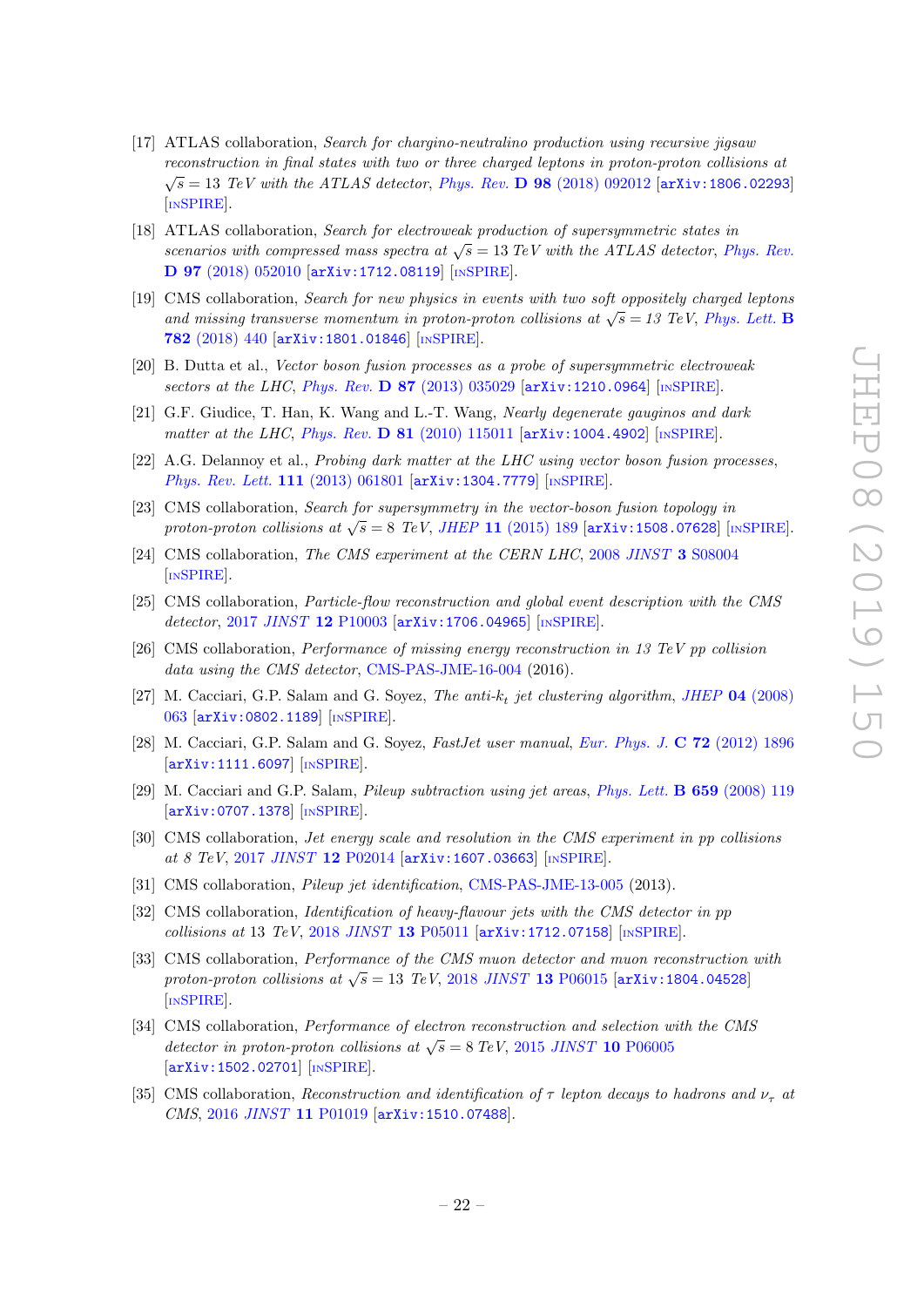[17] ATLAS collaboration, *Search for chargino-neutralino production using recursive jigsaw reconstruction in final states with two or three charged leptons in proton-proton collisions at $\sqrt{s} = 13$ TeV with the ATLAS detector*, *Phys. Rev.* **D 98** (2018) 092012 [arXiv:1806.02293] [INSPIRE].

[18] ATLAS collaboration, *Search for electroweak production of supersymmetric states in scenarios with compressed mass spectra at $\sqrt{s} = 13$ TeV with the ATLAS detector*, *Phys. Rev.* **D 97** (2018) 052010 [arXiv:1712.08119] [INSPIRE].

[19] CMS collaboration, *Search for new physics in events with two soft oppositely charged leptons and missing transverse momentum in proton-proton collisions at $\sqrt{s} = 13$ TeV*, *Phys. Lett.* **B 782** (2018) 440 [arXiv:1801.01846] [INSPIRE].

[20] B. Dutta et al., *Vector boson fusion processes as a probe of supersymmetric electroweak sectors at the LHC*, *Phys. Rev.* **D 87** (2013) 035029 [arXiv:1210.0964] [INSPIRE].

[21] G.F. Giudice, T. Han, K. Wang and L.-T. Wang, *Nearly degenerate gauginos and dark matter at the LHC*, *Phys. Rev.* **D 81** (2010) 115011 [arXiv:1004.4902] [INSPIRE].

[22] A.G. Delannoy et al., *Probing dark matter at the LHC using vector boson fusion processes*, *Phys. Rev. Lett.* **111** (2013) 061801 [arXiv:1304.7779] [INSPIRE].

[23] CMS collaboration, *Search for supersymmetry in the vector-boson fusion topology in proton-proton collisions at $\sqrt{s} = 8$ TeV*, *JHEP* **11** (2015) 189 [arXiv:1508.07628] [INSPIRE].

[24] CMS collaboration, *The CMS experiment at the CERN LHC*, 2008 *JINST* **3** S08004 [INSPIRE].

[25] CMS collaboration, *Particle-flow reconstruction and global event description with the CMS detector*, 2017 *JINST* **12** P10003 [arXiv:1706.04965] [INSPIRE].

[26] CMS collaboration, *Performance of missing energy reconstruction in 13 TeV pp collision data using the CMS detector*, CMS-PAS-JME-16-004 (2016).

[27] M. Cacciari, G.P. Salam and G. Soyez, *The anti-$k_t$ jet clustering algorithm*, *JHEP* **04** (2008) 063 [arXiv:0802.1189] [INSPIRE].

[28] M. Cacciari, G.P. Salam and G. Soyez, *FastJet user manual*, *Eur. Phys. J.* **C 72** (2012) 1896 [arXiv:1111.6097] [INSPIRE].

[29] M. Cacciari and G.P. Salam, *Pileup subtraction using jet areas*, *Phys. Lett.* **B 659** (2008) 119 [arXiv:0707.1378] [INSPIRE].

[30] CMS collaboration, *Jet energy scale and resolution in the CMS experiment in pp collisions at 8 TeV*, 2017 *JINST* **12** P02014 [arXiv:1607.03663] [INSPIRE].

[31] CMS collaboration, *Pileup jet identification*, CMS-PAS-JME-13-005 (2013).

[32] CMS collaboration, *Identification of heavy-flavour jets with the CMS detector in pp collisions at* 13 *TeV*, 2018 *JINST* **13** P05011 [arXiv:1712.07158] [INSPIRE].

[33] CMS collaboration, *Performance of the CMS muon detector and muon reconstruction with proton-proton collisions at $\sqrt{s} = 13$ TeV*, 2018 *JINST* **13** P06015 [arXiv:1804.04528] [INSPIRE].

[34] CMS collaboration, *Performance of electron reconstruction and selection with the CMS detector in proton-proton collisions at $\sqrt{s} = 8$ TeV*, 2015 *JINST* **10** P06005 [arXiv:1502.02701] [INSPIRE].

[35] CMS collaboration, *Reconstruction and identification of $\tau$ lepton decays to hadrons and $\nu_\tau$ at CMS*, 2016 *JINST* **11** P01019 [arXiv:1510.07488].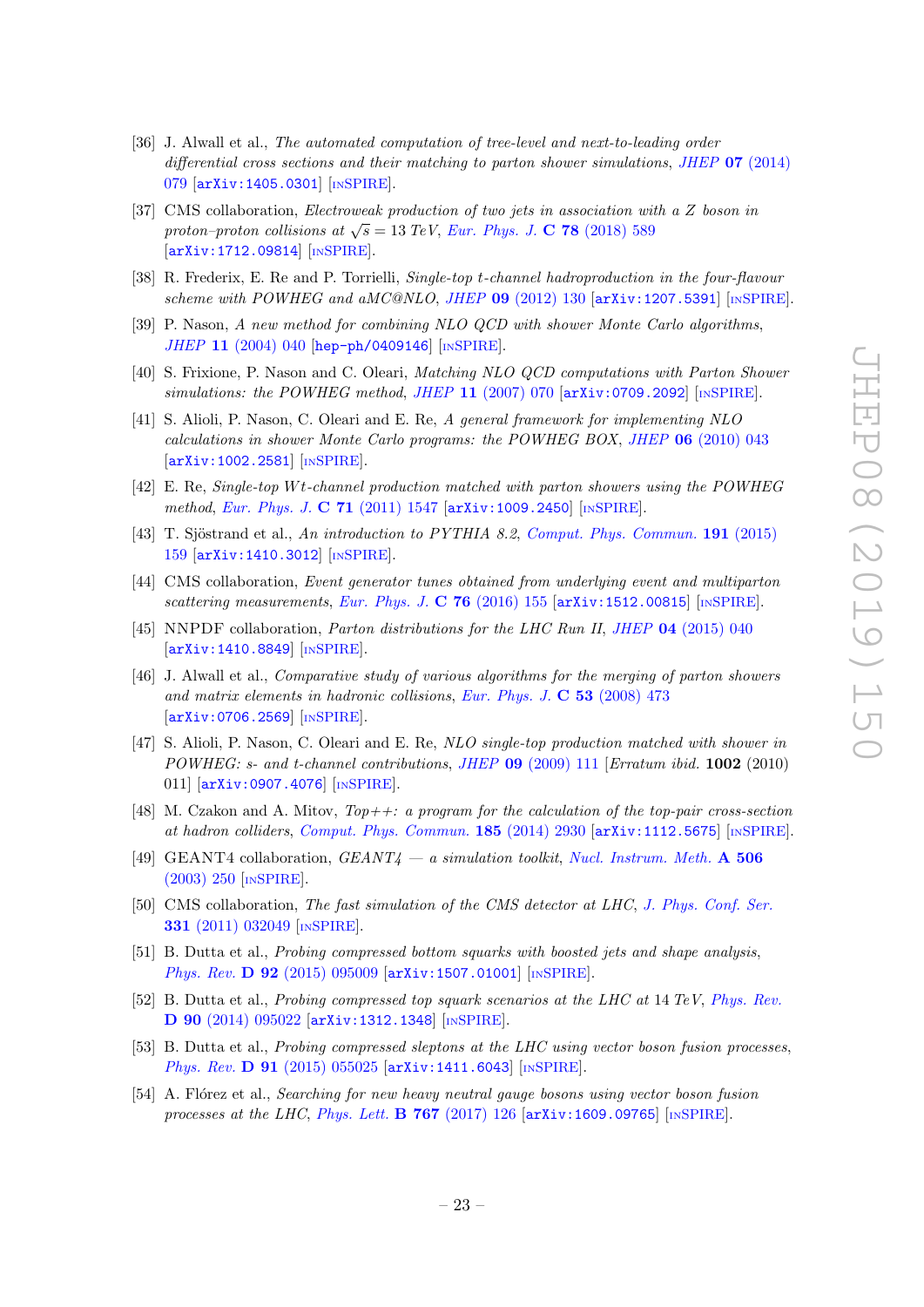[36] J. Alwall et al., *The automated computation of tree-level and next-to-leading order differential cross sections and their matching to parton shower simulations*, JHEP **07** (2014) 079 [arXiv:1405.0301] [INSPIRE].

[37] CMS collaboration, *Electroweak production of two jets in association with a Z boson in proton–proton collisions at* $\sqrt{s} = 13$ *TeV*, Eur. Phys. J. **C 78** (2018) 589 [arXiv:1712.09814] [INSPIRE].

[38] R. Frederix, E. Re and P. Torrielli, *Single-top t-channel hadroproduction in the four-flavour scheme with POWHEG and aMC@NLO*, JHEP **09** (2012) 130 [arXiv:1207.5391] [INSPIRE].

[39] P. Nason, *A new method for combining NLO QCD with shower Monte Carlo algorithms*, JHEP **11** (2004) 040 [hep-ph/0409146] [INSPIRE].

[40] S. Frixione, P. Nason and C. Oleari, *Matching NLO QCD computations with Parton Shower simulations: the POWHEG method*, JHEP **11** (2007) 070 [arXiv:0709.2092] [INSPIRE].

[41] S. Alioli, P. Nason, C. Oleari and E. Re, *A general framework for implementing NLO calculations in shower Monte Carlo programs: the POWHEG BOX*, JHEP **06** (2010) 043 [arXiv:1002.2581] [INSPIRE].

[42] E. Re, *Single-top Wt-channel production matched with parton showers using the POWHEG method*, Eur. Phys. J. **C 71** (2011) 1547 [arXiv:1009.2450] [INSPIRE].

[43] T. Sjöstrand et al., *An introduction to PYTHIA 8.2*, Comput. Phys. Commun. **191** (2015) 159 [arXiv:1410.3012] [INSPIRE].

[44] CMS collaboration, *Event generator tunes obtained from underlying event and multiparton scattering measurements*, Eur. Phys. J. **C 76** (2016) 155 [arXiv:1512.00815] [INSPIRE].

[45] NNPDF collaboration, *Parton distributions for the LHC Run II*, JHEP **04** (2015) 040 [arXiv:1410.8849] [INSPIRE].

[46] J. Alwall et al., *Comparative study of various algorithms for the merging of parton showers and matrix elements in hadronic collisions*, Eur. Phys. J. **C 53** (2008) 473 [arXiv:0706.2569] [INSPIRE].

[47] S. Alioli, P. Nason, C. Oleari and E. Re, *NLO single-top production matched with shower in POWHEG: s- and t-channel contributions*, JHEP **09** (2009) 111 [Erratum ibid. **1002** (2010) 011] [arXiv:0907.4076] [INSPIRE].

[48] M. Czakon and A. Mitov, *Top++: a program for the calculation of the top-pair cross-section at hadron colliders*, Comput. Phys. Commun. **185** (2014) 2930 [arXiv:1112.5675] [INSPIRE].

[49] GEANT4 collaboration, *GEANT4 — a simulation toolkit*, Nucl. Instrum. Meth. **A 506** (2003) 250 [INSPIRE].

[50] CMS collaboration, *The fast simulation of the CMS detector at LHC*, J. Phys. Conf. Ser. **331** (2011) 032049 [INSPIRE].

[51] B. Dutta et al., *Probing compressed bottom squarks with boosted jets and shape analysis*, Phys. Rev. **D 92** (2015) 095009 [arXiv:1507.01001] [INSPIRE].

[52] B. Dutta et al., *Probing compressed top squark scenarios at the LHC at 14 TeV*, Phys. Rev. **D 90** (2014) 095022 [arXiv:1312.1348] [INSPIRE].

[53] B. Dutta et al., *Probing compressed sleptons at the LHC using vector boson fusion processes*, Phys. Rev. **D 91** (2015) 055025 [arXiv:1411.6043] [INSPIRE].

[54] A. Flórez et al., *Searching for new heavy neutral gauge bosons using vector boson fusion processes at the LHC*, Phys. Lett. **B 767** (2017) 126 [arXiv:1609.09765] [INSPIRE].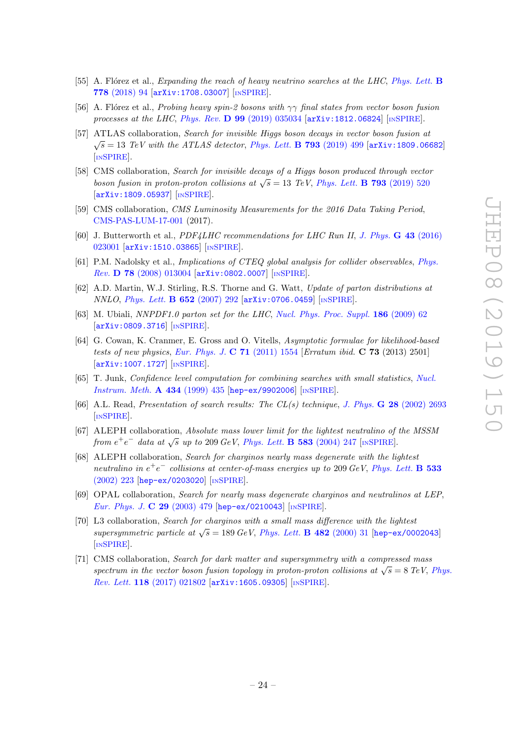[55] A. Flórez et al., *Expanding the reach of heavy neutrino searches at the LHC*, *Phys. Lett.* **B 778** (2018) 94 [arXiv:1708.03007] [INSPIRE].

[56] A. Flórez et al., *Probing heavy spin-2 bosons with $\gamma\gamma$ final states from vector boson fusion processes at the LHC*, *Phys. Rev.* **D 99** (2019) 035034 [arXiv:1812.06824] [INSPIRE].

[57] ATLAS collaboration, *Search for invisible Higgs boson decays in vector boson fusion at $\sqrt{s} = 13$ TeV with the ATLAS detector*, *Phys. Lett.* **B 793** (2019) 499 [arXiv:1809.06682] [INSPIRE].

[58] CMS collaboration, *Search for invisible decays of a Higgs boson produced through vector boson fusion in proton-proton collisions at $\sqrt{s} = 13$ TeV*, *Phys. Lett.* **B 793** (2019) 520 [arXiv:1809.05937] [INSPIRE].

[59] CMS collaboration, *CMS Luminosity Measurements for the 2016 Data Taking Period*, CMS-PAS-LUM-17-001 (2017).

[60] J. Butterworth et al., *PDF4LHC recommendations for LHC Run II*, *J. Phys.* **G 43** (2016) 023001 [arXiv:1510.03865] [INSPIRE].

[61] P.M. Nadolsky et al., *Implications of CTEQ global analysis for collider observables*, *Phys. Rev.* **D 78** (2008) 013004 [arXiv:0802.0007] [INSPIRE].

[62] A.D. Martin, W.J. Stirling, R.S. Thorne and G. Watt, *Update of parton distributions at NNLO*, *Phys. Lett.* **B 652** (2007) 292 [arXiv:0706.0459] [INSPIRE].

[63] M. Ubiali, *NNPDF1.0 parton set for the LHC*, *Nucl. Phys. Proc. Suppl.* **186** (2009) 62 [arXiv:0809.3716] [INSPIRE].

[64] G. Cowan, K. Cranmer, E. Gross and O. Vitells, *Asymptotic formulae for likelihood-based tests of new physics*, *Eur. Phys. J.* **C 71** (2011) 1554 [Erratum ibid. **C 73** (2013) 2501] [arXiv:1007.1727] [INSPIRE].

[65] T. Junk, *Confidence level computation for combining searches with small statistics*, *Nucl. Instrum. Meth.* **A 434** (1999) 435 [hep-ex/9902006] [INSPIRE].

[66] A.L. Read, *Presentation of search results: The CL(s) technique*, *J. Phys.* **G 28** (2002) 2693 [INSPIRE].

[67] ALEPH collaboration, *Absolute mass lower limit for the lightest neutralino of the MSSM from $e^+e^-$ data at $\sqrt{s}$ up to 209 GeV*, *Phys. Lett.* **B 583** (2004) 247 [INSPIRE].

[68] ALEPH collaboration, *Search for charginos nearly mass degenerate with the lightest neutralino in $e^+e^-$ collisions at center-of-mass energies up to 209 GeV*, *Phys. Lett.* **B 533** (2002) 223 [hep-ex/0203020] [INSPIRE].

[69] OPAL collaboration, *Search for nearly mass degenerate charginos and neutralinos at LEP*, *Eur. Phys. J.* **C 29** (2003) 479 [hep-ex/0210043] [INSPIRE].

[70] L3 collaboration, *Search for charginos with a small mass difference with the lightest supersymmetric particle at $\sqrt{s} = 189$ GeV*, *Phys. Lett.* **B 482** (2000) 31 [hep-ex/0002043] [INSPIRE].

[71] CMS collaboration, *Search for dark matter and supersymmetry with a compressed mass spectrum in the vector boson fusion topology in proton-proton collisions at $\sqrt{s} = 8$ TeV*, *Phys. Rev. Lett.* **118** (2017) 021802 [arXiv:1605.09305] [INSPIRE].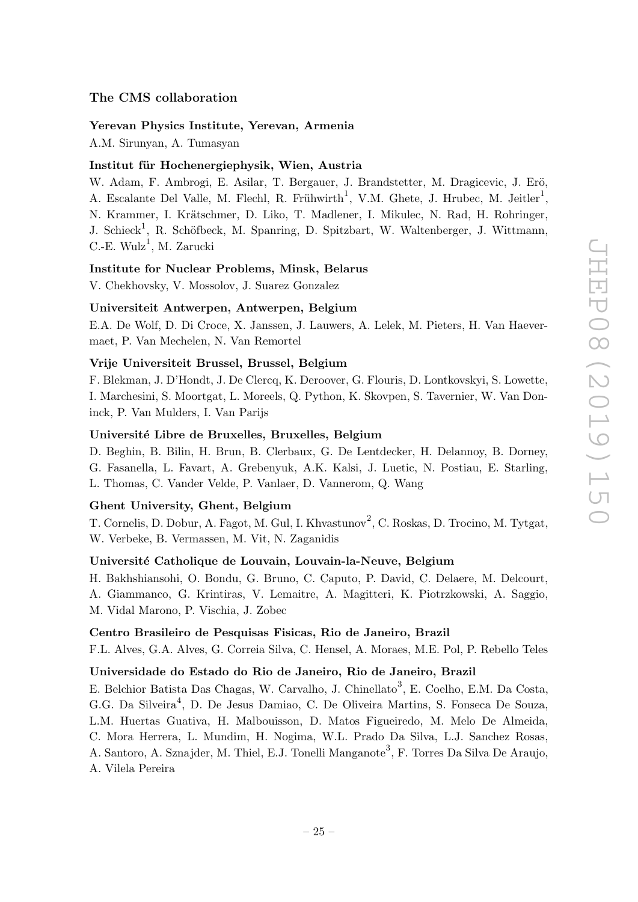# The CMS collaboration

### Yerevan Physics Institute, Yerevan, Armenia

A.M. Sirunyan, A. Tumasyan

### Institut für Hochenergiephysik, Wien, Austria

W. Adam, F. Ambrogi, E. Asilar, T. Bergauer, J. Brandstetter, M. Dragicevic, J. Erö, A. Escalante Del Valle, M. Flechl, R. Frühwirth[1], V.M. Ghete, J. Hrubec, M. Jeitler[1], N. Krammer, I. Krätschmer, D. Liko, T. Madlener, I. Mikulec, N. Rad, H. Rohringer, J. Schieck[1], R. Schöfbeck, M. Spanring, D. Spitzbart, W. Waltenberger, J. Wittmann, C.-E. Wulz[1], M. Zarucki

### Institute for Nuclear Problems, Minsk, Belarus

V. Chekhovsky, V. Mossolov, J. Suarez Gonzalez

### Universiteit Antwerpen, Antwerpen, Belgium

E.A. De Wolf, D. Di Croce, X. Janssen, J. Lauwers, A. Lelek, M. Pieters, H. Van Haevermaet, P. Van Mechelen, N. Van Remortel

### Vrije Universiteit Brussel, Brussel, Belgium

F. Blekman, J. D'Hondt, J. De Clercq, K. Deroover, G. Flouris, D. Lontkovskyi, S. Lowette, I. Marchesini, S. Moortgat, L. Moreels, Q. Python, K. Skovpen, S. Tavernier, W. Van Doninck, P. Van Mulders, I. Van Parijs

### Université Libre de Bruxelles, Bruxelles, Belgium

D. Beghin, B. Bilin, H. Brun, B. Clerbaux, G. De Lentdecker, H. Delannoy, B. Dorney, G. Fasanella, L. Favart, A. Grebenyuk, A.K. Kalsi, J. Luetic, N. Postiau, E. Starling, L. Thomas, C. Vander Velde, P. Vanlaer, D. Vannerom, Q. Wang

### Ghent University, Ghent, Belgium

T. Cornelis, D. Dobur, A. Fagot, M. Gul, I. Khvastunov[2], C. Roskas, D. Trocino, M. Tytgat, W. Verbeke, B. Vermassen, M. Vit, N. Zaganidis

### Université Catholique de Louvain, Louvain-la-Neuve, Belgium

H. Bakhshiansohi, O. Bondu, G. Bruno, C. Caputo, P. David, C. Delaere, M. Delcourt, A. Giammanco, G. Krintiras, V. Lemaitre, A. Magitteri, K. Piotrzkowski, A. Saggio, M. Vidal Marono, P. Vischia, J. Zobec

### Centro Brasileiro de Pesquisas Fisicas, Rio de Janeiro, Brazil

F.L. Alves, G.A. Alves, G. Correia Silva, C. Hensel, A. Moraes, M.E. Pol, P. Rebello Teles

### Universidade do Estado do Rio de Janeiro, Rio de Janeiro, Brazil

E. Belchior Batista Das Chagas, W. Carvalho, J. Chinellato[3], E. Coelho, E.M. Da Costa, G.G. Da Silveira[4], D. De Jesus Damiao, C. De Oliveira Martins, S. Fonseca De Souza, L.M. Huertas Guativa, H. Malbouisson, D. Matos Figueiredo, M. Melo De Almeida, C. Mora Herrera, L. Mundim, H. Nogima, W.L. Prado Da Silva, L.J. Sanchez Rosas, A. Santoro, A. Sznajder, M. Thiel, E.J. Tonelli Manganote[3], F. Torres Da Silva De Araujo, A. Vilela Pereira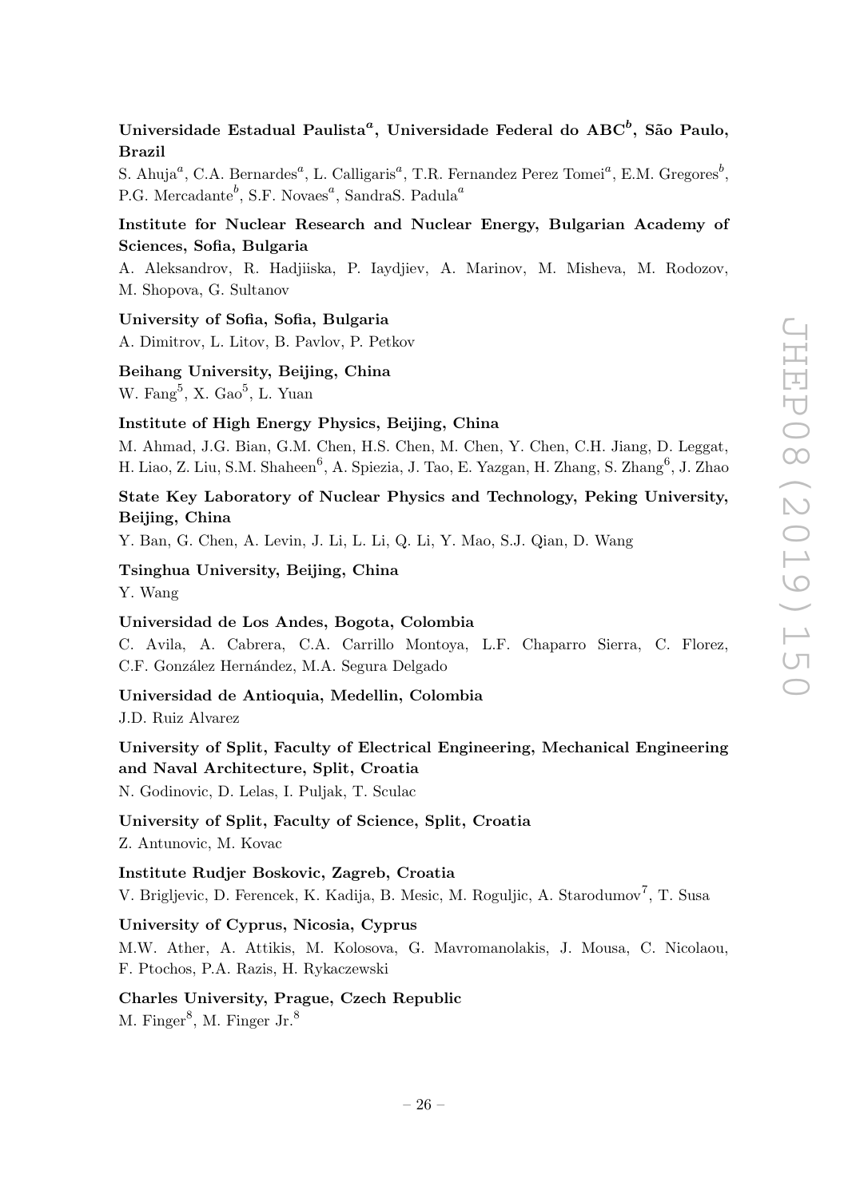**Universidade Estadual Paulista[a], Universidade Federal do ABC[b], São Paulo, Brazil**

S. Ahuja[a], C.A. Bernardes[a], L. Calligaris[a], T.R. Fernandez Perez Tomei[a], E.M. Gregores[b], P.G. Mercadante[b], S.F. Novaes[a], SandraS. Padula[a]

**Institute for Nuclear Research and Nuclear Energy, Bulgarian Academy of Sciences, Sofia, Bulgaria**

A. Aleksandrov, R. Hadjiiska, P. Iaydjiev, A. Marinov, M. Misheva, M. Rodozov, M. Shopova, G. Sultanov

**University of Sofia, Sofia, Bulgaria**

A. Dimitrov, L. Litov, B. Pavlov, P. Petkov

**Beihang University, Beijing, China**

W. Fang[5], X. Gao[5], L. Yuan

**Institute of High Energy Physics, Beijing, China**

M. Ahmad, J.G. Bian, G.M. Chen, H.S. Chen, M. Chen, Y. Chen, C.H. Jiang, D. Leggat, H. Liao, Z. Liu, S.M. Shaheen[6], A. Spiezia, J. Tao, E. Yazgan, H. Zhang, S. Zhang[6], J. Zhao

**State Key Laboratory of Nuclear Physics and Technology, Peking University, Beijing, China**

Y. Ban, G. Chen, A. Levin, J. Li, L. Li, Q. Li, Y. Mao, S.J. Qian, D. Wang

**Tsinghua University, Beijing, China**

Y. Wang

**Universidad de Los Andes, Bogota, Colombia**

C. Avila, A. Cabrera, C.A. Carrillo Montoya, L.F. Chaparro Sierra, C. Florez, C.F. González Hernández, M.A. Segura Delgado

**Universidad de Antioquia, Medellin, Colombia**

J.D. Ruiz Alvarez

**University of Split, Faculty of Electrical Engineering, Mechanical Engineering and Naval Architecture, Split, Croatia**

N. Godinovic, D. Lelas, I. Puljak, T. Sculac

**University of Split, Faculty of Science, Split, Croatia**

Z. Antunovic, M. Kovac

**Institute Rudjer Boskovic, Zagreb, Croatia**

V. Brigljevic, D. Ferencek, K. Kadija, B. Mesic, M. Roguljic, A. Starodumov[7], T. Susa

**University of Cyprus, Nicosia, Cyprus**

M.W. Ather, A. Attikis, M. Kolosova, G. Mavromanolakis, J. Mousa, C. Nicolaou, F. Ptochos, P.A. Razis, H. Rykaczewski

**Charles University, Prague, Czech Republic**

M. Finger[8], M. Finger Jr.[8]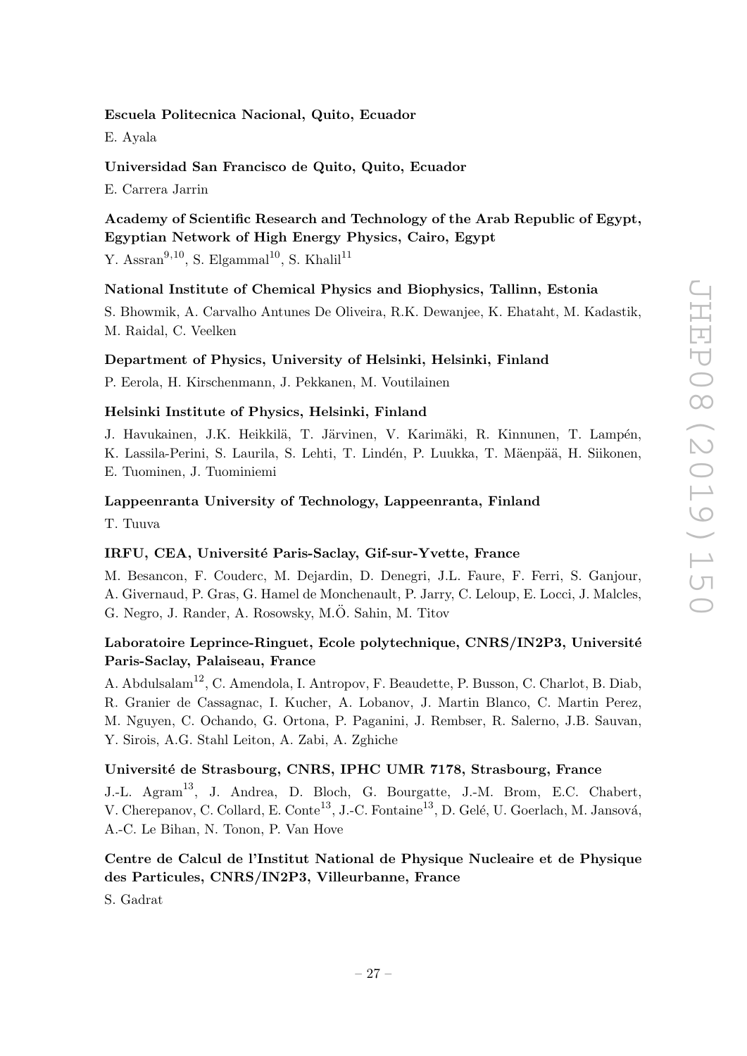**Escuela Politecnica Nacional, Quito, Ecuador**

E. Ayala

**Universidad San Francisco de Quito, Quito, Ecuador**

E. Carrera Jarrin

**Academy of Scientific Research and Technology of the Arab Republic of Egypt, Egyptian Network of High Energy Physics, Cairo, Egypt**

Y. Assran[9,10], S. Elgammal[10], S. Khalil[11]

**National Institute of Chemical Physics and Biophysics, Tallinn, Estonia**

S. Bhowmik, A. Carvalho Antunes De Oliveira, R.K. Dewanjee, K. Ehataht, M. Kadastik, M. Raidal, C. Veelken

**Department of Physics, University of Helsinki, Helsinki, Finland**

P. Eerola, H. Kirschenmann, J. Pekkanen, M. Voutilainen

**Helsinki Institute of Physics, Helsinki, Finland**

J. Havukainen, J.K. Heikkilä, T. Järvinen, V. Karimäki, R. Kinnunen, T. Lampén, K. Lassila-Perini, S. Laurila, S. Lehti, T. Lindén, P. Luukka, T. Mäenpää, H. Siikonen, E. Tuominen, J. Tuominiemi

**Lappeenranta University of Technology, Lappeenranta, Finland**

T. Tuuva

**IRFU, CEA, Université Paris-Saclay, Gif-sur-Yvette, France**

M. Besancon, F. Couderc, M. Dejardin, D. Denegri, J.L. Faure, F. Ferri, S. Ganjour, A. Givernaud, P. Gras, G. Hamel de Monchenault, P. Jarry, C. Leloup, E. Locci, J. Malcles, G. Negro, J. Rander, A. Rosowsky, M.Ö. Sahin, M. Titov

**Laboratoire Leprince-Ringuet, Ecole polytechnique, CNRS/IN2P3, Université Paris-Saclay, Palaiseau, France**

A. Abdulsalam[12], C. Amendola, I. Antropov, F. Beaudette, P. Busson, C. Charlot, B. Diab, R. Granier de Cassagnac, I. Kucher, A. Lobanov, J. Martin Blanco, C. Martin Perez, M. Nguyen, C. Ochando, G. Ortona, P. Paganini, J. Rembser, R. Salerno, J.B. Sauvan, Y. Sirois, A.G. Stahl Leiton, A. Zabi, A. Zghiche

**Université de Strasbourg, CNRS, IPHC UMR 7178, Strasbourg, France**

J.-L. Agram[13], J. Andrea, D. Bloch, G. Bourgatte, J.-M. Brom, E.C. Chabert, V. Cherepanov, C. Collard, E. Conte[13], J.-C. Fontaine[13], D. Gelé, U. Goerlach, M. Jansová, A.-C. Le Bihan, N. Tonon, P. Van Hove

**Centre de Calcul de l'Institut National de Physique Nucleaire et de Physique des Particules, CNRS/IN2P3, Villeurbanne, France**

S. Gadrat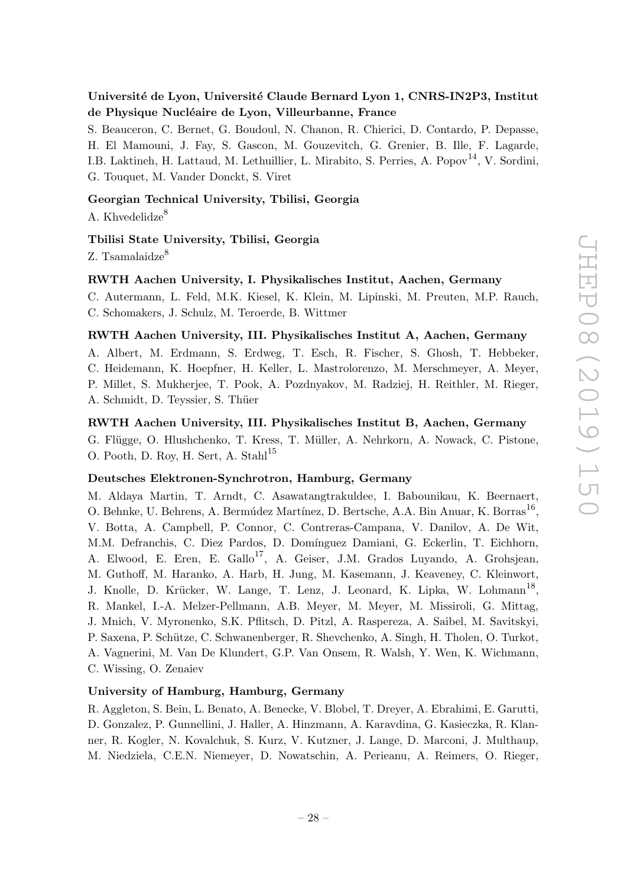**Université de Lyon, Université Claude Bernard Lyon 1, CNRS-IN2P3, Institut de Physique Nucléaire de Lyon, Villeurbanne, France**

S. Beauceron, C. Bernet, G. Boudoul, N. Chanon, R. Chierici, D. Contardo, P. Depasse, H. El Mamouni, J. Fay, S. Gascon, M. Gouzevitch, G. Grenier, B. Ille, F. Lagarde, I.B. Laktineh, H. Lattaud, M. Lethuillier, L. Mirabito, S. Perries, A. Popov[14], V. Sordini, G. Touquet, M. Vander Donckt, S. Viret

**Georgian Technical University, Tbilisi, Georgia**

A. Khvedelidze[8]

**Tbilisi State University, Tbilisi, Georgia**

Z. Tsamalaidze[8]

**RWTH Aachen University, I. Physikalisches Institut, Aachen, Germany**

C. Autermann, L. Feld, M.K. Kiesel, K. Klein, M. Lipinski, M. Preuten, M.P. Rauch, C. Schomakers, J. Schulz, M. Teroerde, B. Wittmer

**RWTH Aachen University, III. Physikalisches Institut A, Aachen, Germany**

A. Albert, M. Erdmann, S. Erdweg, T. Esch, R. Fischer, S. Ghosh, T. Hebbeker, C. Heidemann, K. Hoepfner, H. Keller, L. Mastrolorenzo, M. Merschmeyer, A. Meyer, P. Millet, S. Mukherjee, T. Pook, A. Pozdnyakov, M. Radziej, H. Reithler, M. Rieger, A. Schmidt, D. Teyssier, S. Thüer

**RWTH Aachen University, III. Physikalisches Institut B, Aachen, Germany**

G. Flügge, O. Hlushchenko, T. Kress, T. Müller, A. Nehrkorn, A. Nowack, C. Pistone, O. Pooth, D. Roy, H. Sert, A. Stahl[15]

**Deutsches Elektronen-Synchrotron, Hamburg, Germany**

M. Aldaya Martin, T. Arndt, C. Asawatangtrakuldee, I. Babounikau, K. Beernaert, O. Behnke, U. Behrens, A. Bermúdez Martínez, D. Bertsche, A.A. Bin Anuar, K. Borras[16], V. Botta, A. Campbell, P. Connor, C. Contreras-Campana, V. Danilov, A. De Wit, M.M. Defranchis, C. Diez Pardos, D. Domínguez Damiani, G. Eckerlin, T. Eichhorn, A. Elwood, E. Eren, E. Gallo[17], A. Geiser, J.M. Grados Luyando, A. Grohsjean, M. Guthoff, M. Haranko, A. Harb, H. Jung, M. Kasemann, J. Keaveney, C. Kleinwort, J. Knolle, D. Krücker, W. Lange, T. Lenz, J. Leonard, K. Lipka, W. Lohmann[18], R. Mankel, I.-A. Melzer-Pellmann, A.B. Meyer, M. Meyer, M. Missiroli, G. Mittag, J. Mnich, V. Myronenko, S.K. Pflitsch, D. Pitzl, A. Raspereza, A. Saibel, M. Savitskyi, P. Saxena, P. Schütze, C. Schwanenberger, R. Shevchenko, A. Singh, H. Tholen, O. Turkot, A. Vagnerini, M. Van De Klundert, G.P. Van Onsem, R. Walsh, Y. Wen, K. Wichmann, C. Wissing, O. Zenaiev

**University of Hamburg, Hamburg, Germany**

R. Aggleton, S. Bein, L. Benato, A. Benecke, V. Blobel, T. Dreyer, A. Ebrahimi, E. Garutti, D. Gonzalez, P. Gunnellini, J. Haller, A. Hinzmann, A. Karavdina, G. Kasieczka, R. Klanner, R. Kogler, N. Kovalchuk, S. Kurz, V. Kutzner, J. Lange, D. Marconi, J. Multhaup, M. Niedziela, C.E.N. Niemeyer, D. Nowatschin, A. Perieanu, A. Reimers, O. Rieger,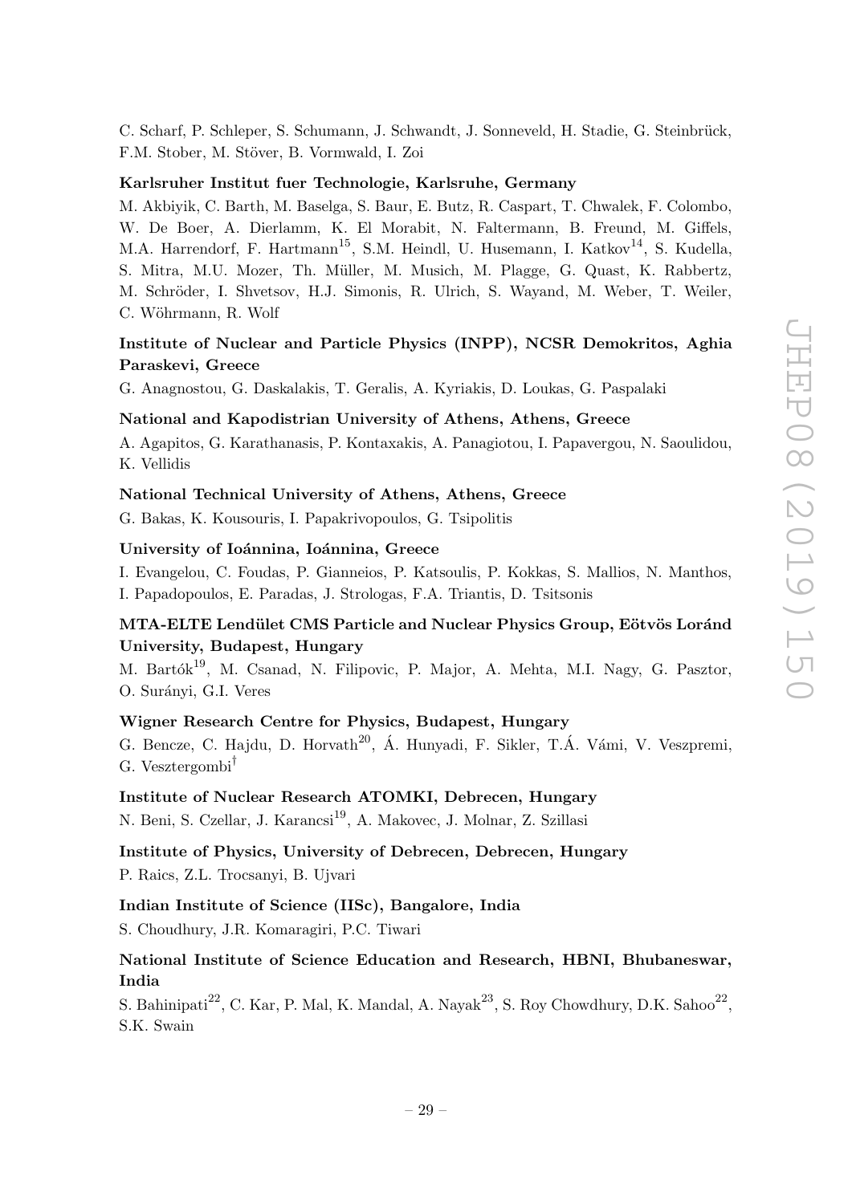C. Scharf, P. Schleper, S. Schumann, J. Schwandt, J. Sonneveld, H. Stadie, G. Steinbrück, F.M. Stober, M. Stöver, B. Vormwald, I. Zoi

**Karlsruher Institut fuer Technologie, Karlsruhe, Germany**

M. Akbiyik, C. Barth, M. Baselga, S. Baur, E. Butz, R. Caspart, T. Chwalek, F. Colombo, W. De Boer, A. Dierlamm, K. El Morabit, N. Faltermann, B. Freund, M. Giffels, M.A. Harrendorf, F. Hartmann[15], S.M. Heindl, U. Husemann, I. Katkov[14], S. Kudella, S. Mitra, M.U. Mozer, Th. Müller, M. Musich, M. Plagge, G. Quast, K. Rabbertz, M. Schröder, I. Shvetsov, H.J. Simonis, R. Ulrich, S. Wayand, M. Weber, T. Weiler, C. Wöhrmann, R. Wolf

**Institute of Nuclear and Particle Physics (INPP), NCSR Demokritos, Aghia Paraskevi, Greece**

G. Anagnostou, G. Daskalakis, T. Geralis, A. Kyriakis, D. Loukas, G. Paspalaki

**National and Kapodistrian University of Athens, Athens, Greece**

A. Agapitos, G. Karathanasis, P. Kontaxakis, A. Panagiotou, I. Papavergou, N. Saoulidou, K. Vellidis

**National Technical University of Athens, Athens, Greece**

G. Bakas, K. Kousouris, I. Papakrivopoulos, G. Tsipolitis

**University of Ioánnina, Ioánnina, Greece**

I. Evangelou, C. Foudas, P. Gianneios, P. Katsoulis, P. Kokkas, S. Mallios, N. Manthos, I. Papadopoulos, E. Paradas, J. Strologas, F.A. Triantis, D. Tsitsonis

**MTA-ELTE Lendület CMS Particle and Nuclear Physics Group, Eötvös Loránd University, Budapest, Hungary**

M. Bartók[19], M. Csanad, N. Filipovic, P. Major, A. Mehta, M.I. Nagy, G. Pasztor, O. Surányi, G.I. Veres

**Wigner Research Centre for Physics, Budapest, Hungary**

G. Bencze, C. Hajdu, D. Horvath[20], Á. Hunyadi, F. Sikler, T.Á. Vámi, V. Veszpremi, G. Vesztergombi[†]

**Institute of Nuclear Research ATOMKI, Debrecen, Hungary**

N. Beni, S. Czellar, J. Karancsi[19], A. Makovec, J. Molnar, Z. Szillasi

**Institute of Physics, University of Debrecen, Debrecen, Hungary**

P. Raics, Z.L. Trocsanyi, B. Ujvari

**Indian Institute of Science (IISc), Bangalore, India**

S. Choudhury, J.R. Komaragiri, P.C. Tiwari

**National Institute of Science Education and Research, HBNI, Bhubaneswar, India**

S. Bahinipati[22], C. Kar, P. Mal, K. Mandal, A. Nayak[23], S. Roy Chowdhury, D.K. Sahoo[22], S.K. Swain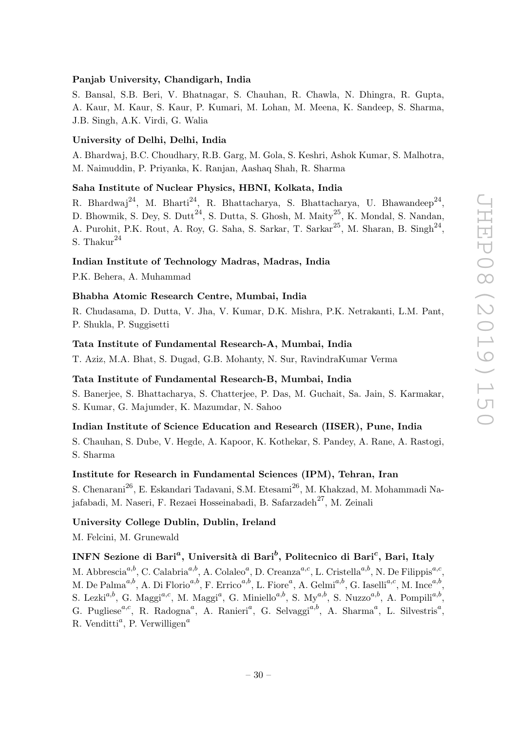**Panjab University, Chandigarh, India**

S. Bansal, S.B. Beri, V. Bhatnagar, S. Chauhan, R. Chawla, N. Dhingra, R. Gupta, A. Kaur, M. Kaur, S. Kaur, P. Kumari, M. Lohan, M. Meena, K. Sandeep, S. Sharma, J.B. Singh, A.K. Virdi, G. Walia

**University of Delhi, Delhi, India**

A. Bhardwaj, B.C. Choudhary, R.B. Garg, M. Gola, S. Keshri, Ashok Kumar, S. Malhotra, M. Naimuddin, P. Priyanka, K. Ranjan, Aashaq Shah, R. Sharma

**Saha Institute of Nuclear Physics, HBNI, Kolkata, India**

R. Bhardwaj[24], M. Bharti[24], R. Bhattacharya, S. Bhattacharya, U. Bhawandeep[24], D. Bhowmik, S. Dey, S. Dutt[24], S. Dutta, S. Ghosh, M. Maity[25], K. Mondal, S. Nandan, A. Purohit, P.K. Rout, A. Roy, G. Saha, S. Sarkar, T. Sarkar[25], M. Sharan, B. Singh[24], S. Thakur[24]

**Indian Institute of Technology Madras, Madras, India**

P.K. Behera, A. Muhammad

**Bhabha Atomic Research Centre, Mumbai, India**

R. Chudasama, D. Dutta, V. Jha, V. Kumar, D.K. Mishra, P.K. Netrakanti, L.M. Pant, P. Shukla, P. Suggisetti

**Tata Institute of Fundamental Research-A, Mumbai, India**

T. Aziz, M.A. Bhat, S. Dugad, G.B. Mohanty, N. Sur, RavindraKumar Verma

**Tata Institute of Fundamental Research-B, Mumbai, India**

S. Banerjee, S. Bhattacharya, S. Chatterjee, P. Das, M. Guchait, Sa. Jain, S. Karmakar, S. Kumar, G. Majumder, K. Mazumdar, N. Sahoo

**Indian Institute of Science Education and Research (IISER), Pune, India**

S. Chauhan, S. Dube, V. Hegde, A. Kapoor, K. Kothekar, S. Pandey, A. Rane, A. Rastogi, S. Sharma

**Institute for Research in Fundamental Sciences (IPM), Tehran, Iran**

S. Chenarani[26], E. Eskandari Tadavani, S.M. Etesami[26], M. Khakzad, M. Mohammadi Najafabadi, M. Naseri, F. Rezaei Hosseinabadi, B. Safarzadeh[27], M. Zeinali

**University College Dublin, Dublin, Ireland**

M. Felcini, M. Grunewald

**INFN Sezione di Bari[a], Università di Bari[b], Politecnico di Bari[c], Bari, Italy**

M. Abbrescia[a,b], C. Calabria[a,b], A. Colaleo[a], D. Creanza[a,c], L. Cristella[a,b], N. De Filippis[a,c], M. De Palma[a,b], A. Di Florio[a,b], F. Errico[a,b], L. Fiore[a], A. Gelmi[a,b], G. Iaselli[a,c], M. Ince[a,b], S. Lezki[a,b], G. Maggi[a,c], M. Maggi[a], G. Miniello[a,b], S. My[a,b], S. Nuzzo[a,b], A. Pompili[a,b], G. Pugliese[a,c], R. Radogna[a], A. Ranieri[a], G. Selvaggi[a,b], A. Sharma[a], L. Silvestris[a], R. Venditti[a], P. Verwilligen[a]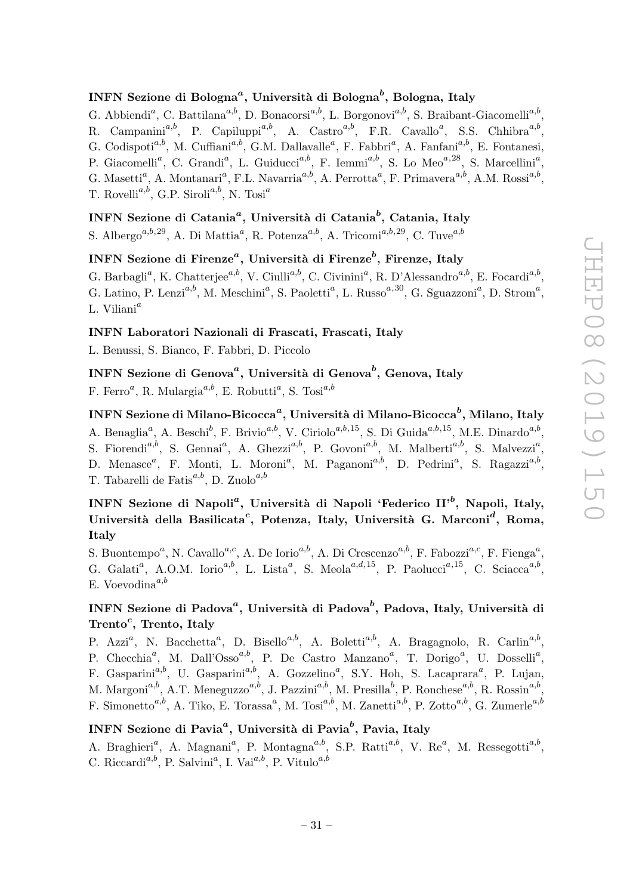### INFN Sezione di Bologna[a], Università di Bologna[b], Bologna, Italy

G. Abbiendi[a], C. Battilana[a,b], D. Bonacorsi[a,b], L. Borgonovi[a,b], S. Braibant-Giacomelli[a,b], R. Campanini[a,b], P. Capiluppi[a,b], A. Castro[a,b], F.R. Cavallo[a], S.S. Chhibra[a,b], G. Codispoti[a,b], M. Cuffiani[a,b], G.M. Dallavalle[a], F. Fabbri[a], A. Fanfani[a,b], E. Fontanesi, P. Giacomelli[a], C. Grandi[a], L. Guiducci[a,b], F. Iemmi[a,b], S. Lo Meo[a,28], S. Marcellini[a], G. Masetti[a], A. Montanari[a], F.L. Navarria[a,b], A. Perrotta[a], F. Primavera[a,b], A.M. Rossi[a,b], T. Rovelli[a,b], G.P. Siroli[a,b], N. Tosi[a]

### INFN Sezione di Catania[a], Università di Catania[b], Catania, Italy

S. Albergo[a,b,29], A. Di Mattia[a], R. Potenza[a,b], A. Tricomi[a,b,29], C. Tuve[a,b]

### INFN Sezione di Firenze[a], Università di Firenze[b], Firenze, Italy

G. Barbagli[a], K. Chatterjee[a,b], V. Ciulli[a,b], C. Civinini[a], R. D'Alessandro[a,b], E. Focardi[a,b], G. Latino, P. Lenzi[a,b], M. Meschini[a], S. Paoletti[a], L. Russo[a,30], G. Sguazzoni[a], D. Strom[a], L. Viliani[a]

### INFN Laboratori Nazionali di Frascati, Frascati, Italy

L. Benussi, S. Bianco, F. Fabbri, D. Piccolo

### INFN Sezione di Genova[a], Università di Genova[b], Genova, Italy

F. Ferro[a], R. Mulargia[a,b], E. Robutti[a], S. Tosi[a,b]

### INFN Sezione di Milano-Bicocca[a], Università di Milano-Bicocca[b], Milano, Italy

A. Benaglia[a], A. Beschi[b], F. Brivio[a,b], V. Ciriolo[a,b,15], S. Di Guida[a,b,15], M.E. Dinardo[a,b], S. Fiorendi[a,b], S. Gennai[a], A. Ghezzi[a,b], P. Govoni[a,b], M. Malberti[a,b], S. Malvezzi[a], D. Menasce[a], F. Monti, L. Moroni[a], M. Paganoni[a,b], D. Pedrini[a], S. Ragazzi[a,b], T. Tabarelli de Fatis[a,b], D. Zuolo[a,b]

### INFN Sezione di Napoli[a], Università di Napoli 'Federico II'[b], Napoli, Italy, Università della Basilicata[c], Potenza, Italy, Università G. Marconi[d], Roma, Italy

S. Buontempo[a], N. Cavallo[a,c], A. De Iorio[a,b], A. Di Crescenzo[a,b], F. Fabozzi[a,c], F. Fienga[a], G. Galati[a], A.O.M. Iorio[a,b], L. Lista[a], S. Meola[a,d,15], P. Paolucci[a,15], C. Sciacca[a,b], E. Voevodina[a,b]

### INFN Sezione di Padova[a], Università di Padova[b], Padova, Italy, Università di Trento[c], Trento, Italy

P. Azzi[a], N. Bacchetta[a], D. Bisello[a,b], A. Boletti[a,b], A. Bragagnolo, R. Carlin[a,b], P. Checchia[a], M. Dall'Osso[a,b], P. De Castro Manzano[a], T. Dorigo[a], U. Dosselli[a], F. Gasparini[a,b], U. Gasparini[a,b], A. Gozzelino[a], S.Y. Hoh, S. Lacaprara[a], P. Lujan, M. Margoni[a,b], A.T. Meneguzzo[a,b], J. Pazzini[a,b], M. Presilla[b], P. Ronchese[a,b], R. Rossin[a,b], F. Simonetto[a,b], A. Tiko, E. Torassa[a], M. Tosi[a,b], M. Zanetti[a,b], P. Zotto[a,b], G. Zumerle[a,b]

### INFN Sezione di Pavia[a], Università di Pavia[b], Pavia, Italy

A. Braghieri[a], A. Magnani[a], P. Montagna[a,b], S.P. Ratti[a,b], V. Re[a], M. Ressegotti[a,b], C. Riccardi[a,b], P. Salvini[a], I. Vai[a,b], P. Vitulo[a,b]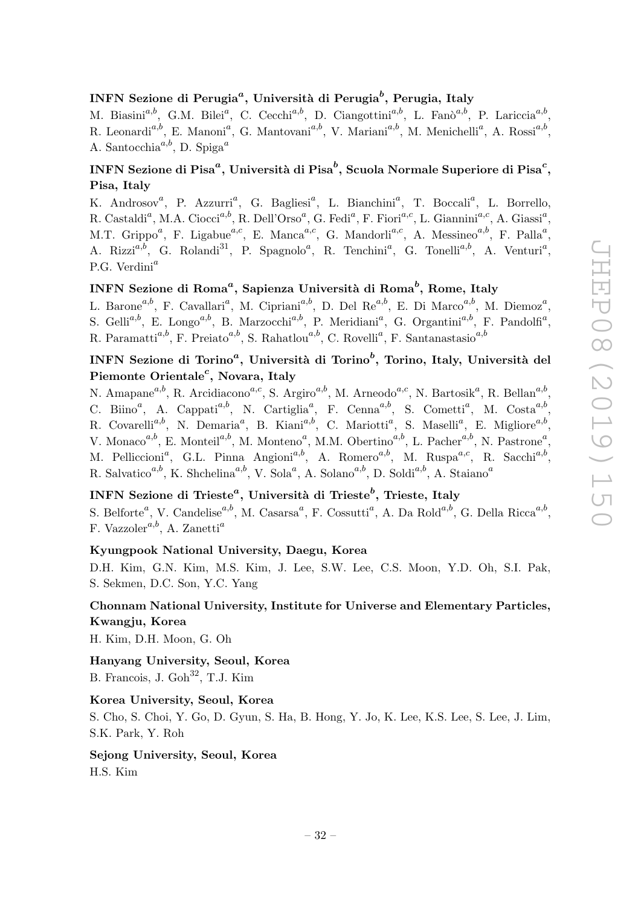### INFN Sezione di Perugia[a], Università di Perugia[b], Perugia, Italy

M. Biasini[a,b], G.M. Bilei[a], C. Cecchi[a,b], D. Ciangottini[a,b], L. Fanò[a,b], P. Lariccia[a,b], R. Leonardi[a,b], E. Manoni[a], G. Mantovani[a,b], V. Mariani[a,b], M. Menichelli[a], A. Rossi[a,b], A. Santocchia[a,b], D. Spiga[a]

### INFN Sezione di Pisa[a], Università di Pisa[b], Scuola Normale Superiore di Pisa[c], Pisa, Italy

K. Androsov[a], P. Azzurri[a], G. Bagliesi[a], L. Bianchini[a], T. Boccali[a], L. Borrello, R. Castaldi[a], M.A. Ciocci[a,b], R. Dell'Orso[a], G. Fedi[a], F. Fiori[a,c], L. Giannini[a,c], A. Giassi[a], M.T. Grippo[a], F. Ligabue[a,c], E. Manca[a,c], G. Mandorli[a,c], A. Messineo[a,b], F. Palla[a], A. Rizzi[a,b], G. Rolandi[31], P. Spagnolo[a], R. Tenchini[a], G. Tonelli[a,b], A. Venturi[a], P.G. Verdini[a]

### INFN Sezione di Roma[a], Sapienza Università di Roma[b], Rome, Italy

L. Barone[a,b], F. Cavallari[a], M. Cipriani[a,b], D. Del Re[a,b], E. Di Marco[a,b], M. Diemoz[a], S. Gelli[a,b], E. Longo[a,b], B. Marzocchi[a,b], P. Meridiani[a], G. Organtini[a,b], F. Pandolfi[a], R. Paramatti[a,b], F. Preiato[a,b], S. Rahatlou[a,b], C. Rovelli[a], F. Santanastasio[a,b]

### INFN Sezione di Torino[a], Università di Torino[b], Torino, Italy, Università del Piemonte Orientale[c], Novara, Italy

N. Amapane[a,b], R. Arcidiacono[a,c], S. Argiro[a,b], M. Arneodo[a,c], N. Bartosik[a], R. Bellan[a,b], C. Biino[a], A. Cappati[a,b], N. Cartiglia[a], F. Cenna[a,b], S. Cometti[a], M. Costa[a,b], R. Covarelli[a,b], N. Demaria[a], B. Kiani[a,b], C. Mariotti[a], S. Maselli[a], E. Migliore[a,b], V. Monaco[a,b], E. Monteil[a,b], M. Monteno[a], M.M. Obertino[a,b], L. Pacher[a,b], N. Pastrone[a], M. Pelliccioni[a], G.L. Pinna Angioni[a,b], A. Romero[a,b], M. Ruspa[a,c], R. Sacchi[a,b], R. Salvatico[a,b], K. Shchelina[a,b], V. Sola[a], A. Solano[a,b], D. Soldi[a,b], A. Staiano[a]

### INFN Sezione di Trieste[a], Università di Trieste[b], Trieste, Italy

S. Belforte[a], V. Candelise[a,b], M. Casarsa[a], F. Cossutti[a], A. Da Rold[a,b], G. Della Ricca[a,b], F. Vazzoler[a,b], A. Zanetti[a]

### Kyungpook National University, Daegu, Korea

D.H. Kim, G.N. Kim, M.S. Kim, J. Lee, S.W. Lee, C.S. Moon, Y.D. Oh, S.I. Pak, S. Sekmen, D.C. Son, Y.C. Yang

### Chonnam National University, Institute for Universe and Elementary Particles, Kwangju, Korea

H. Kim, D.H. Moon, G. Oh

### Hanyang University, Seoul, Korea

B. Francois, J. Goh[32], T.J. Kim

### Korea University, Seoul, Korea

S. Cho, S. Choi, Y. Go, D. Gyun, S. Ha, B. Hong, Y. Jo, K. Lee, K.S. Lee, S. Lee, J. Lim, S.K. Park, Y. Roh

### Sejong University, Seoul, Korea

H.S. Kim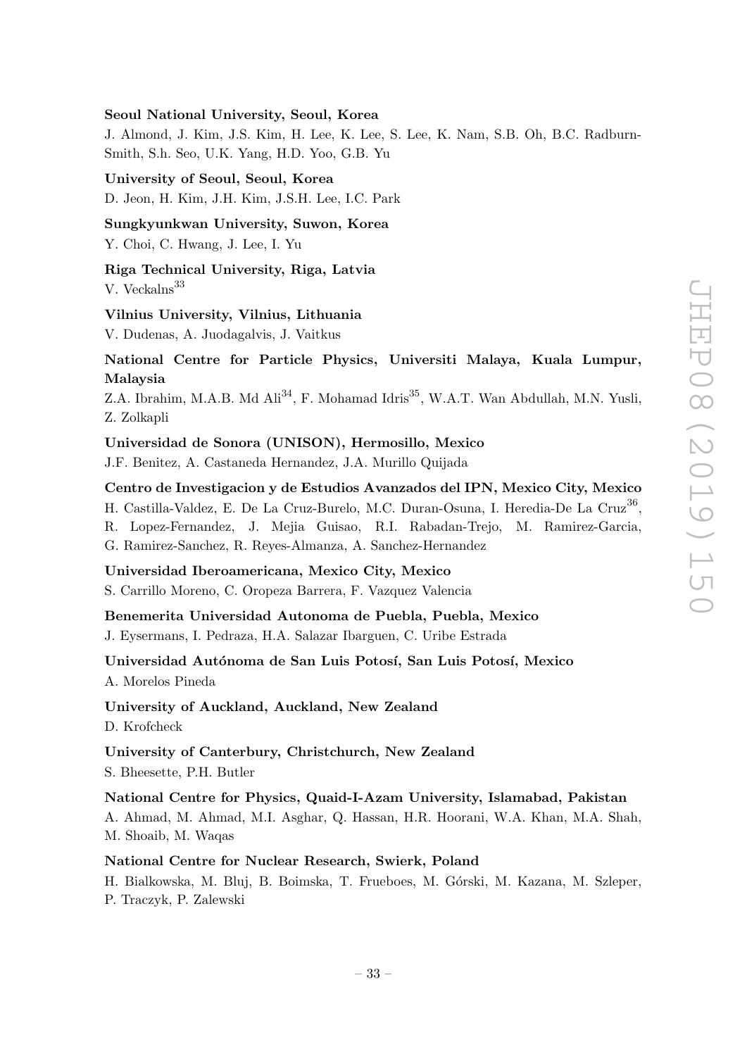**Seoul National University, Seoul, Korea**

J. Almond, J. Kim, J.S. Kim, H. Lee, K. Lee, S. Lee, K. Nam, S.B. Oh, B.C. Radburn-Smith, S.h. Seo, U.K. Yang, H.D. Yoo, G.B. Yu

**University of Seoul, Seoul, Korea**

D. Jeon, H. Kim, J.H. Kim, J.S.H. Lee, I.C. Park

**Sungkyunkwan University, Suwon, Korea**

Y. Choi, C. Hwang, J. Lee, I. Yu

**Riga Technical University, Riga, Latvia**

V. Veckalns[33]

**Vilnius University, Vilnius, Lithuania**

V. Dudenas, A. Juodagalvis, J. Vaitkus

**National Centre for Particle Physics, Universiti Malaya, Kuala Lumpur, Malaysia**

Z.A. Ibrahim, M.A.B. Md Ali[34], F. Mohamad Idris[35], W.A.T. Wan Abdullah, M.N. Yusli, Z. Zolkapli

**Universidad de Sonora (UNISON), Hermosillo, Mexico**

J.F. Benitez, A. Castaneda Hernandez, J.A. Murillo Quijada

**Centro de Investigacion y de Estudios Avanzados del IPN, Mexico City, Mexico**

H. Castilla-Valdez, E. De La Cruz-Burelo, M.C. Duran-Osuna, I. Heredia-De La Cruz[36], R. Lopez-Fernandez, J. Mejia Guisao, R.I. Rabadan-Trejo, M. Ramirez-Garcia, G. Ramirez-Sanchez, R. Reyes-Almanza, A. Sanchez-Hernandez

**Universidad Iberoamericana, Mexico City, Mexico**

S. Carrillo Moreno, C. Oropeza Barrera, F. Vazquez Valencia

**Benemerita Universidad Autonoma de Puebla, Puebla, Mexico**

J. Eysermans, I. Pedraza, H.A. Salazar Ibarguen, C. Uribe Estrada

**Universidad Autónoma de San Luis Potosí, San Luis Potosí, Mexico**

A. Morelos Pineda

**University of Auckland, Auckland, New Zealand**

D. Krofcheck

**University of Canterbury, Christchurch, New Zealand**

S. Bheesette, P.H. Butler

**National Centre for Physics, Quaid-I-Azam University, Islamabad, Pakistan**

A. Ahmad, M. Ahmad, M.I. Asghar, Q. Hassan, H.R. Hoorani, W.A. Khan, M.A. Shah, M. Shoaib, M. Waqas

**National Centre for Nuclear Research, Swierk, Poland**

H. Bialkowska, M. Bluj, B. Boimska, T. Frueboes, M. Górski, M. Kazana, M. Szleper, P. Traczyk, P. Zalewski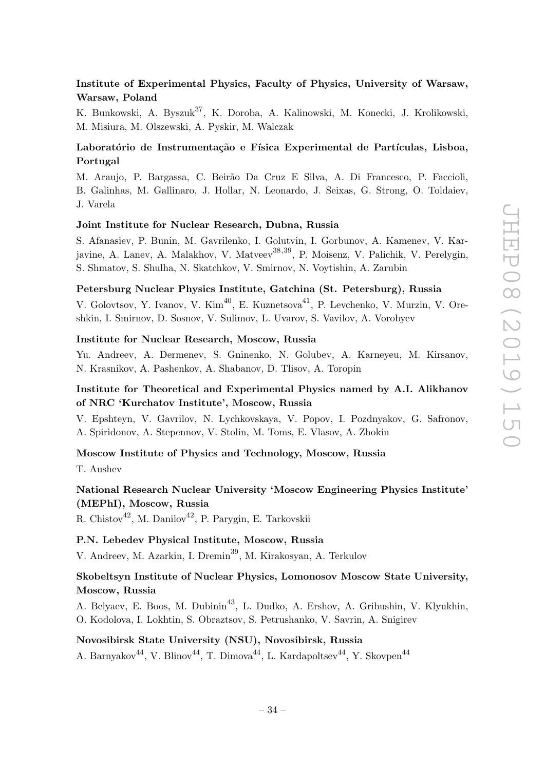**Institute of Experimental Physics, Faculty of Physics, University of Warsaw, Warsaw, Poland**

K. Bunkowski, A. Byszuk[37], K. Doroba, A. Kalinowski, M. Konecki, J. Krolikowski, M. Misiura, M. Olszewski, A. Pyskir, M. Walczak

**Laboratório de Instrumentação e Física Experimental de Partículas, Lisboa, Portugal**

M. Araujo, P. Bargassa, C. Beirão Da Cruz E Silva, A. Di Francesco, P. Faccioli, B. Galinhas, M. Gallinaro, J. Hollar, N. Leonardo, J. Seixas, G. Strong, O. Toldaiev, J. Varela

**Joint Institute for Nuclear Research, Dubna, Russia**

S. Afanasiev, P. Bunin, M. Gavrilenko, I. Golutvin, I. Gorbunov, A. Kamenev, V. Karjavine, A. Lanev, A. Malakhov, V. Matveev[38,39], P. Moisenz, V. Palichik, V. Perelygin, S. Shmatov, S. Shulha, N. Skatchkov, V. Smirnov, N. Voytishin, A. Zarubin

**Petersburg Nuclear Physics Institute, Gatchina (St. Petersburg), Russia**

V. Golovtsov, Y. Ivanov, V. Kim[40], E. Kuznetsova[41], P. Levchenko, V. Murzin, V. Oreshkin, I. Smirnov, D. Sosnov, V. Sulimov, L. Uvarov, S. Vavilov, A. Vorobyev

**Institute for Nuclear Research, Moscow, Russia**

Yu. Andreev, A. Dermenev, S. Gninenko, N. Golubev, A. Karneyeu, M. Kirsanov, N. Krasnikov, A. Pashenkov, A. Shabanov, D. Tlisov, A. Toropin

**Institute for Theoretical and Experimental Physics named by A.I. Alikhanov of NRC 'Kurchatov Institute', Moscow, Russia**

V. Epshteyn, V. Gavrilov, N. Lychkovskaya, V. Popov, I. Pozdnyakov, G. Safronov, A. Spiridonov, A. Stepennov, V. Stolin, M. Toms, E. Vlasov, A. Zhokin

**Moscow Institute of Physics and Technology, Moscow, Russia**

T. Aushev

**National Research Nuclear University 'Moscow Engineering Physics Institute' (MEPhI), Moscow, Russia**

R. Chistov[42], M. Danilov[42], P. Parygin, E. Tarkovskii

**P.N. Lebedev Physical Institute, Moscow, Russia**

V. Andreev, M. Azarkin, I. Dremin[39], M. Kirakosyan, A. Terkulov

**Skobeltsyn Institute of Nuclear Physics, Lomonosov Moscow State University, Moscow, Russia**

A. Belyaev, E. Boos, M. Dubinin[43], L. Dudko, A. Ershov, A. Gribushin, V. Klyukhin, O. Kodolova, I. Lokhtin, S. Obraztsov, S. Petrushanko, V. Savrin, A. Snigirev

**Novosibirsk State University (NSU), Novosibirsk, Russia**

A. Barnyakov[44], V. Blinov[44], T. Dimova[44], L. Kardapoltsev[44], Y. Skovpen[44]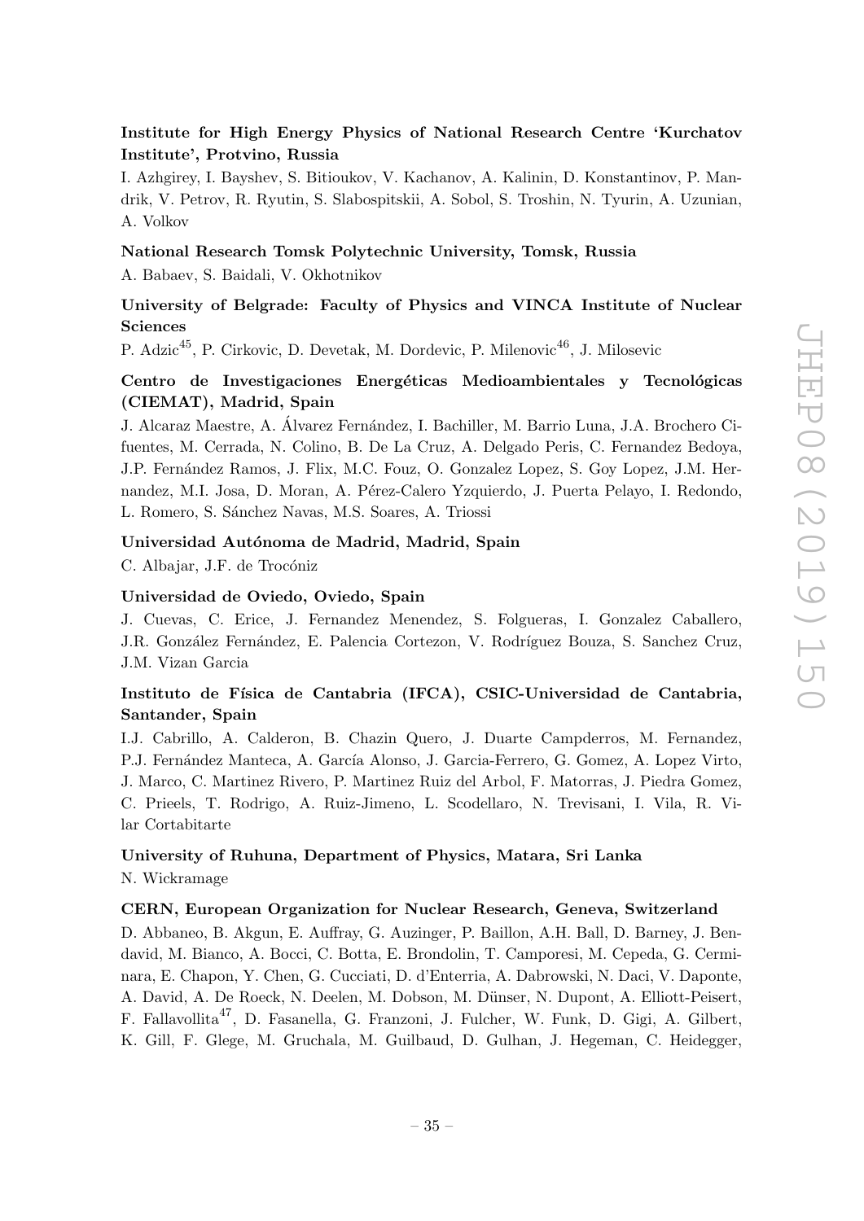**Institute for High Energy Physics of National Research Centre 'Kurchatov Institute', Protvino, Russia**

I. Azhgirey, I. Bayshev, S. Bitioukov, V. Kachanov, A. Kalinin, D. Konstantinov, P. Mandrik, V. Petrov, R. Ryutin, S. Slabospitskii, A. Sobol, S. Troshin, N. Tyurin, A. Uzunian, A. Volkov

**National Research Tomsk Polytechnic University, Tomsk, Russia**

A. Babaev, S. Baidali, V. Okhotnikov

**University of Belgrade: Faculty of Physics and VINCA Institute of Nuclear Sciences**

P. Adzic[45], P. Cirkovic, D. Devetak, M. Dordevic, P. Milenovic[46], J. Milosevic

**Centro de Investigaciones Energéticas Medioambientales y Tecnológicas (CIEMAT), Madrid, Spain**

J. Alcaraz Maestre, A. Álvarez Fernández, I. Bachiller, M. Barrio Luna, J.A. Brochero Cifuentes, M. Cerrada, N. Colino, B. De La Cruz, A. Delgado Peris, C. Fernandez Bedoya, J.P. Fernández Ramos, J. Flix, M.C. Fouz, O. Gonzalez Lopez, S. Goy Lopez, J.M. Hernandez, M.I. Josa, D. Moran, A. Pérez-Calero Yzquierdo, J. Puerta Pelayo, I. Redondo, L. Romero, S. Sánchez Navas, M.S. Soares, A. Triossi

**Universidad Autónoma de Madrid, Madrid, Spain**

C. Albajar, J.F. de Trocóniz

**Universidad de Oviedo, Oviedo, Spain**

J. Cuevas, C. Erice, J. Fernandez Menendez, S. Folgueras, I. Gonzalez Caballero, J.R. González Fernández, E. Palencia Cortezon, V. Rodríguez Bouza, S. Sanchez Cruz, J.M. Vizan Garcia

**Instituto de Física de Cantabria (IFCA), CSIC-Universidad de Cantabria, Santander, Spain**

I.J. Cabrillo, A. Calderon, B. Chazin Quero, J. Duarte Campderros, M. Fernandez, P.J. Fernández Manteca, A. García Alonso, J. Garcia-Ferrero, G. Gomez, A. Lopez Virto, J. Marco, C. Martinez Rivero, P. Martinez Ruiz del Arbol, F. Matorras, J. Piedra Gomez, C. Prieels, T. Rodrigo, A. Ruiz-Jimeno, L. Scodellaro, N. Trevisani, I. Vila, R. Vilar Cortabitarte

**University of Ruhuna, Department of Physics, Matara, Sri Lanka**

N. Wickramage

**CERN, European Organization for Nuclear Research, Geneva, Switzerland**

D. Abbaneo, B. Akgun, E. Auffray, G. Auzinger, P. Baillon, A.H. Ball, D. Barney, J. Bendavid, M. Bianco, A. Bocci, C. Botta, E. Brondolin, T. Camporesi, M. Cepeda, G. Cerminara, E. Chapon, Y. Chen, G. Cucciati, D. d'Enterria, A. Dabrowski, N. Daci, V. Daponte, A. David, A. De Roeck, N. Deelen, M. Dobson, M. Dünser, N. Dupont, A. Elliott-Peisert, F. Fallavollita[47], D. Fasanella, G. Franzoni, J. Fulcher, W. Funk, D. Gigi, A. Gilbert, K. Gill, F. Glege, M. Gruchala, M. Guilbaud, D. Gulhan, J. Hegeman, C. Heidegger,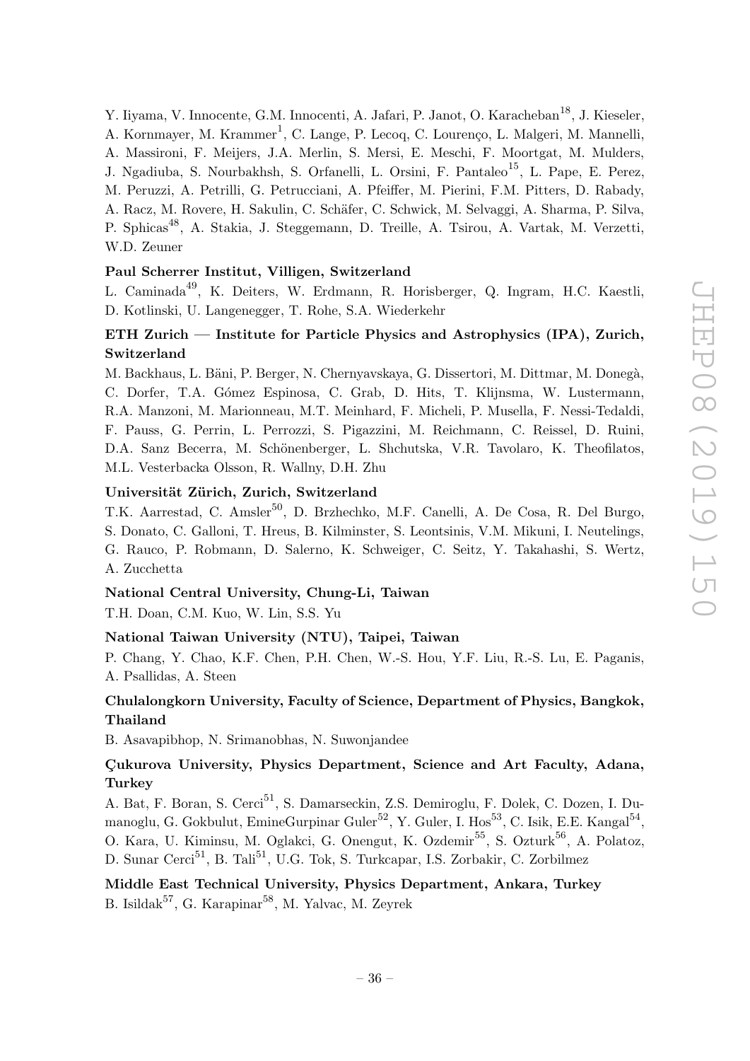Y. Iiyama, V. Innocente, G.M. Innocenti, A. Jafari, P. Janot, O. Karacheban[18], J. Kieseler, A. Kornmayer, M. Krammer[1], C. Lange, P. Lecoq, C. Lourenço, L. Malgeri, M. Mannelli, A. Massironi, F. Meijers, J.A. Merlin, S. Mersi, E. Meschi, F. Moortgat, M. Mulders, J. Ngadiuba, S. Nourbakhsh, S. Orfanelli, L. Orsini, F. Pantaleo[15], L. Pape, E. Perez, M. Peruzzi, A. Petrilli, G. Petrucciani, A. Pfeiffer, M. Pierini, F.M. Pitters, D. Rabady, A. Racz, M. Rovere, H. Sakulin, C. Schäfer, C. Schwick, M. Selvaggi, A. Sharma, P. Silva, P. Sphicas[48], A. Stakia, J. Steggemann, D. Treille, A. Tsirou, A. Vartak, M. Verzetti, W.D. Zeuner

**Paul Scherrer Institut, Villigen, Switzerland**

L. Caminada[49], K. Deiters, W. Erdmann, R. Horisberger, Q. Ingram, H.C. Kaestli, D. Kotlinski, U. Langenegger, T. Rohe, S.A. Wiederkehr

**ETH Zurich — Institute for Particle Physics and Astrophysics (IPA), Zurich, Switzerland**

M. Backhaus, L. Bäni, P. Berger, N. Chernyavskaya, G. Dissertori, M. Dittmar, M. Donegà, C. Dorfer, T.A. Gómez Espinosa, C. Grab, D. Hits, T. Klijnsma, W. Lustermann, R.A. Manzoni, M. Marionneau, M.T. Meinhard, F. Micheli, P. Musella, F. Nessi-Tedaldi, F. Pauss, G. Perrin, L. Perrozzi, S. Pigazzini, M. Reichmann, C. Reissel, D. Ruini, D.A. Sanz Becerra, M. Schönenberger, L. Shchutska, V.R. Tavolaro, K. Theofilatos, M.L. Vesterbacka Olsson, R. Wallny, D.H. Zhu

**Universität Zürich, Zurich, Switzerland**

T.K. Aarrestad, C. Amsler[50], D. Brzhechko, M.F. Canelli, A. De Cosa, R. Del Burgo, S. Donato, C. Galloni, T. Hreus, B. Kilminster, S. Leontsinis, V.M. Mikuni, I. Neutelings, G. Rauco, P. Robmann, D. Salerno, K. Schweiger, C. Seitz, Y. Takahashi, S. Wertz, A. Zucchetta

**National Central University, Chung-Li, Taiwan**

T.H. Doan, C.M. Kuo, W. Lin, S.S. Yu

**National Taiwan University (NTU), Taipei, Taiwan**

P. Chang, Y. Chao, K.F. Chen, P.H. Chen, W.-S. Hou, Y.F. Liu, R.-S. Lu, E. Paganis, A. Psallidas, A. Steen

**Chulalongkorn University, Faculty of Science, Department of Physics, Bangkok, Thailand**

B. Asavapibhop, N. Srimanobhas, N. Suwonjandee

**Çukurova University, Physics Department, Science and Art Faculty, Adana, Turkey**

A. Bat, F. Boran, S. Cerci[51], S. Damarseckin, Z.S. Demiroglu, F. Dolek, C. Dozen, I. Dumanoglu, G. Gokbulut, EmineGurpinar Guler[52], Y. Guler, I. Hos[53], C. Isik, E.E. Kangal[54], O. Kara, U. Kiminsu, M. Oglakci, G. Onengut, K. Ozdemir[55], S. Ozturk[56], A. Polatoz, D. Sunar Cerci[51], B. Tali[51], U.G. Tok, S. Turkcapar, I.S. Zorbakir, C. Zorbilmez

**Middle East Technical University, Physics Department, Ankara, Turkey**

B. Isildak[57], G. Karapinar[58], M. Yalvac, M. Zeyrek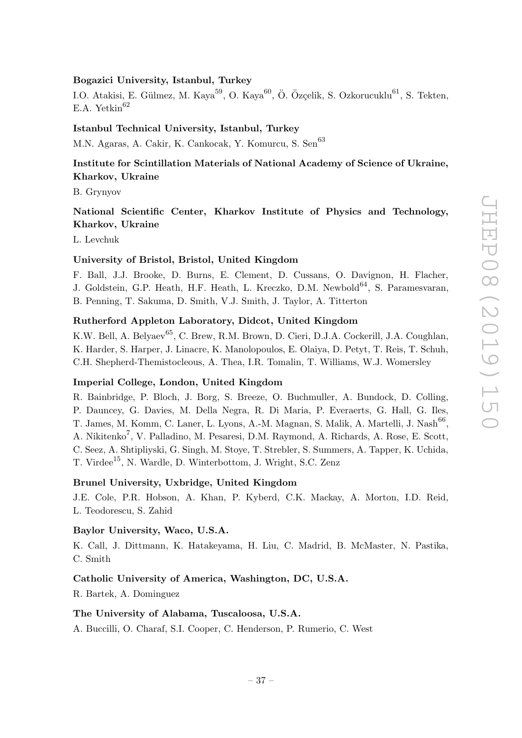**Bogazici University, Istanbul, Turkey**

I.O. Atakisi, E. Gülmez, M. Kaya[59], O. Kaya[60], Ö. Özçelik, S. Ozkorucuklu[61], S. Tekten, E.A. Yetkin[62]

**Istanbul Technical University, Istanbul, Turkey**

M.N. Agaras, A. Cakir, K. Cankocak, Y. Komurcu, S. Sen[63]

**Institute for Scintillation Materials of National Academy of Science of Ukraine, Kharkov, Ukraine**

B. Grynyov

**National Scientific Center, Kharkov Institute of Physics and Technology, Kharkov, Ukraine**

L. Levchuk

**University of Bristol, Bristol, United Kingdom**

F. Ball, J.J. Brooke, D. Burns, E. Clement, D. Cussans, O. Davignon, H. Flacher, J. Goldstein, G.P. Heath, H.F. Heath, L. Kreczko, D.M. Newbold[64], S. Paramesvaran, B. Penning, T. Sakuma, D. Smith, V.J. Smith, J. Taylor, A. Titterton

**Rutherford Appleton Laboratory, Didcot, United Kingdom**

K.W. Bell, A. Belyaev[65], C. Brew, R.M. Brown, D. Cieri, D.J.A. Cockerill, J.A. Coughlan, K. Harder, S. Harper, J. Linacre, K. Manolopoulos, E. Olaiya, D. Petyt, T. Reis, T. Schuh, C.H. Shepherd-Themistocleous, A. Thea, I.R. Tomalin, T. Williams, W.J. Womersley

**Imperial College, London, United Kingdom**

R. Bainbridge, P. Bloch, J. Borg, S. Breeze, O. Buchmuller, A. Bundock, D. Colling, P. Dauncey, G. Davies, M. Della Negra, R. Di Maria, P. Everaerts, G. Hall, G. Iles, T. James, M. Komm, C. Laner, L. Lyons, A.-M. Magnan, S. Malik, A. Martelli, J. Nash[66], A. Nikitenko[7], V. Palladino, M. Pesaresi, D.M. Raymond, A. Richards, A. Rose, E. Scott, C. Seez, A. Shtipliyski, G. Singh, M. Stoye, T. Strebler, S. Summers, A. Tapper, K. Uchida, T. Virdee[15], N. Wardle, D. Winterbottom, J. Wright, S.C. Zenz

**Brunel University, Uxbridge, United Kingdom**

J.E. Cole, P.R. Hobson, A. Khan, P. Kyberd, C.K. Mackay, A. Morton, I.D. Reid, L. Teodorescu, S. Zahid

**Baylor University, Waco, U.S.A.**

K. Call, J. Dittmann, K. Hatakeyama, H. Liu, C. Madrid, B. McMaster, N. Pastika, C. Smith

**Catholic University of America, Washington, DC, U.S.A.**

R. Bartek, A. Dominguez

**The University of Alabama, Tuscaloosa, U.S.A.**

A. Buccilli, O. Charaf, S.I. Cooper, C. Henderson, P. Rumerio, C. West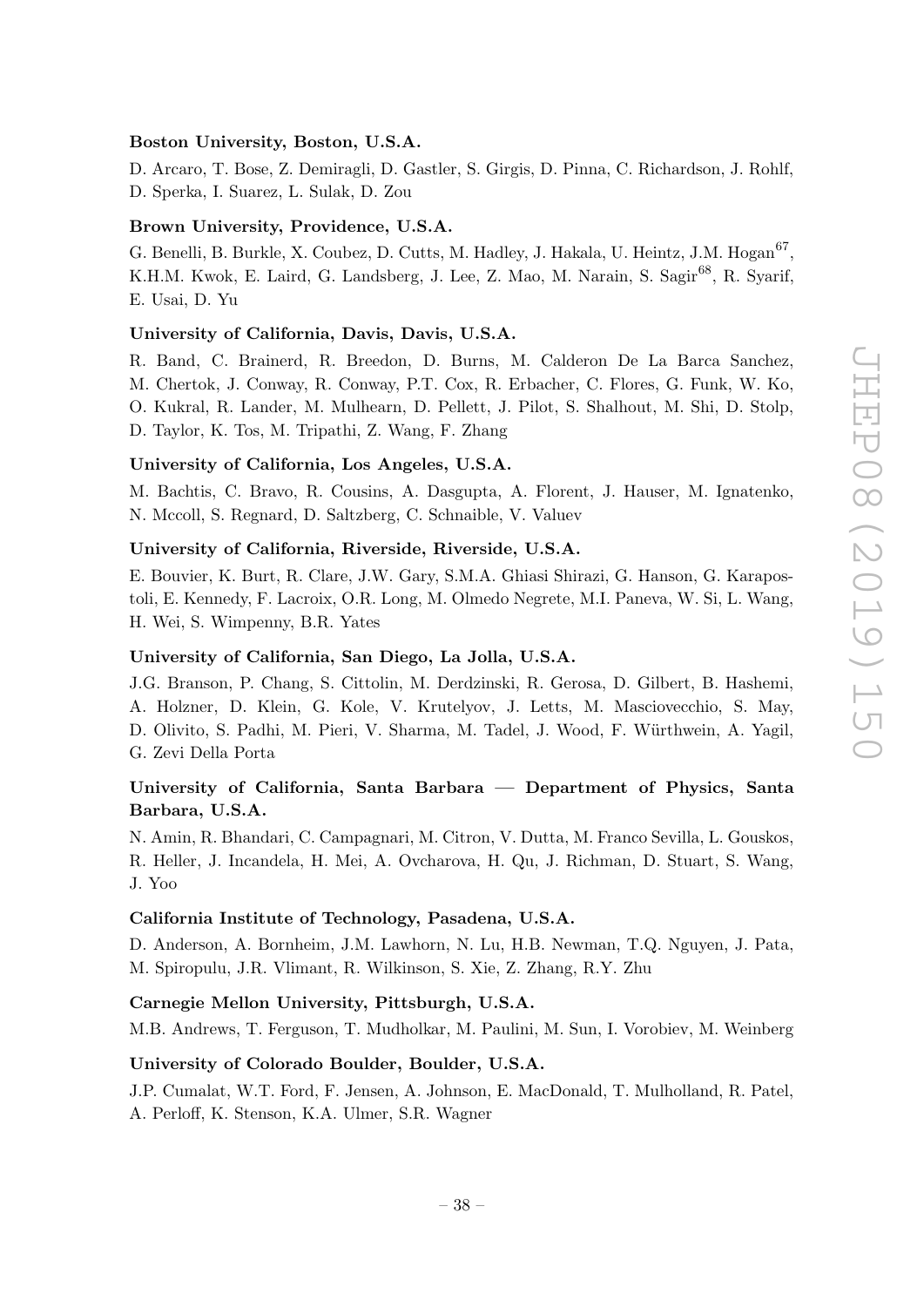**Boston University, Boston, U.S.A.**

D. Arcaro, T. Bose, Z. Demiragli, D. Gastler, S. Girgis, D. Pinna, C. Richardson, J. Rohlf, D. Sperka, I. Suarez, L. Sulak, D. Zou

**Brown University, Providence, U.S.A.**

G. Benelli, B. Burkle, X. Coubez, D. Cutts, M. Hadley, J. Hakala, U. Heintz, J.M. Hogan[67], K.H.M. Kwok, E. Laird, G. Landsberg, J. Lee, Z. Mao, M. Narain, S. Sagir[68], R. Syarif, E. Usai, D. Yu

**University of California, Davis, Davis, U.S.A.**

R. Band, C. Brainerd, R. Breedon, D. Burns, M. Calderon De La Barca Sanchez, M. Chertok, J. Conway, R. Conway, P.T. Cox, R. Erbacher, C. Flores, G. Funk, W. Ko, O. Kukral, R. Lander, M. Mulhearn, D. Pellett, J. Pilot, S. Shalhout, M. Shi, D. Stolp, D. Taylor, K. Tos, M. Tripathi, Z. Wang, F. Zhang

**University of California, Los Angeles, U.S.A.**

M. Bachtis, C. Bravo, R. Cousins, A. Dasgupta, A. Florent, J. Hauser, M. Ignatenko, N. Mccoll, S. Regnard, D. Saltzberg, C. Schnaible, V. Valuev

**University of California, Riverside, Riverside, U.S.A.**

E. Bouvier, K. Burt, R. Clare, J.W. Gary, S.M.A. Ghiasi Shirazi, G. Hanson, G. Karapostoli, E. Kennedy, F. Lacroix, O.R. Long, M. Olmedo Negrete, M.I. Paneva, W. Si, L. Wang, H. Wei, S. Wimpenny, B.R. Yates

**University of California, San Diego, La Jolla, U.S.A.**

J.G. Branson, P. Chang, S. Cittolin, M. Derdzinski, R. Gerosa, D. Gilbert, B. Hashemi, A. Holzner, D. Klein, G. Kole, V. Krutelyov, J. Letts, M. Masciovecchio, S. May, D. Olivito, S. Padhi, M. Pieri, V. Sharma, M. Tadel, J. Wood, F. Würthwein, A. Yagil, G. Zevi Della Porta

**University of California, Santa Barbara — Department of Physics, Santa Barbara, U.S.A.**

N. Amin, R. Bhandari, C. Campagnari, M. Citron, V. Dutta, M. Franco Sevilla, L. Gouskos, R. Heller, J. Incandela, H. Mei, A. Ovcharova, H. Qu, J. Richman, D. Stuart, S. Wang, J. Yoo

**California Institute of Technology, Pasadena, U.S.A.**

D. Anderson, A. Bornheim, J.M. Lawhorn, N. Lu, H.B. Newman, T.Q. Nguyen, J. Pata, M. Spiropulu, J.R. Vlimant, R. Wilkinson, S. Xie, Z. Zhang, R.Y. Zhu

**Carnegie Mellon University, Pittsburgh, U.S.A.**

M.B. Andrews, T. Ferguson, T. Mudholkar, M. Paulini, M. Sun, I. Vorobiev, M. Weinberg

**University of Colorado Boulder, Boulder, U.S.A.**

J.P. Cumalat, W.T. Ford, F. Jensen, A. Johnson, E. MacDonald, T. Mulholland, R. Patel, A. Perloff, K. Stenson, K.A. Ulmer, S.R. Wagner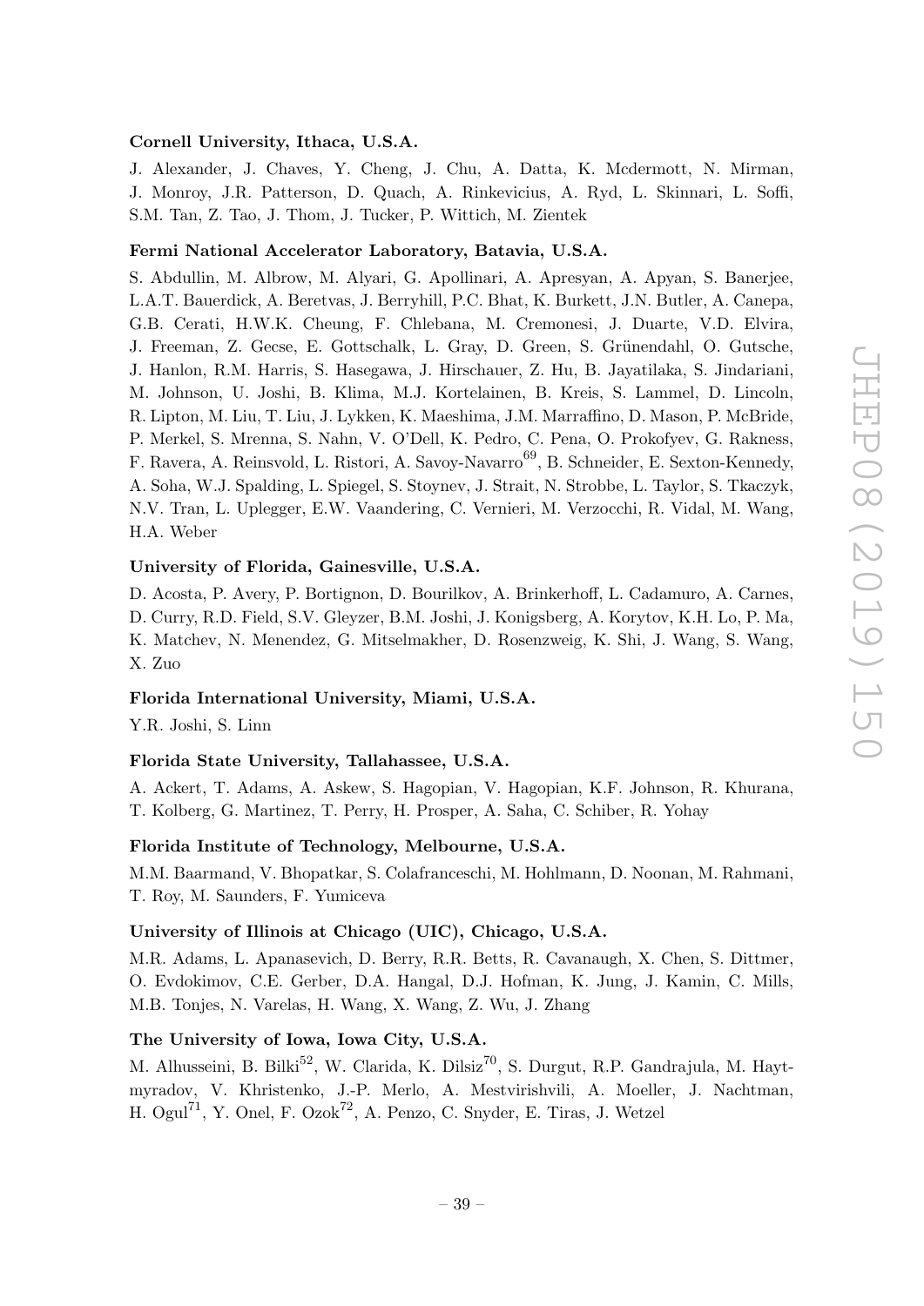**Cornell University, Ithaca, U.S.A.**

J. Alexander, J. Chaves, Y. Cheng, J. Chu, A. Datta, K. Mcdermott, N. Mirman, J. Monroy, J.R. Patterson, D. Quach, A. Rinkevicius, A. Ryd, L. Skinnari, L. Soffi, S.M. Tan, Z. Tao, J. Thom, J. Tucker, P. Wittich, M. Zientek

**Fermi National Accelerator Laboratory, Batavia, U.S.A.**

S. Abdullin, M. Albrow, M. Alyari, G. Apollinari, A. Apresyan, A. Apyan, S. Banerjee, L.A.T. Bauerdick, A. Beretvas, J. Berryhill, P.C. Bhat, K. Burkett, J.N. Butler, A. Canepa, G.B. Cerati, H.W.K. Cheung, F. Chlebana, M. Cremonesi, J. Duarte, V.D. Elvira, J. Freeman, Z. Gecse, E. Gottschalk, L. Gray, D. Green, S. Grünendahl, O. Gutsche, J. Hanlon, R.M. Harris, S. Hasegawa, J. Hirschauer, Z. Hu, B. Jayatilaka, S. Jindariani, M. Johnson, U. Joshi, B. Klima, M.J. Kortelainen, B. Kreis, S. Lammel, D. Lincoln, R. Lipton, M. Liu, T. Liu, J. Lykken, K. Maeshima, J.M. Marraffino, D. Mason, P. McBride, P. Merkel, S. Mrenna, S. Nahn, V. O'Dell, K. Pedro, C. Pena, O. Prokofyev, G. Rakness, F. Ravera, A. Reinsvold, L. Ristori, A. Savoy-Navarro[69], B. Schneider, E. Sexton-Kennedy, A. Soha, W.J. Spalding, L. Spiegel, S. Stoynev, J. Strait, N. Strobbe, L. Taylor, S. Tkaczyk, N.V. Tran, L. Uplegger, E.W. Vaandering, C. Vernieri, M. Verzocchi, R. Vidal, M. Wang, H.A. Weber

**University of Florida, Gainesville, U.S.A.**

D. Acosta, P. Avery, P. Bortignon, D. Bourilkov, A. Brinkerhoff, L. Cadamuro, A. Carnes, D. Curry, R.D. Field, S.V. Gleyzer, B.M. Joshi, J. Konigsberg, A. Korytov, K.H. Lo, P. Ma, K. Matchev, N. Menendez, G. Mitselmakher, D. Rosenzweig, K. Shi, J. Wang, S. Wang, X. Zuo

**Florida International University, Miami, U.S.A.**

Y.R. Joshi, S. Linn

**Florida State University, Tallahassee, U.S.A.**

A. Ackert, T. Adams, A. Askew, S. Hagopian, V. Hagopian, K.F. Johnson, R. Khurana, T. Kolberg, G. Martinez, T. Perry, H. Prosper, A. Saha, C. Schiber, R. Yohay

**Florida Institute of Technology, Melbourne, U.S.A.**

M.M. Baarmand, V. Bhopatkar, S. Colafranceschi, M. Hohlmann, D. Noonan, M. Rahmani, T. Roy, M. Saunders, F. Yumiceva

**University of Illinois at Chicago (UIC), Chicago, U.S.A.**

M.R. Adams, L. Apanasevich, D. Berry, R.R. Betts, R. Cavanaugh, X. Chen, S. Dittmer, O. Evdokimov, C.E. Gerber, D.A. Hangal, D.J. Hofman, K. Jung, J. Kamin, C. Mills, M.B. Tonjes, N. Varelas, H. Wang, X. Wang, Z. Wu, J. Zhang

**The University of Iowa, Iowa City, U.S.A.**

M. Alhusseini, B. Bilki[52], W. Clarida, K. Dilsiz[70], S. Durgut, R.P. Gandrajula, M. Haytmyradov, V. Khristenko, J.-P. Merlo, A. Mestvirishvili, A. Moeller, J. Nachtman, H. Ogul[71], Y. Onel, F. Ozok[72], A. Penzo, C. Snyder, E. Tiras, J. Wetzel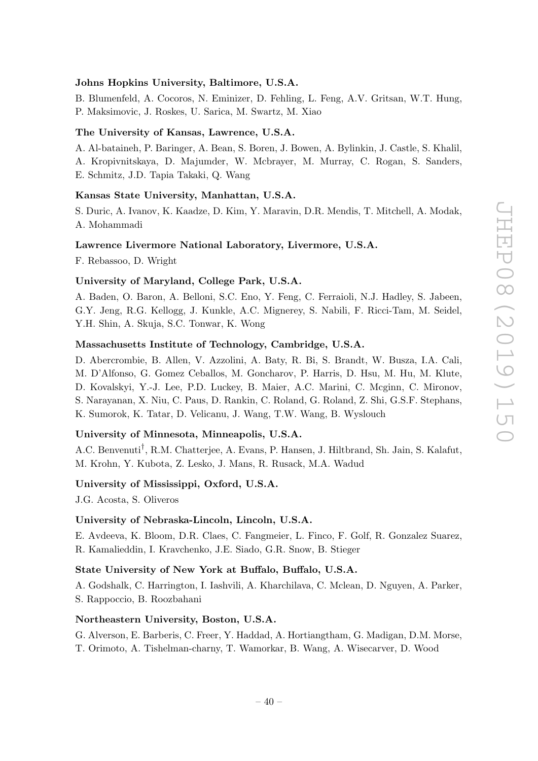**Johns Hopkins University, Baltimore, U.S.A.**

B. Blumenfeld, A. Cocoros, N. Eminizer, D. Fehling, L. Feng, A.V. Gritsan, W.T. Hung, P. Maksimovic, J. Roskes, U. Sarica, M. Swartz, M. Xiao

**The University of Kansas, Lawrence, U.S.A.**

A. Al-bataineh, P. Baringer, A. Bean, S. Boren, J. Bowen, A. Bylinkin, J. Castle, S. Khalil, A. Kropivnitskaya, D. Majumder, W. Mcbrayer, M. Murray, C. Rogan, S. Sanders, E. Schmitz, J.D. Tapia Takaki, Q. Wang

**Kansas State University, Manhattan, U.S.A.**

S. Duric, A. Ivanov, K. Kaadze, D. Kim, Y. Maravin, D.R. Mendis, T. Mitchell, A. Modak, A. Mohammadi

**Lawrence Livermore National Laboratory, Livermore, U.S.A.**

F. Rebassoo, D. Wright

**University of Maryland, College Park, U.S.A.**

A. Baden, O. Baron, A. Belloni, S.C. Eno, Y. Feng, C. Ferraioli, N.J. Hadley, S. Jabeen, G.Y. Jeng, R.G. Kellogg, J. Kunkle, A.C. Mignerey, S. Nabili, F. Ricci-Tam, M. Seidel, Y.H. Shin, A. Skuja, S.C. Tonwar, K. Wong

**Massachusetts Institute of Technology, Cambridge, U.S.A.**

D. Abercrombie, B. Allen, V. Azzolini, A. Baty, R. Bi, S. Brandt, W. Busza, I.A. Cali, M. D'Alfonso, G. Gomez Ceballos, M. Goncharov, P. Harris, D. Hsu, M. Hu, M. Klute, D. Kovalskyi, Y.-J. Lee, P.D. Luckey, B. Maier, A.C. Marini, C. Mcginn, C. Mironov, S. Narayanan, X. Niu, C. Paus, D. Rankin, C. Roland, G. Roland, Z. Shi, G.S.F. Stephans, K. Sumorok, K. Tatar, D. Velicanu, J. Wang, T.W. Wang, B. Wyslouch

**University of Minnesota, Minneapolis, U.S.A.**

A.C. Benvenuti[†], R.M. Chatterjee, A. Evans, P. Hansen, J. Hiltbrand, Sh. Jain, S. Kalafut, M. Krohn, Y. Kubota, Z. Lesko, J. Mans, R. Rusack, M.A. Wadud

**University of Mississippi, Oxford, U.S.A.**

J.G. Acosta, S. Oliveros

**University of Nebraska-Lincoln, Lincoln, U.S.A.**

E. Avdeeva, K. Bloom, D.R. Claes, C. Fangmeier, L. Finco, F. Golf, R. Gonzalez Suarez, R. Kamalieddin, I. Kravchenko, J.E. Siado, G.R. Snow, B. Stieger

**State University of New York at Buffalo, Buffalo, U.S.A.**

A. Godshalk, C. Harrington, I. Iashvili, A. Kharchilava, C. Mclean, D. Nguyen, A. Parker, S. Rappoccio, B. Roozbahani

**Northeastern University, Boston, U.S.A.**

G. Alverson, E. Barberis, C. Freer, Y. Haddad, A. Hortiangtham, G. Madigan, D.M. Morse, T. Orimoto, A. Tishelman-charny, T. Wamorkar, B. Wang, A. Wisecarver, D. Wood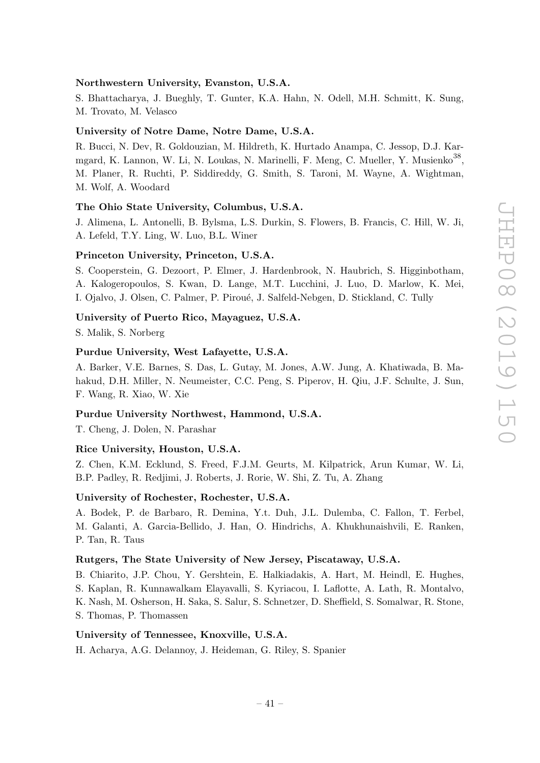**Northwestern University, Evanston, U.S.A.**

S. Bhattacharya, J. Bueghly, T. Gunter, K.A. Hahn, N. Odell, M.H. Schmitt, K. Sung, M. Trovato, M. Velasco

**University of Notre Dame, Notre Dame, U.S.A.**

R. Bucci, N. Dev, R. Goldouzian, M. Hildreth, K. Hurtado Anampa, C. Jessop, D.J. Karmgard, K. Lannon, W. Li, N. Loukas, N. Marinelli, F. Meng, C. Mueller, Y. Musienko[38], M. Planer, R. Ruchti, P. Siddireddy, G. Smith, S. Taroni, M. Wayne, A. Wightman, M. Wolf, A. Woodard

**The Ohio State University, Columbus, U.S.A.**

J. Alimena, L. Antonelli, B. Bylsma, L.S. Durkin, S. Flowers, B. Francis, C. Hill, W. Ji, A. Lefeld, T.Y. Ling, W. Luo, B.L. Winer

**Princeton University, Princeton, U.S.A.**

S. Cooperstein, G. Dezoort, P. Elmer, J. Hardenbrook, N. Haubrich, S. Higginbotham, A. Kalogeropoulos, S. Kwan, D. Lange, M.T. Lucchini, J. Luo, D. Marlow, K. Mei, I. Ojalvo, J. Olsen, C. Palmer, P. Piroué, J. Salfeld-Nebgen, D. Stickland, C. Tully

**University of Puerto Rico, Mayaguez, U.S.A.**

S. Malik, S. Norberg

**Purdue University, West Lafayette, U.S.A.**

A. Barker, V.E. Barnes, S. Das, L. Gutay, M. Jones, A.W. Jung, A. Khatiwada, B. Mahakud, D.H. Miller, N. Neumeister, C.C. Peng, S. Piperov, H. Qiu, J.F. Schulte, J. Sun, F. Wang, R. Xiao, W. Xie

**Purdue University Northwest, Hammond, U.S.A.**

T. Cheng, J. Dolen, N. Parashar

**Rice University, Houston, U.S.A.**

Z. Chen, K.M. Ecklund, S. Freed, F.J.M. Geurts, M. Kilpatrick, Arun Kumar, W. Li, B.P. Padley, R. Redjimi, J. Roberts, J. Rorie, W. Shi, Z. Tu, A. Zhang

**University of Rochester, Rochester, U.S.A.**

A. Bodek, P. de Barbaro, R. Demina, Y.t. Duh, J.L. Dulemba, C. Fallon, T. Ferbel, M. Galanti, A. Garcia-Bellido, J. Han, O. Hindrichs, A. Khukhunaishvili, E. Ranken, P. Tan, R. Taus

**Rutgers, The State University of New Jersey, Piscataway, U.S.A.**

B. Chiarito, J.P. Chou, Y. Gershtein, E. Halkiadakis, A. Hart, M. Heindl, E. Hughes, S. Kaplan, R. Kunnawalkam Elayavalli, S. Kyriacou, I. Laflotte, A. Lath, R. Montalvo, K. Nash, M. Osherson, H. Saka, S. Salur, S. Schnetzer, D. Sheffield, S. Somalwar, R. Stone, S. Thomas, P. Thomassen

**University of Tennessee, Knoxville, U.S.A.**

H. Acharya, A.G. Delannoy, J. Heideman, G. Riley, S. Spanier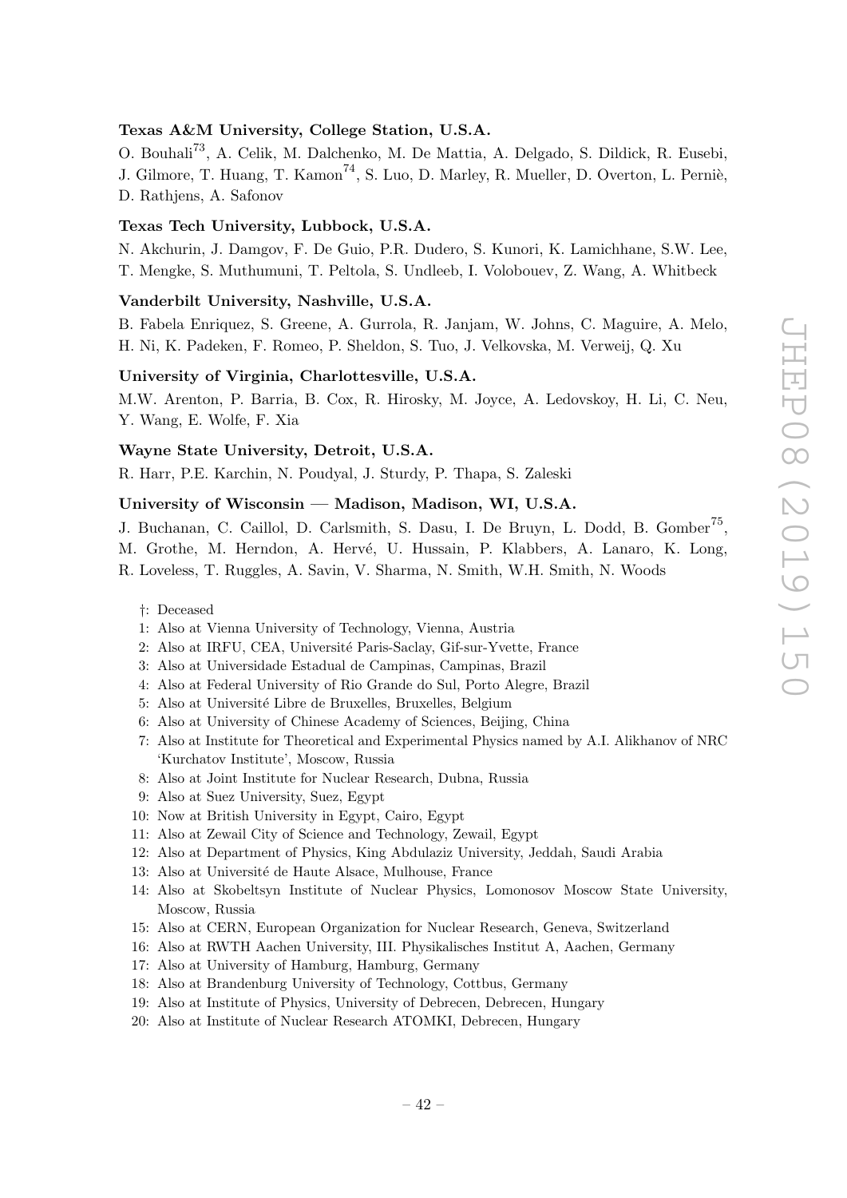**Texas A&M University, College Station, U.S.A.**

O. Bouhali[73], A. Celik, M. Dalchenko, M. De Mattia, A. Delgado, S. Dildick, R. Eusebi, J. Gilmore, T. Huang, T. Kamon[74], S. Luo, D. Marley, R. Mueller, D. Overton, L. Perniè, D. Rathjens, A. Safonov

**Texas Tech University, Lubbock, U.S.A.**

N. Akchurin, J. Damgov, F. De Guio, P.R. Dudero, S. Kunori, K. Lamichhane, S.W. Lee, T. Mengke, S. Muthumuni, T. Peltola, S. Undleeb, I. Volobouev, Z. Wang, A. Whitbeck

**Vanderbilt University, Nashville, U.S.A.**

B. Fabela Enriquez, S. Greene, A. Gurrola, R. Janjam, W. Johns, C. Maguire, A. Melo, H. Ni, K. Padeken, F. Romeo, P. Sheldon, S. Tuo, J. Velkovska, M. Verweij, Q. Xu

**University of Virginia, Charlottesville, U.S.A.**

M.W. Arenton, P. Barria, B. Cox, R. Hirosky, M. Joyce, A. Ledovskoy, H. Li, C. Neu, Y. Wang, E. Wolfe, F. Xia

**Wayne State University, Detroit, U.S.A.**

R. Harr, P.E. Karchin, N. Poudyal, J. Sturdy, P. Thapa, S. Zaleski

**University of Wisconsin — Madison, Madison, WI, U.S.A.**

J. Buchanan, C. Caillol, D. Carlsmith, S. Dasu, I. De Bruyn, L. Dodd, B. Gomber[75], M. Grothe, M. Herndon, A. Hervé, U. Hussain, P. Klabbers, A. Lanaro, K. Long, R. Loveless, T. Ruggles, A. Savin, V. Sharma, N. Smith, W.H. Smith, N. Woods

†: Deceased
1: Also at Vienna University of Technology, Vienna, Austria
2: Also at IRFU, CEA, Université Paris-Saclay, Gif-sur-Yvette, France
3: Also at Universidade Estadual de Campinas, Campinas, Brazil
4: Also at Federal University of Rio Grande do Sul, Porto Alegre, Brazil
5: Also at Université Libre de Bruxelles, Bruxelles, Belgium
6: Also at University of Chinese Academy of Sciences, Beijing, China
7: Also at Institute for Theoretical and Experimental Physics named by A.I. Alikhanov of NRC 'Kurchatov Institute', Moscow, Russia
8: Also at Joint Institute for Nuclear Research, Dubna, Russia
9: Also at Suez University, Suez, Egypt
10: Now at British University in Egypt, Cairo, Egypt
11: Also at Zewail City of Science and Technology, Zewail, Egypt
12: Also at Department of Physics, King Abdulaziz University, Jeddah, Saudi Arabia
13: Also at Université de Haute Alsace, Mulhouse, France
14: Also at Skobeltsyn Institute of Nuclear Physics, Lomonosov Moscow State University, Moscow, Russia
15: Also at CERN, European Organization for Nuclear Research, Geneva, Switzerland
16: Also at RWTH Aachen University, III. Physikalisches Institut A, Aachen, Germany
17: Also at University of Hamburg, Hamburg, Germany
18: Also at Brandenburg University of Technology, Cottbus, Germany
19: Also at Institute of Physics, University of Debrecen, Debrecen, Hungary
20: Also at Institute of Nuclear Research ATOMKI, Debrecen, Hungary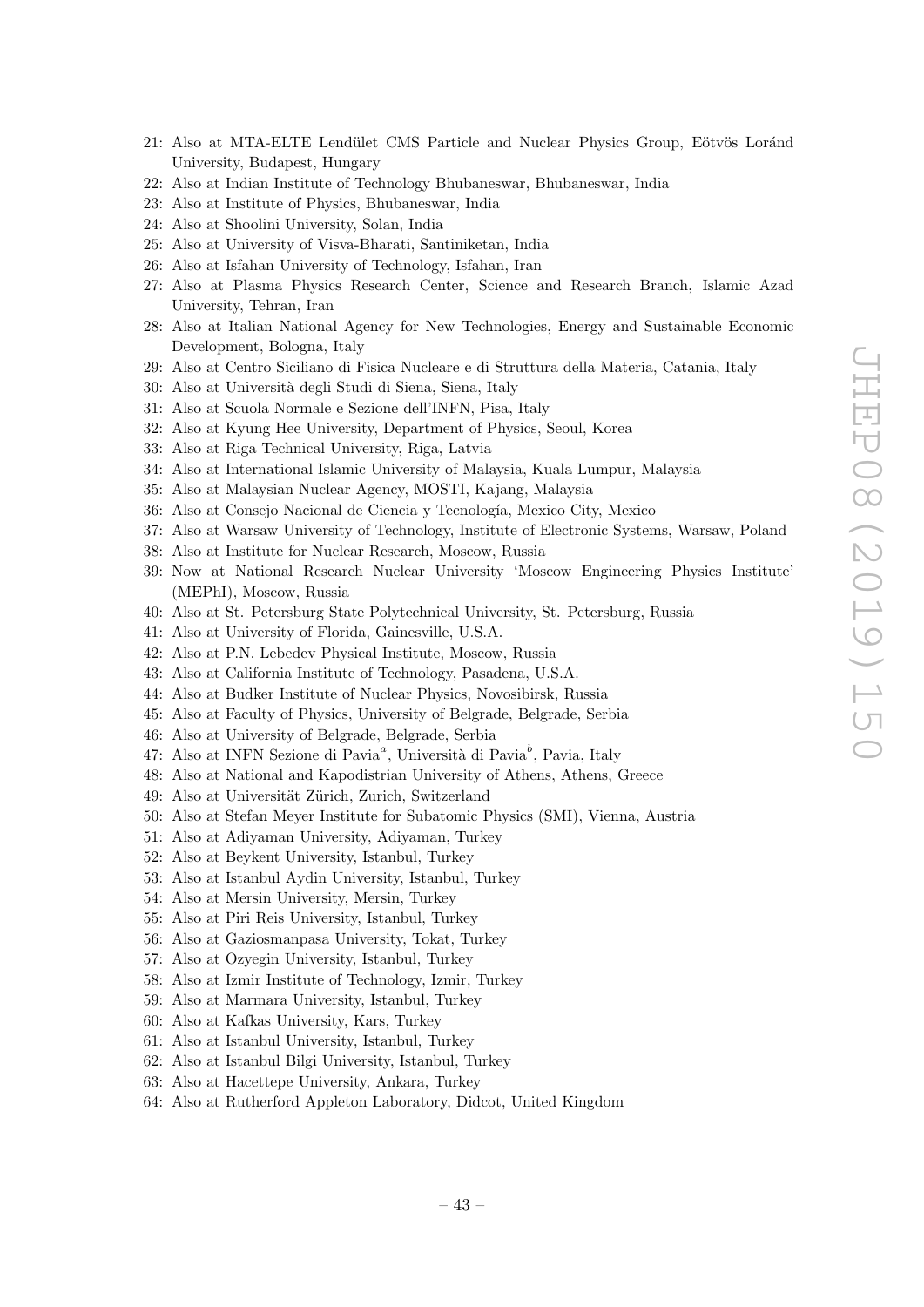21: Also at MTA-ELTE Lendület CMS Particle and Nuclear Physics Group, Eötvös Loránd University, Budapest, Hungary

22: Also at Indian Institute of Technology Bhubaneswar, Bhubaneswar, India

23: Also at Institute of Physics, Bhubaneswar, India

24: Also at Shoolini University, Solan, India

25: Also at University of Visva-Bharati, Santiniketan, India

26: Also at Isfahan University of Technology, Isfahan, Iran

27: Also at Plasma Physics Research Center, Science and Research Branch, Islamic Azad University, Tehran, Iran

28: Also at Italian National Agency for New Technologies, Energy and Sustainable Economic Development, Bologna, Italy

29: Also at Centro Siciliano di Fisica Nucleare e di Struttura della Materia, Catania, Italy

30: Also at Università degli Studi di Siena, Siena, Italy

31: Also at Scuola Normale e Sezione dell'INFN, Pisa, Italy

32: Also at Kyung Hee University, Department of Physics, Seoul, Korea

33: Also at Riga Technical University, Riga, Latvia

34: Also at International Islamic University of Malaysia, Kuala Lumpur, Malaysia

35: Also at Malaysian Nuclear Agency, MOSTI, Kajang, Malaysia

36: Also at Consejo Nacional de Ciencia y Tecnología, Mexico City, Mexico

37: Also at Warsaw University of Technology, Institute of Electronic Systems, Warsaw, Poland

38: Also at Institute for Nuclear Research, Moscow, Russia

39: Now at National Research Nuclear University 'Moscow Engineering Physics Institute' (MEPhI), Moscow, Russia

40: Also at St. Petersburg State Polytechnical University, St. Petersburg, Russia

41: Also at University of Florida, Gainesville, U.S.A.

42: Also at P.N. Lebedev Physical Institute, Moscow, Russia

43: Also at California Institute of Technology, Pasadena, U.S.A.

44: Also at Budker Institute of Nuclear Physics, Novosibirsk, Russia

45: Also at Faculty of Physics, University of Belgrade, Belgrade, Serbia

46: Also at University of Belgrade, Belgrade, Serbia

47: Also at INFN Sezione di Pavia[a], Università di Pavia[b], Pavia, Italy

48: Also at National and Kapodistrian University of Athens, Athens, Greece

49: Also at Universität Zürich, Zurich, Switzerland

50: Also at Stefan Meyer Institute for Subatomic Physics (SMI), Vienna, Austria

51: Also at Adiyaman University, Adiyaman, Turkey

52: Also at Beykent University, Istanbul, Turkey

53: Also at Istanbul Aydin University, Istanbul, Turkey

54: Also at Mersin University, Mersin, Turkey

55: Also at Piri Reis University, Istanbul, Turkey

56: Also at Gaziosmanpasa University, Tokat, Turkey

57: Also at Ozyegin University, Istanbul, Turkey

58: Also at Izmir Institute of Technology, Izmir, Turkey

59: Also at Marmara University, Istanbul, Turkey

60: Also at Kafkas University, Kars, Turkey

61: Also at Istanbul University, Istanbul, Turkey

62: Also at Istanbul Bilgi University, Istanbul, Turkey

63: Also at Hacettepe University, Ankara, Turkey

64: Also at Rutherford Appleton Laboratory, Didcot, United Kingdom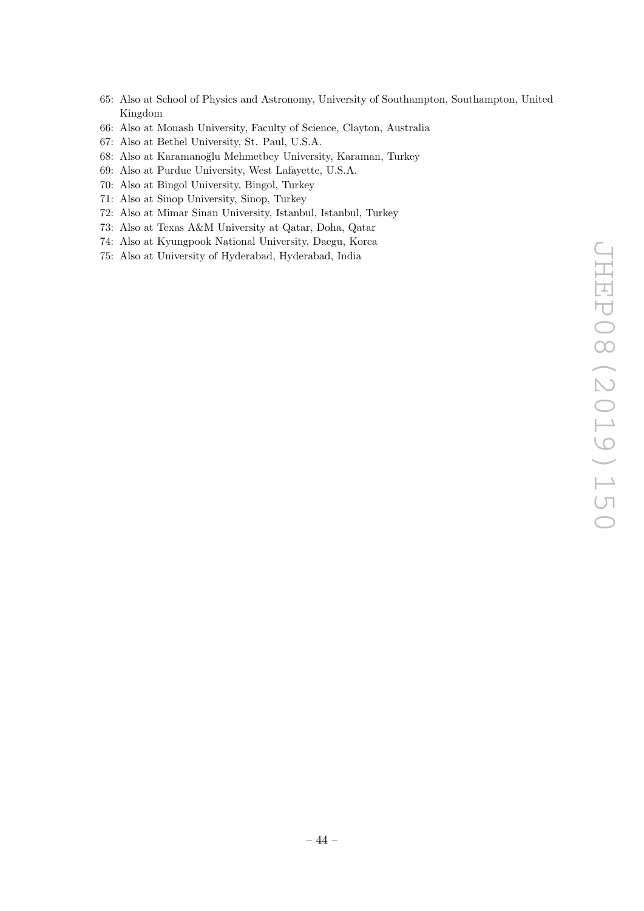65: Also at School of Physics and Astronomy, University of Southampton, Southampton, United Kingdom

66: Also at Monash University, Faculty of Science, Clayton, Australia

67: Also at Bethel University, St. Paul, U.S.A.

68: Also at Karamanoğlu Mehmetbey University, Karaman, Turkey

69: Also at Purdue University, West Lafayette, U.S.A.

70: Also at Bingol University, Bingol, Turkey

71: Also at Sinop University, Sinop, Turkey

72: Also at Mimar Sinan University, Istanbul, Istanbul, Turkey

73: Also at Texas A&M University at Qatar, Doha, Qatar

74: Also at Kyungpook National University, Daegu, Korea

75: Also at University of Hyderabad, Hyderabad, India